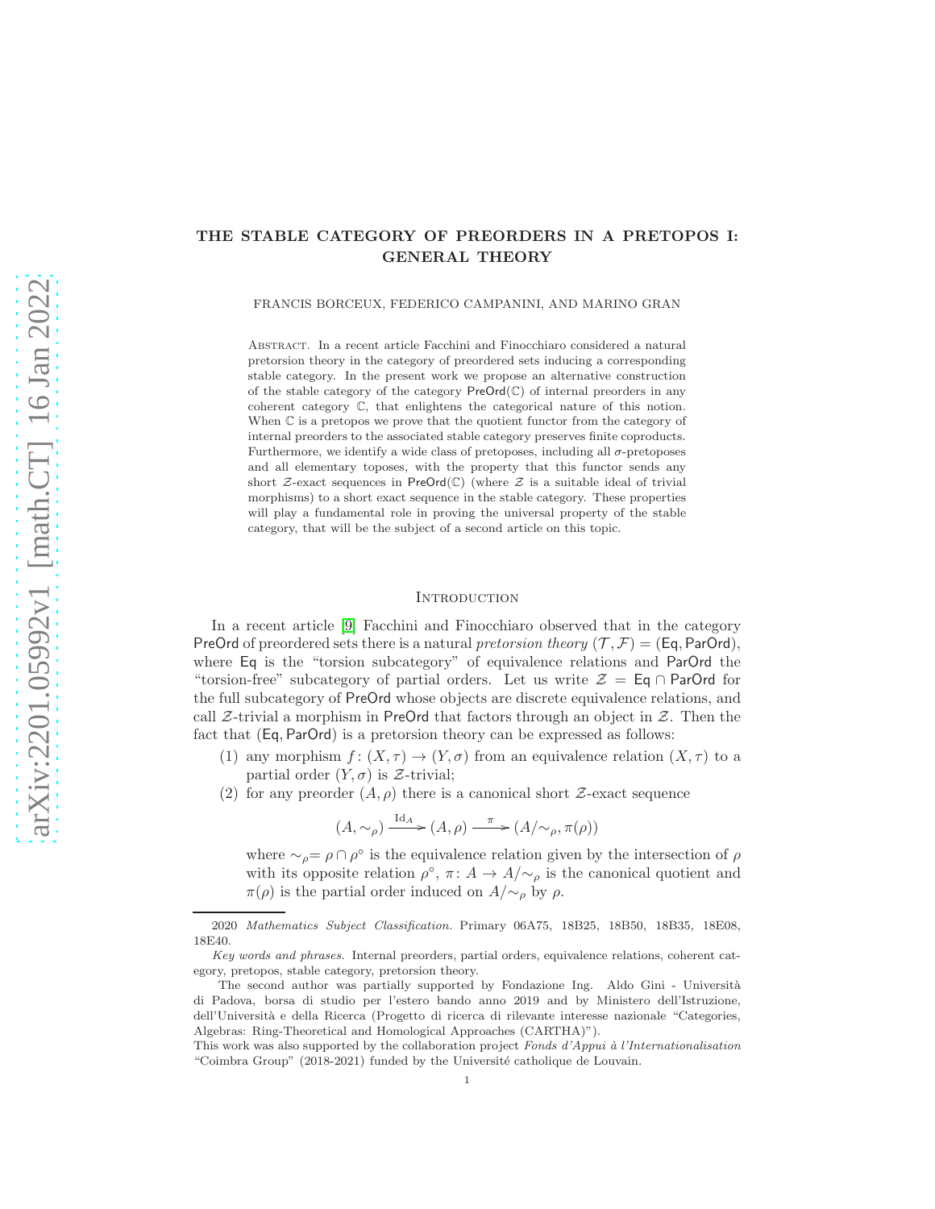# THE STABLE CATEGORY OF PREORDERS IN A PRETOPOS I: GENERAL THEORY

FRANCIS BORCEUX, FEDERICO CAMPANINI, AND MARINO GRAN

Abstract. In a recent article Facchini and Finocchiaro considered a natural pretorsion theory in the category of preordered sets inducing a corresponding stable category. In the present work we propose an alternative construction of the stable category of the category $\mathsf{PreOrd}(\mathbb{C})$ of internal preorders in any coherent category $\mathbb{C}$, that enlightens the categorical nature of this notion. When $\mathbb{C}$ is a pretopos we prove that the quotient functor from the category of internal preorders to the associated stable category preserves finite coproducts. Furthermore, we identify a wide class of pretoposes, including all $\sigma$-pretoposes and all elementary toposes, with the property that this functor sends any short $\mathcal{Z}$-exact sequences in $\mathsf{PreOrd}(\mathbb{C})$ (where $\mathcal{Z}$ is a suitable ideal of trivial morphisms) to a short exact sequence in the stable category. These properties will play a fundamental role in proving the universal property of the stable category, that will be the subject of a second article on this topic.

## Introduction

In a recent article [9] Facchini and Finocchiaro observed that in the category $\mathsf{PreOrd}$ of preordered sets there is a natural *pretorsion theory* $(\mathcal{T}, \mathcal{F}) = (\mathsf{Eq}, \mathsf{ParOrd})$, where $\mathsf{Eq}$ is the "torsion subcategory" of equivalence relations and $\mathsf{ParOrd}$ the "torsion-free" subcategory of partial orders. Let us write $\mathcal{Z} = \mathsf{Eq} \cap \mathsf{ParOrd}$ for the full subcategory of $\mathsf{PreOrd}$ whose objects are discrete equivalence relations, and call $\mathcal{Z}$-trivial a morphism in $\mathsf{PreOrd}$ that factors through an object in $\mathcal{Z}$. Then the fact that $(\mathsf{Eq}, \mathsf{ParOrd})$ is a pretorsion theory can be expressed as follows:

(1) any morphism $f: (X, \tau) \to (Y, \sigma)$ from an equivalence relation $(X, \tau)$ to a partial order $(Y, \sigma)$ is $\mathcal{Z}$-trivial;

(2) for any preorder $(A, \rho)$ there is a canonical short $\mathcal{Z}$-exact sequence

$$(A, \sim_\rho) \xrightarrow{\mathrm{Id}_A} (A, \rho) \xrightarrow{\pi} (A/\sim_\rho, \pi(\rho))$$

where $\sim_\rho = \rho \cap \rho^\circ$ is the equivalence relation given by the intersection of $\rho$ with its opposite relation $\rho^\circ$, $\pi: A \to A/\sim_\rho$ is the canonical quotient and $\pi(\rho)$ is the partial order induced on $A/\sim_\rho$ by $\rho$.

2020 *Mathematics Subject Classification.* Primary 06A75, 18B25, 18B50, 18B35, 18E08, 18E40.

*Key words and phrases.* Internal preorders, partial orders, equivalence relations, coherent category, pretopos, stable category, pretorsion theory.

The second author was partially supported by Fondazione Ing. Aldo Gini - Università di Padova, borsa di studio per l'estero bando anno 2019 and by Ministero dell'Istruzione, dell'Università e della Ricerca (Progetto di ricerca di rilevante interesse nazionale "Categories, Algebras: Ring-Theoretical and Homological Approaches (CARTHA)").

This work was also supported by the collaboration project *Fonds d'Appui à l'Internationalisation* "Coimbra Group" (2018-2021) funded by the Université catholique de Louvain.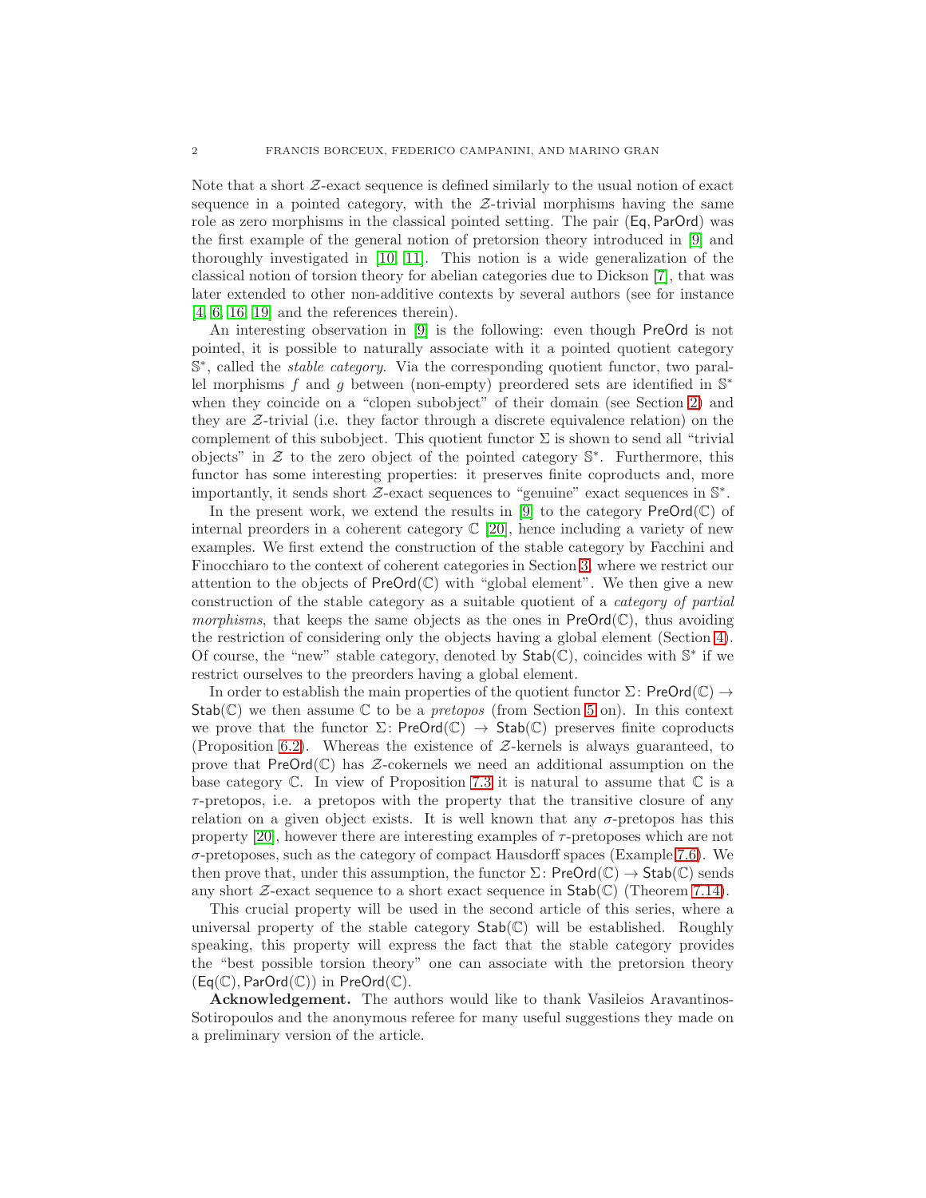Note that a short $\mathcal{Z}$-exact sequence is defined similarly to the usual notion of exact sequence in a pointed category, with the $\mathcal{Z}$-trivial morphisms having the same role as zero morphisms in the classical pointed setting. The pair $(\mathsf{Eq}, \mathsf{ParOrd})$ was the first example of the general notion of pretorsion theory introduced in [9] and thoroughly investigated in [10, 11]. This notion is a wide generalization of the classical notion of torsion theory for abelian categories due to Dickson [7], that was later extended to other non-additive contexts by several authors (see for instance [4, 6, 16, 19] and the references therein).

An interesting observation in [9] is the following: even though $\mathsf{PreOrd}$ is not pointed, it is possible to naturally associate with it a pointed quotient category $\mathbb{S}^*$, called the *stable category*. Via the corresponding quotient functor, two parallel morphisms $f$ and $g$ between (non-empty) preordered sets are identified in $\mathbb{S}^*$ when they coincide on a "clopen subobject" of their domain (see Section 2) and they are $\mathcal{Z}$-trivial (i.e. they factor through a discrete equivalence relation) on the complement of this subobject. This quotient functor $\Sigma$ is shown to send all "trivial objects" in $\mathcal{Z}$ to the zero object of the pointed category $\mathbb{S}^*$. Furthermore, this functor has some interesting properties: it preserves finite coproducts and, more importantly, it sends short $\mathcal{Z}$-exact sequences to "genuine" exact sequences in $\mathbb{S}^*$.

In the present work, we extend the results in [9] to the category $\mathsf{PreOrd}(\mathbb{C})$ of internal preorders in a coherent category $\mathbb{C}$ [20], hence including a variety of new examples. We first extend the construction of the stable category by Facchini and Finocchiaro to the context of coherent categories in Section 3, where we restrict our attention to the objects of $\mathsf{PreOrd}(\mathbb{C})$ with "global element". We then give a new construction of the stable category as a suitable quotient of a *category of partial morphisms*, that keeps the same objects as the ones in $\mathsf{PreOrd}(\mathbb{C})$, thus avoiding the restriction of considering only the objects having a global element (Section 4). Of course, the "new" stable category, denoted by $\mathsf{Stab}(\mathbb{C})$, coincides with $\mathbb{S}^*$ if we restrict ourselves to the preorders having a global element.

In order to establish the main properties of the quotient functor $\Sigma\colon \mathsf{PreOrd}(\mathbb{C}) \to \mathsf{Stab}(\mathbb{C})$ we then assume $\mathbb{C}$ to be a *pretopos* (from Section 5 on). In this context we prove that the functor $\Sigma\colon \mathsf{PreOrd}(\mathbb{C}) \to \mathsf{Stab}(\mathbb{C})$ preserves finite coproducts (Proposition 6.2). Whereas the existence of $\mathcal{Z}$-kernels is always guaranteed, to prove that $\mathsf{PreOrd}(\mathbb{C})$ has $\mathcal{Z}$-cokernels we need an additional assumption on the base category $\mathbb{C}$. In view of Proposition 7.3 it is natural to assume that $\mathbb{C}$ is a $\tau$-pretopos, i.e. a pretopos with the property that the transitive closure of any relation on a given object exists. It is well known that any $\sigma$-pretopos has this property [20], however there are interesting examples of $\tau$-pretoposes which are not $\sigma$-pretoposes, such as the category of compact Hausdorff spaces (Example 7.6). We then prove that, under this assumption, the functor $\Sigma\colon \mathsf{PreOrd}(\mathbb{C}) \to \mathsf{Stab}(\mathbb{C})$ sends any short $\mathcal{Z}$-exact sequence to a short exact sequence in $\mathsf{Stab}(\mathbb{C})$ (Theorem 7.14).

This crucial property will be used in the second article of this series, where a universal property of the stable category $\mathsf{Stab}(\mathbb{C})$ will be established. Roughly speaking, this property will express the fact that the stable category provides the "best possible torsion theory" one can associate with the pretorsion theory $(\mathsf{Eq}(\mathbb{C}), \mathsf{ParOrd}(\mathbb{C}))$ in $\mathsf{PreOrd}(\mathbb{C})$.

**Acknowledgement.** The authors would like to thank Vasileios Aravantinos-Sotiropoulos and the anonymous referee for many useful suggestions they made on a preliminary version of the article.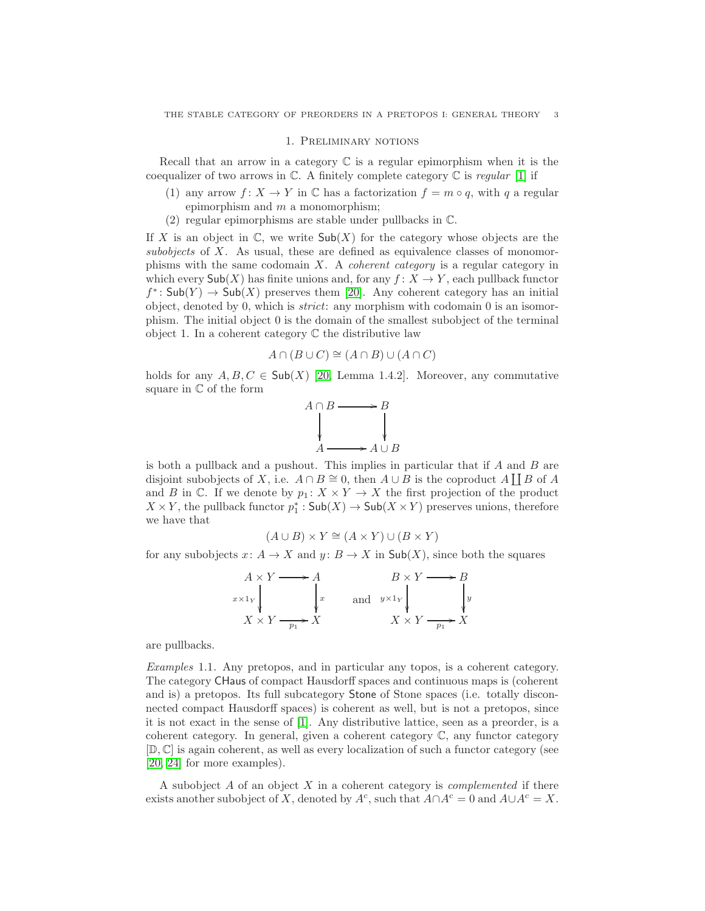## 1. Preliminary notions

Recall that an arrow in a category $\mathbb{C}$ is a regular epimorphism when it is the coequalizer of two arrows in $\mathbb{C}$. A finitely complete category $\mathbb{C}$ is *regular* [1] if

1. any arrow $f\colon X \to Y$ in $\mathbb{C}$ has a factorization $f = m \circ q$, with $q$ a regular epimorphism and $m$ a monomorphism;
2. regular epimorphisms are stable under pullbacks in $\mathbb{C}$.

If $X$ is an object in $\mathbb{C}$, we write $\mathsf{Sub}(X)$ for the category whose objects are the *subobjects* of $X$. As usual, these are defined as equivalence classes of monomorphisms with the same codomain $X$. A *coherent category* is a regular category in which every $\mathsf{Sub}(X)$ has finite unions and, for any $f\colon X \to Y$, each pullback functor $f^*\colon \mathsf{Sub}(Y) \to \mathsf{Sub}(X)$ preserves them [20]. Any coherent category has an initial object, denoted by 0, which is *strict*: any morphism with codomain 0 is an isomorphism. The initial object 0 is the domain of the smallest subobject of the terminal object 1. In a coherent category $\mathbb{C}$ the distributive law

$$A \cap (B \cup C) \cong (A \cap B) \cup (A \cap C)$$

holds for any $A, B, C \in \mathsf{Sub}(X)$ [20, Lemma 1.4.2]. Moreover, any commutative square in $\mathbb{C}$ of the form

$$\begin{array}{ccc} A \cap B & \longrightarrow & B \\ \downarrow & & \downarrow \\ A & \longrightarrow & A \cup B \end{array}$$

is both a pullback and a pushout. This implies in particular that if $A$ and $B$ are disjoint subobjects of $X$, i.e. $A \cap B \cong 0$, then $A \cup B$ is the coproduct $A \coprod B$ of $A$ and $B$ in $\mathbb{C}$. If we denote by $p_1\colon X \times Y \to X$ the first projection of the product $X \times Y$, the pullback functor $p_1^* : \mathsf{Sub}(X) \to \mathsf{Sub}(X \times Y)$ preserves unions, therefore we have that

$$(A \cup B) \times Y \cong (A \times Y) \cup (B \times Y)$$

for any subobjects $x\colon A \to X$ and $y\colon B \to X$ in $\mathsf{Sub}(X)$, since both the squares

$$\begin{array}{ccc} A \times Y & \longrightarrow & A \\ {\scriptstyle x \times 1_Y}\downarrow & & \downarrow{\scriptstyle x} \\ X \times Y & \xrightarrow[p_1]{} & X \end{array} \qquad \text{and} \qquad \begin{array}{ccc} B \times Y & \longrightarrow & B \\ {\scriptstyle y \times 1_Y}\downarrow & & \downarrow{\scriptstyle y} \\ X \times Y & \xrightarrow[p_1]{} & X \end{array}$$

are pullbacks.

*Examples* 1.1. Any pretopos, and in particular any topos, is a coherent category. The category $\mathsf{CHaus}$ of compact Hausdorff spaces and continuous maps is (coherent and is) a pretopos. Its full subcategory $\mathsf{Stone}$ of Stone spaces (i.e. totally disconnected compact Hausdorff spaces) is coherent as well, but is not a pretopos, since it is not exact in the sense of [1]. Any distributive lattice, seen as a preorder, is a coherent category. In general, given a coherent category $\mathbb{C}$, any functor category $[\mathbb{D}, \mathbb{C}]$ is again coherent, as well as every localization of such a functor category (see [20, 24] for more examples).

A subobject $A$ of an object $X$ in a coherent category is *complemented* if there exists another subobject of $X$, denoted by $A^c$, such that $A \cap A^c = 0$ and $A \cup A^c = X$.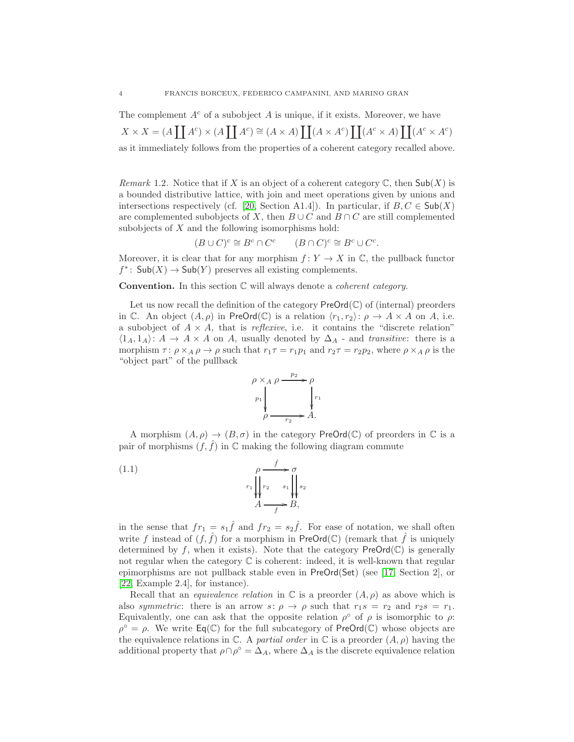The complement $A^c$ of a subobject $A$ is unique, if it exists. Moreover, we have

$$X \times X = (A \coprod A^c) \times (A \coprod A^c) \cong (A \times A) \coprod (A \times A^c) \coprod (A^c \times A) \coprod (A^c \times A^c)$$

as it immediately follows from the properties of a coherent category recalled above.

*Remark* 1.2. Notice that if $X$ is an object of a coherent category $\mathbb{C}$, then $\mathsf{Sub}(X)$ is a bounded distributive lattice, with join and meet operations given by unions and intersections respectively (cf. [20, Section A1.4]). In particular, if $B, C \in \mathsf{Sub}(X)$ are complemented subobjects of $X$, then $B \cup C$ and $B \cap C$ are still complemented subobjects of $X$ and the following isomorphisms hold:

$$(B \cup C)^c \cong B^c \cap C^c \qquad (B \cap C)^c \cong B^c \cup C^c.$$

Moreover, it is clear that for any morphism $f \colon Y \to X$ in $\mathbb{C}$, the pullback functor $f^* \colon \mathsf{Sub}(X) \to \mathsf{Sub}(Y)$ preserves all existing complements.

**Convention.** In this section $\mathbb{C}$ will always denote a *coherent category*.

Let us now recall the definition of the category $\mathsf{PreOrd}(\mathbb{C})$ of (internal) preorders in $\mathbb{C}$. An object $(A, \rho)$ in $\mathsf{PreOrd}(\mathbb{C})$ is a relation $\langle r_1, r_2 \rangle \colon \rho \to A \times A$ on $A$, i.e. a subobject of $A \times A$, that is *reflexive*, i.e. it contains the "discrete relation" $\langle 1_A, 1_A \rangle \colon A \to A \times A$ on $A$, usually denoted by $\Delta_A$ - and *transitive*: there is a morphism $\tau \colon \rho \times_A \rho \to \rho$ such that $r_1 \tau = r_1 p_1$ and $r_2 \tau = r_2 p_2$, where $\rho \times_A \rho$ is the "object part" of the pullback

$$\begin{array}{ccc} \rho \times_A \rho & \xrightarrow{p_2} & \rho \\ {\scriptstyle p_1}\downarrow & & \downarrow{\scriptstyle r_1} \\ \rho & \xrightarrow[r_2]{} & A. \end{array}$$

A morphism $(A, \rho) \to (B, \sigma)$ in the category $\mathsf{PreOrd}(\mathbb{C})$ of preorders in $\mathbb{C}$ is a pair of morphisms $(f, \hat{f})$ in $\mathbb{C}$ making the following diagram commute

$$\begin{array}{ccc} \rho & \xrightarrow{\hat{f}} & \sigma \\ {\scriptstyle r_1}\downarrow\downarrow{\scriptstyle r_2} & & {\scriptstyle s_1}\downarrow\downarrow{\scriptstyle s_2} \\ A & \xrightarrow[f]{} & B, \end{array} \tag{1.1}$$

in the sense that $fr_1 = s_1 \hat{f}$ and $fr_2 = s_2 \hat{f}$. For ease of notation, we shall often write $f$ instead of $(f, \hat{f})$ for a morphism in $\mathsf{PreOrd}(\mathbb{C})$ (remark that $\hat{f}$ is uniquely determined by $f$, when it exists). Note that the category $\mathsf{PreOrd}(\mathbb{C})$ is generally not regular when the category $\mathbb{C}$ is coherent: indeed, it is well-known that regular epimorphisms are not pullback stable even in $\mathsf{PreOrd}(\mathsf{Set})$ (see [17, Section 2], or [22, Example 2.4], for instance).

Recall that an *equivalence relation* in $\mathbb{C}$ is a preorder $(A, \rho)$ as above which is also *symmetric*: there is an arrow $s \colon \rho \to \rho$ such that $r_1 s = r_2$ and $r_2 s = r_1$. Equivalently, one can ask that the opposite relation $\rho^\circ$ of $\rho$ is isomorphic to $\rho$: $\rho^\circ = \rho$. We write $\mathsf{Eq}(\mathbb{C})$ for the full subcategory of $\mathsf{PreOrd}(\mathbb{C})$ whose objects are the equivalence relations in $\mathbb{C}$. A *partial order* in $\mathbb{C}$ is a preorder $(A, \rho)$ having the additional property that $\rho \cap \rho^\circ = \Delta_A$, where $\Delta_A$ is the discrete equivalence relation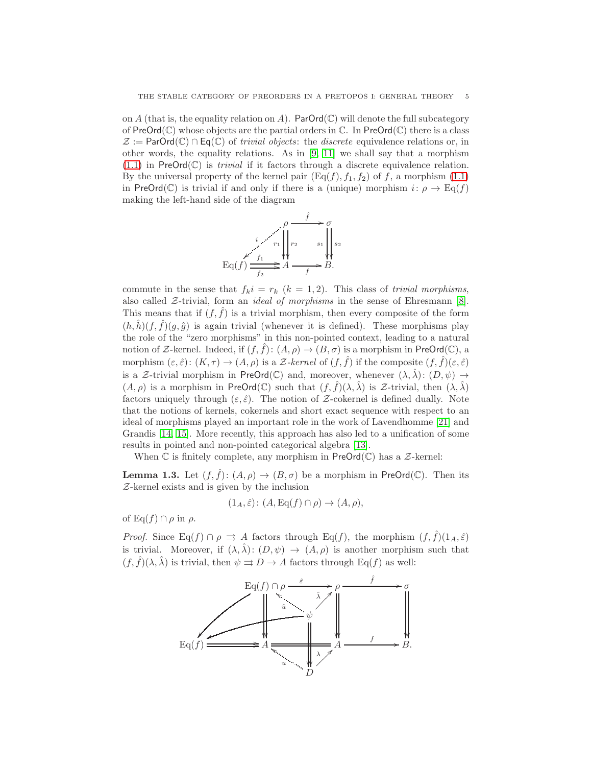on $A$ (that is, the equality relation on $A$). $\mathsf{ParOrd}(\mathbb{C})$ will denote the full subcategory of $\mathsf{PreOrd}(\mathbb{C})$ whose objects are the partial orders in $\mathbb{C}$. In $\mathsf{PreOrd}(\mathbb{C})$ there is a class $\mathcal{Z} := \mathsf{ParOrd}(\mathbb{C}) \cap \mathsf{Eq}(\mathbb{C})$ of *trivial objects*: the *discrete* equivalence relations or, in other words, the equality relations. As in [9, 11] we shall say that a morphism (1.1) in $\mathsf{PreOrd}(\mathbb{C})$ is *trivial* if it factors through a discrete equivalence relation. By the universal property of the kernel pair $(\mathrm{Eq}(f), f_1, f_2)$ of $f$, a morphism (1.1) in $\mathsf{PreOrd}(\mathbb{C})$ is trivial if and only if there is a (unique) morphism $i\colon \rho \to \mathrm{Eq}(f)$ making the left-hand side of the diagram

$$
\begin{array}{ccccc}
 & & \rho & \xrightarrow{\hat{f}} & \sigma \\
 & {\scriptstyle i} \swarrow & r_1 \downdownarrows r_2 & & s_1 \downdownarrows s_2 \\
\mathrm{Eq}(f) & \underset{f_2}{\overset{f_1}{\rightrightarrows}} & A & \xrightarrow{f} & B.
\end{array}
$$

commute in the sense that $f_k i = r_k$ $(k = 1, 2)$. This class of *trivial morphisms*, also called $\mathcal{Z}$-trivial, form an *ideal of morphisms* in the sense of Ehresmann [8]. This means that if $(f, \hat{f})$ is a trivial morphism, then every composite of the form $(h, \hat{h})(f, \hat{f})(g, \hat{g})$ is again trivial (whenever it is defined). These morphisms play the role of the "zero morphisms" in this non-pointed context, leading to a natural notion of $\mathcal{Z}$-kernel. Indeed, if $(f, \hat{f})\colon (A, \rho) \to (B, \sigma)$ is a morphism in $\mathsf{PreOrd}(\mathbb{C})$, a morphism $(\varepsilon, \hat{\varepsilon})\colon (K, \tau) \to (A, \rho)$ is a $\mathcal{Z}$-*kernel* of $(f, \hat{f})$ if the composite $(f, \hat{f})(\varepsilon, \hat{\varepsilon})$ is a $\mathcal{Z}$-trivial morphism in $\mathsf{PreOrd}(\mathbb{C})$ and, moreover, whenever $(\lambda, \hat{\lambda})\colon (D, \psi) \to (A, \rho)$ is a morphism in $\mathsf{PreOrd}(\mathbb{C})$ such that $(f, \hat{f})(\lambda, \hat{\lambda})$ is $\mathcal{Z}$-trivial, then $(\lambda, \hat{\lambda})$ factors uniquely through $(\varepsilon, \hat{\varepsilon})$. The notion of $\mathcal{Z}$-cokernel is defined dually. Note that the notions of kernels, cokernels and short exact sequence with respect to an ideal of morphisms played an important role in the work of Lavendhomme [21] and Grandis [14, 15]. More recently, this approach has also led to a unification of some results in pointed and non-pointed categorical algebra [13].

When $\mathbb{C}$ is finitely complete, any morphism in $\mathsf{PreOrd}(\mathbb{C})$ has a $\mathcal{Z}$-kernel:

**Lemma 1.3.** Let $(f, \hat{f})\colon (A, \rho) \to (B, \sigma)$ be a morphism in $\mathsf{PreOrd}(\mathbb{C})$. Then its $\mathcal{Z}$-kernel exists and is given by the inclusion

$$(1_A, \hat{\varepsilon})\colon (A, \mathrm{Eq}(f) \cap \rho) \to (A, \rho),$$

of $\mathrm{Eq}(f) \cap \rho$ in $\rho$.

*Proof.* Since $\mathrm{Eq}(f) \cap \rho \rightrightarrows A$ factors through $\mathrm{Eq}(f)$, the morphism $(f, \hat{f})(1_A, \hat{\varepsilon})$ is trivial. Moreover, if $(\lambda, \hat{\lambda})\colon (D, \psi) \to (A, \rho)$ is another morphism such that $(f, \hat{f})(\lambda, \hat{\lambda})$ is trivial, then $\psi \rightrightarrows D \to A$ factors through $\mathrm{Eq}(f)$ as well:

$$
\begin{array}{ccccccc}
 & & \mathrm{Eq}(f) \cap \rho & \xrightarrow{\hat{\varepsilon}} & \rho & \xrightarrow{\hat{f}} & \sigma \\
 & \swarrow & \downdownarrows & \overset{\hat{u}}{\nwarrow} \ \psi \ \overset{\hat{\lambda}}{\nearrow} & \downdownarrows & & \downdownarrows \\
\mathrm{Eq}(f) & \rightrightarrows & A & = & A & \xrightarrow{f} & B. \\
 & & & \underset{u}{\nwarrow} \ D \ \overset{\lambda}{\nearrow} & & &
\end{array}
$$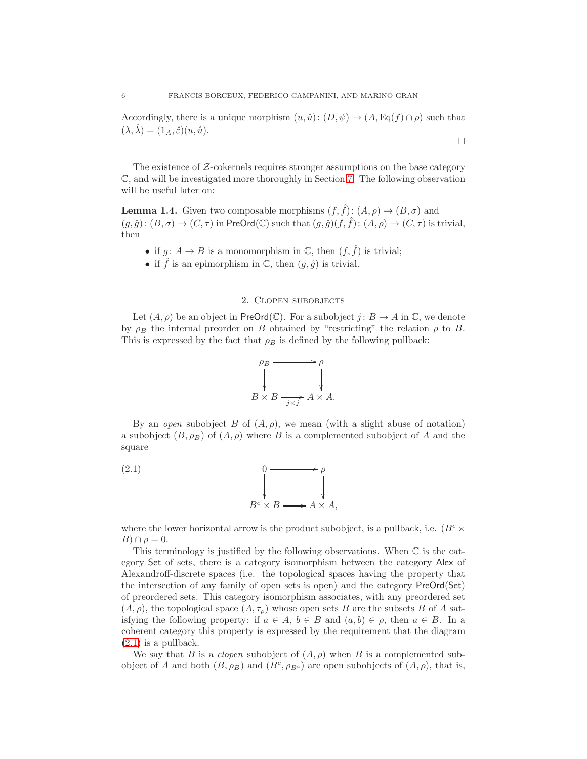Accordingly, there is a unique morphism $(u, \hat{u}) \colon (D, \psi) \to (A, \mathrm{Eq}(f) \cap \rho)$ such that $(\lambda, \hat{\lambda}) = (1_A, \hat{\varepsilon})(u, \hat{u})$.

$\square$

The existence of $\mathcal{Z}$-cokernels requires stronger assumptions on the base category $\mathbb{C}$, and will be investigated more thoroughly in Section 7. The following observation will be useful later on:

**Lemma 1.4.** Given two composable morphisms $(f, \hat{f}) \colon (A, \rho) \to (B, \sigma)$ and $(g, \hat{g}) \colon (B, \sigma) \to (C, \tau)$ in $\mathsf{PreOrd}(\mathbb{C})$ such that $(g, \hat{g})(f, \hat{f}) \colon (A, \rho) \to (C, \tau)$ is trivial, then

- if $g \colon A \to B$ is a monomorphism in $\mathbb{C}$, then $(f, \hat{f})$ is trivial;
- if $\hat{f}$ is an epimorphism in $\mathbb{C}$, then $(g, \hat{g})$ is trivial.

## 2. Clopen subobjects

Let $(A, \rho)$ be an object in $\mathsf{PreOrd}(\mathbb{C})$. For a subobject $j \colon B \to A$ in $\mathbb{C}$, we denote by $\rho_B$ the internal preorder on $B$ obtained by "restricting" the relation $\rho$ to $B$. This is expressed by the fact that $\rho_B$ is defined by the following pullback:

$$\begin{array}{ccc} \rho_B & \longrightarrow & \rho \\ \downarrow & & \downarrow \\ B \times B & \xrightarrow[j \times j]{} & A \times A. \end{array}$$

By an *open* subobject $B$ of $(A, \rho)$, we mean (with a slight abuse of notation) a subobject $(B, \rho_B)$ of $(A, \rho)$ where $B$ is a complemented subobject of $A$ and the square

$$\begin{array}{ccc} 0 & \longrightarrow & \rho \\ \downarrow & & \downarrow \\ B^c \times B & \longrightarrow & A \times A, \end{array} \tag{2.1}$$

where the lower horizontal arrow is the product subobject, is a pullback, i.e. $(B^c \times B) \cap \rho = 0$.

This terminology is justified by the following observations. When $\mathbb{C}$ is the category $\mathsf{Set}$ of sets, there is a category isomorphism between the category $\mathsf{Alex}$ of Alexandroff-discrete spaces (i.e. the topological spaces having the property that the intersection of any family of open sets is open) and the category $\mathsf{PreOrd}(\mathsf{Set})$ of preordered sets. This category isomorphism associates, with any preordered set $(A, \rho)$, the topological space $(A, \tau_\rho)$ whose open sets $B$ are the subsets $B$ of $A$ satisfying the following property: if $a \in A$, $b \in B$ and $(a, b) \in \rho$, then $a \in B$. In a coherent category this property is expressed by the requirement that the diagram (2.1) is a pullback.

We say that $B$ is a *clopen* subobject of $(A, \rho)$ when $B$ is a complemented subobject of $A$ and both $(B, \rho_B)$ and $(B^c, \rho_{B^c})$ are open subobjects of $(A, \rho)$, that is,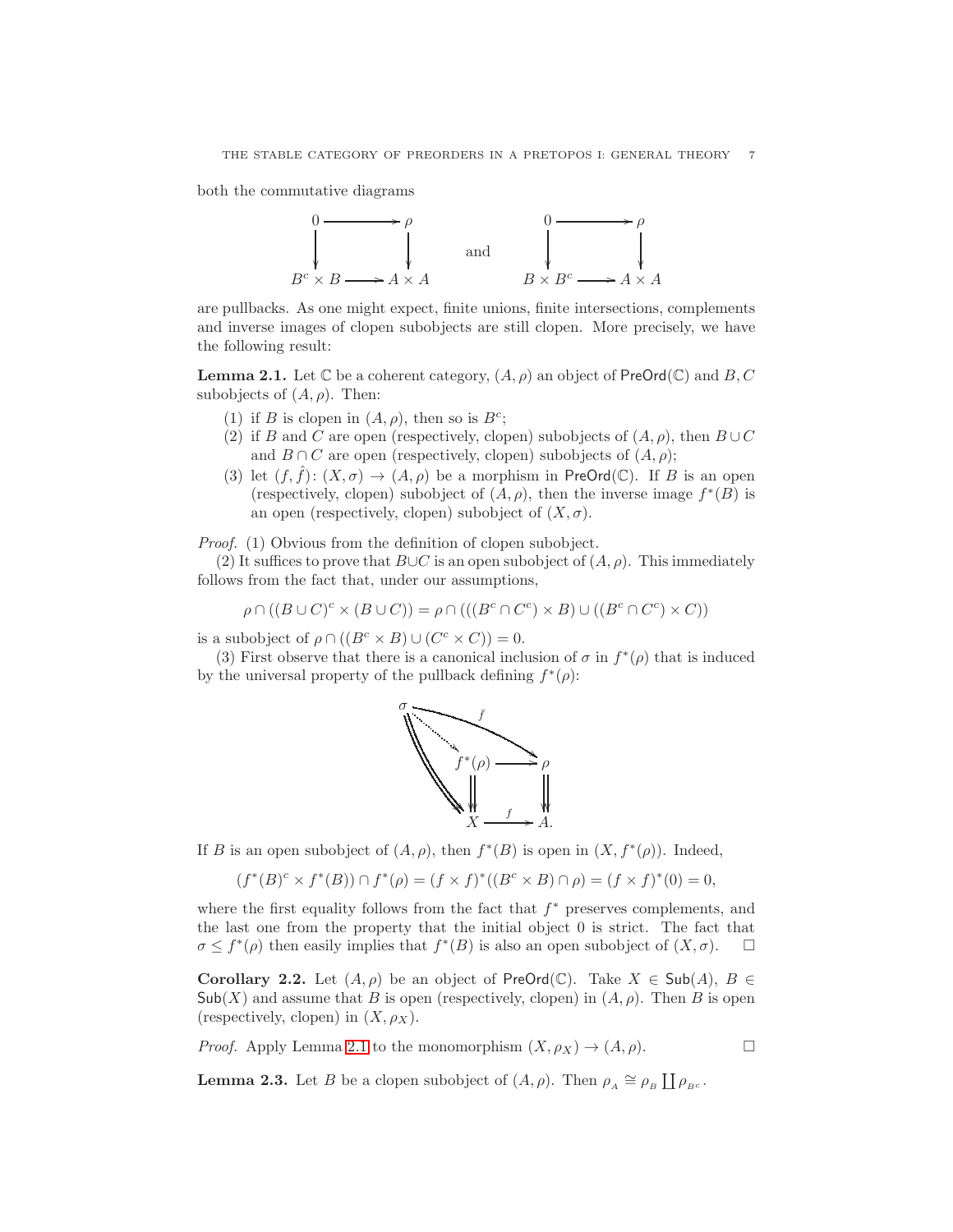both the commutative diagrams

$$
\begin{array}{ccc}
0 & \longrightarrow & \rho \\
\downarrow & & \downarrow \\
B^c \times B & \longrightarrow & A \times A
\end{array}
\qquad \text{and} \qquad
\begin{array}{ccc}
0 & \longrightarrow & \rho \\
\downarrow & & \downarrow \\
B \times B^c & \longrightarrow & A \times A
\end{array}
$$

are pullbacks. As one might expect, finite unions, finite intersections, complements and inverse images of clopen subobjects are still clopen. More precisely, we have the following result:

**Lemma 2.1.** Let $\mathbb{C}$ be a coherent category, $(A, \rho)$ an object of $\mathsf{PreOrd}(\mathbb{C})$ and $B, C$ subobjects of $(A, \rho)$. Then:

1. if $B$ is clopen in $(A, \rho)$, then so is $B^c$;
2. if $B$ and $C$ are open (respectively, clopen) subobjects of $(A, \rho)$, then $B \cup C$ and $B \cap C$ are open (respectively, clopen) subobjects of $(A, \rho)$;
3. let $(f, \hat{f})\colon (X, \sigma) \to (A, \rho)$ be a morphism in $\mathsf{PreOrd}(\mathbb{C})$. If $B$ is an open (respectively, clopen) subobject of $(A, \rho)$, then the inverse image $f^*(B)$ is an open (respectively, clopen) subobject of $(X, \sigma)$.

*Proof.* (1) Obvious from the definition of clopen subobject.

(2) It suffices to prove that $B \cup C$ is an open subobject of $(A, \rho)$. This immediately follows from the fact that, under our assumptions,

$$\rho \cap ((B \cup C)^c \times (B \cup C)) = \rho \cap (((B^c \cap C^c) \times B) \cup ((B^c \cap C^c) \times C))$$

is a subobject of $\rho \cap ((B^c \times B) \cup (C^c \times C)) = 0$.

(3) First observe that there is a canonical inclusion of $\sigma$ in $f^*(\rho)$ that is induced by the universal property of the pullback defining $f^*(\rho)$:

$$
\begin{array}{ccc}
\sigma & \xrightarrow{\ \bar{f}\ } & \rho \\
\quad\searrow^{\cdots} & & \\
 & f^*(\rho) \longrightarrow & \rho \\
 & \Downarrow & \Downarrow \\
 & X \xrightarrow{\ f\ } & A.
\end{array}
$$

If $B$ is an open subobject of $(A, \rho)$, then $f^*(B)$ is open in $(X, f^*(\rho))$. Indeed,

$$(f^*(B)^c \times f^*(B)) \cap f^*(\rho) = (f \times f)^*((B^c \times B) \cap \rho) = (f \times f)^*(0) = 0,$$

where the first equality follows from the fact that $f^*$ preserves complements, and the last one from the property that the initial object $0$ is strict. The fact that $\sigma \leq f^*(\rho)$ then easily implies that $f^*(B)$ is also an open subobject of $(X, \sigma)$. $\square$

**Corollary 2.2.** Let $(A, \rho)$ be an object of $\mathsf{PreOrd}(\mathbb{C})$. Take $X \in \mathsf{Sub}(A)$, $B \in \mathsf{Sub}(X)$ and assume that $B$ is open (respectively, clopen) in $(A, \rho)$. Then $B$ is open (respectively, clopen) in $(X, \rho_X)$.

*Proof.* Apply Lemma 2.1 to the monomorphism $(X, \rho_X) \to (A, \rho)$. $\square$

**Lemma 2.3.** Let $B$ be a clopen subobject of $(A, \rho)$. Then $\rho_A \cong \rho_B \coprod \rho_{B^c}$.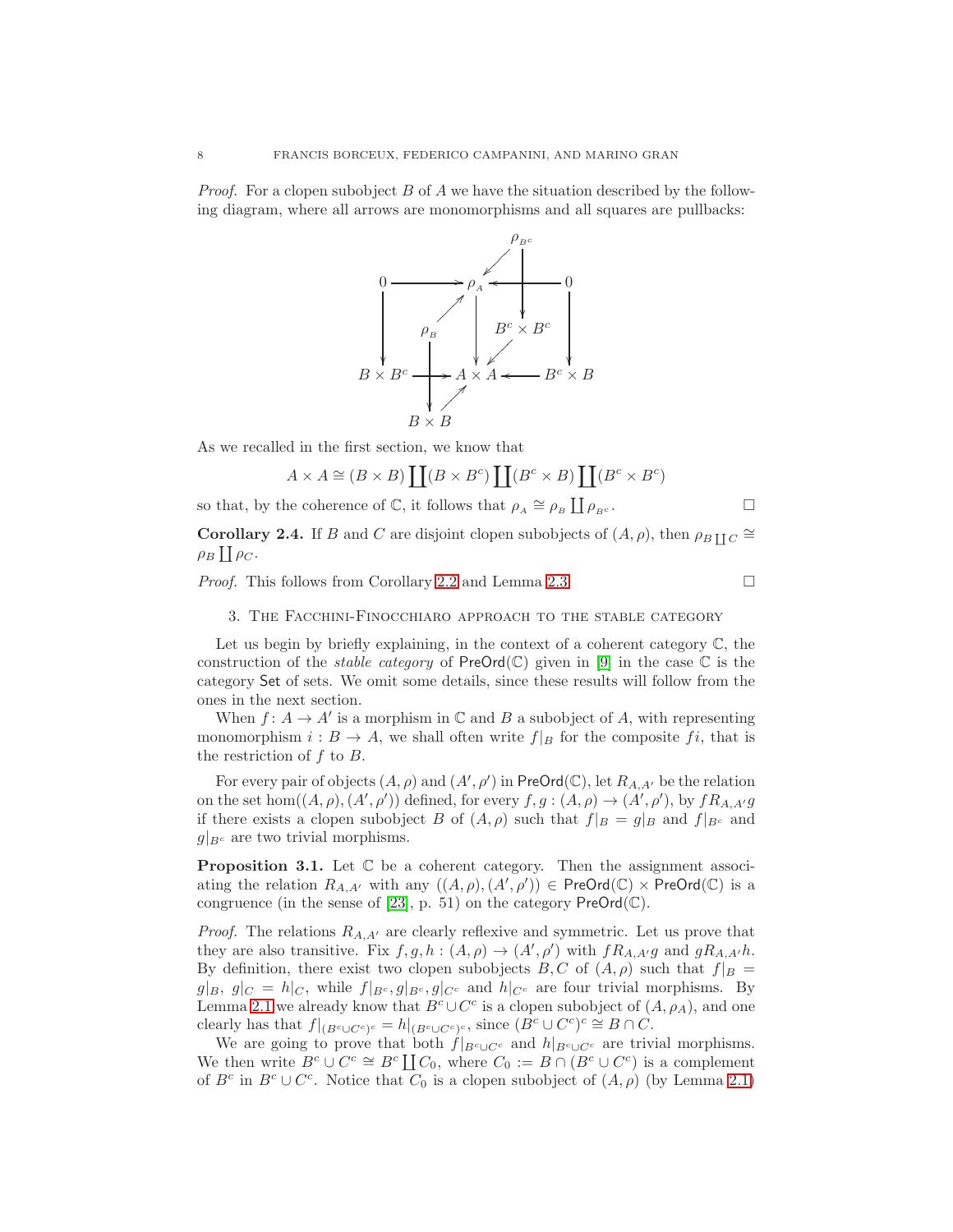*Proof.* For a clopen subobject $B$ of $A$ we have the situation described by the following diagram, where all arrows are monomorphisms and all squares are pullbacks:

$$
\begin{array}{ccccc}
 & & & \rho_{B^c} & \\
0 & \longrightarrow & \rho_A & \longleftarrow & 0 \\
\downarrow & \rho_B & \downarrow & B^c \times B^c & \downarrow \\
B \times B^c & \longrightarrow & A \times A & \longleftarrow & B^c \times B \\
 & B \times B & & &
\end{array}
$$

As we recalled in the first section, we know that

$$A \times A \cong (B \times B) \coprod (B \times B^c) \coprod (B^c \times B) \coprod (B^c \times B^c)$$

so that, by the coherence of $\mathbb{C}$, it follows that $\rho_A \cong \rho_B \coprod \rho_{B^c}$. $\square$

**Corollary 2.4.** If $B$ and $C$ are disjoint clopen subobjects of $(A, \rho)$, then $\rho_{B \coprod C} \cong \rho_B \coprod \rho_C$.

*Proof.* This follows from Corollary 2.2 and Lemma 2.3. $\square$

## 3. The Facchini-Finocchiaro approach to the stable category

Let us begin by briefly explaining, in the context of a coherent category $\mathbb{C}$, the construction of the *stable category* of $\mathsf{PreOrd}(\mathbb{C})$ given in [9] in the case $\mathbb{C}$ is the category $\mathsf{Set}$ of sets. We omit some details, since these results will follow from the ones in the next section.

When $f \colon A \to A'$ is a morphism in $\mathbb{C}$ and $B$ a subobject of $A$, with representing monomorphism $i : B \to A$, we shall often write $f|_B$ for the composite $fi$, that is the restriction of $f$ to $B$.

For every pair of objects $(A, \rho)$ and $(A', \rho')$ in $\mathsf{PreOrd}(\mathbb{C})$, let $R_{A,A'}$ be the relation on the set $\hom((A, \rho), (A', \rho'))$ defined, for every $f, g : (A, \rho) \to (A', \rho')$, by $f R_{A,A'} g$ if there exists a clopen subobject $B$ of $(A, \rho)$ such that $f|_B = g|_B$ and $f|_{B^c}$ and $g|_{B^c}$ are two trivial morphisms.

**Proposition 3.1.** Let $\mathbb{C}$ be a coherent category. Then the assignment associating the relation $R_{A,A'}$ with any $((A, \rho), (A', \rho')) \in \mathsf{PreOrd}(\mathbb{C}) \times \mathsf{PreOrd}(\mathbb{C})$ is a congruence (in the sense of [23], p. 51) on the category $\mathsf{PreOrd}(\mathbb{C})$.

*Proof.* The relations $R_{A,A'}$ are clearly reflexive and symmetric. Let us prove that they are also transitive. Fix $f, g, h : (A, \rho) \to (A', \rho')$ with $f R_{A,A'} g$ and $g R_{A,A'} h$. By definition, there exist two clopen subobjects $B, C$ of $(A, \rho)$ such that $f|_B = g|_B$, $g|_C = h|_C$, while $f|_{B^c}, g|_{B^c}, g|_{C^c}$ and $h|_{C^c}$ are four trivial morphisms. By Lemma 2.1 we already know that $B^c \cup C^c$ is a clopen subobject of $(A, \rho_A)$, and one clearly has that $f|_{(B^c \cup C^c)^c} = h|_{(B^c \cup C^c)^c}$, since $(B^c \cup C^c)^c \cong B \cap C$.

We are going to prove that both $f|_{B^c \cup C^c}$ and $h|_{B^c \cup C^c}$ are trivial morphisms. We then write $B^c \cup C^c \cong B^c \coprod C_0$, where $C_0 := B \cap (B^c \cup C^c)$ is a complement of $B^c$ in $B^c \cup C^c$. Notice that $C_0$ is a clopen subobject of $(A, \rho)$ (by Lemma 2.1)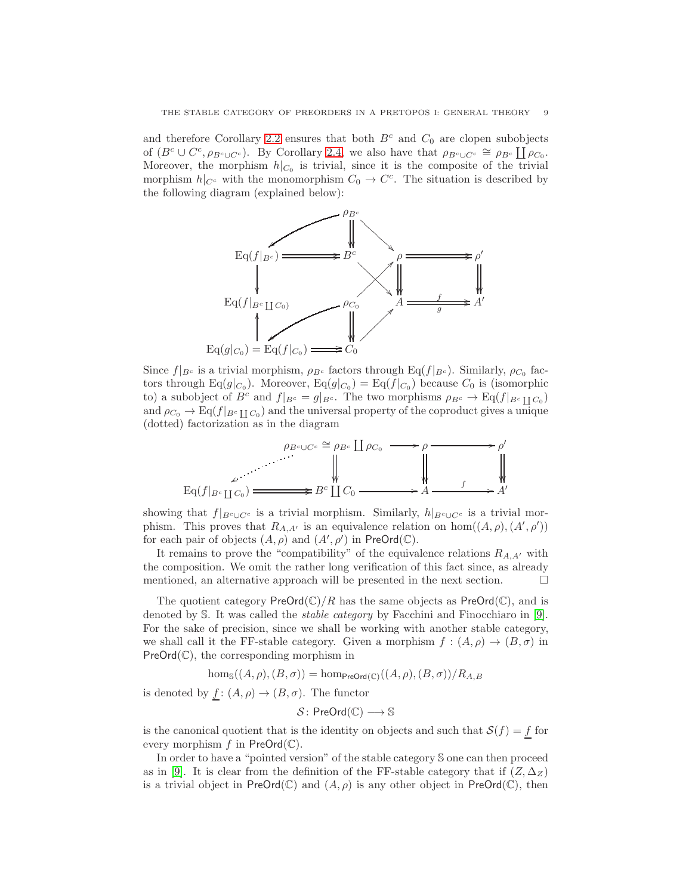and therefore Corollary 2.2 ensures that both $B^c$ and $C_0$ are clopen subobjects of $(B^c \cup C^c, \rho_{B^c \cup C^c})$. By Corollary 2.4, we also have that $\rho_{B^c \cup C^c} \cong \rho_{B^c} \coprod \rho_{C_0}$. Moreover, the morphism $h|_{C_0}$ is trivial, since it is the composite of the trivial morphism $h|_{C^c}$ with the monomorphism $C_0 \to C^c$. The situation is described by the following diagram (explained below):

$$
\begin{array}{ccccccc}
 & & \rho_{B^c} & & & & \\
 & \swarrow & \Downarrow & \searrow & & & \\
\mathrm{Eq}(f|_{B^c}) & \rightrightarrows & B^c & & \rho & \rightrightarrows & \rho' \\
\downarrow & & & \times & \Downarrow & & \Downarrow \\
\mathrm{Eq}(f|_{B^c \coprod C_0}) & & \rho_{C_0} & & A & \overset{f}{\underset{g}{\rightrightarrows}} & A' \\
\uparrow & \swarrow & \Downarrow & \nearrow & & & \\
\mathrm{Eq}(g|_{C_0}) = \mathrm{Eq}(f|_{C_0}) & \rightrightarrows & C_0 & & & &
\end{array}
$$

Since $f|_{B^c}$ is a trivial morphism, $\rho_{B^c}$ factors through $\mathrm{Eq}(f|_{B^c})$. Similarly, $\rho_{C_0}$ factors through $\mathrm{Eq}(g|_{C_0})$. Moreover, $\mathrm{Eq}(g|_{C_0}) = \mathrm{Eq}(f|_{C_0})$ because $C_0$ is (isomorphic to) a subobject of $B^c$ and $f|_{B^c} = g|_{B^c}$. The two morphisms $\rho_{B^c} \to \mathrm{Eq}(f|_{B^c \coprod C_0})$ and $\rho_{C_0} \to \mathrm{Eq}(f|_{B^c \coprod C_0})$ and the universal property of the coproduct gives a unique (dotted) factorization as in the diagram

$$
\begin{array}{ccccccc}
 & & \rho_{B^c \cup C^c} \cong \rho_{B^c} \coprod \rho_{C_0} & \longrightarrow & \rho & \longrightarrow & \rho' \\
 & \swarrow\cdots & \Downarrow & & \Downarrow & & \Downarrow \\
\mathrm{Eq}(f|_{B^c \coprod C_0}) & \rightrightarrows & B^c \coprod C_0 & \longrightarrow & A & \xrightarrow{f} & A'
\end{array}
$$

showing that $f|_{B^c \cup C^c}$ is a trivial morphism. Similarly, $h|_{B^c \cup C^c}$ is a trivial morphism. This proves that $R_{A,A'}$ is an equivalence relation on $\hom((A,\rho),(A',\rho'))$ for each pair of objects $(A,\rho)$ and $(A',\rho')$ in $\mathsf{PreOrd}(\mathbb{C})$.

It remains to prove the "compatibility" of the equivalence relations $R_{A,A'}$ with the composition. We omit the rather long verification of this fact since, as already mentioned, an alternative approach will be presented in the next section. $\square$

The quotient category $\mathsf{PreOrd}(\mathbb{C})/R$ has the same objects as $\mathsf{PreOrd}(\mathbb{C})$, and is denoted by $\mathbb{S}$. It was called the *stable category* by Facchini and Finocchiaro in [9]. For the sake of precision, since we shall be working with another stable category, we shall call it the FF-stable category. Given a morphism $f : (A,\rho) \to (B,\sigma)$ in $\mathsf{PreOrd}(\mathbb{C})$, the corresponding morphism in

$$\hom_{\mathbb{S}}((A,\rho),(B,\sigma)) = \hom_{\mathsf{PreOrd}(\mathbb{C})}((A,\rho),(B,\sigma))/R_{A,B}$$

is denoted by $\underline{f} \colon (A,\rho) \to (B,\sigma)$. The functor

$$\mathcal{S} \colon \mathsf{PreOrd}(\mathbb{C}) \longrightarrow \mathbb{S}$$

is the canonical quotient that is the identity on objects and such that $\mathcal{S}(f) = \underline{f}$ for every morphism $f$ in $\mathsf{PreOrd}(\mathbb{C})$.

In order to have a "pointed version" of the stable category $\mathbb{S}$ one can then proceed as in [9]. It is clear from the definition of the FF-stable category that if $(Z, \Delta_Z)$ is a trivial object in $\mathsf{PreOrd}(\mathbb{C})$ and $(A,\rho)$ is any other object in $\mathsf{PreOrd}(\mathbb{C})$, then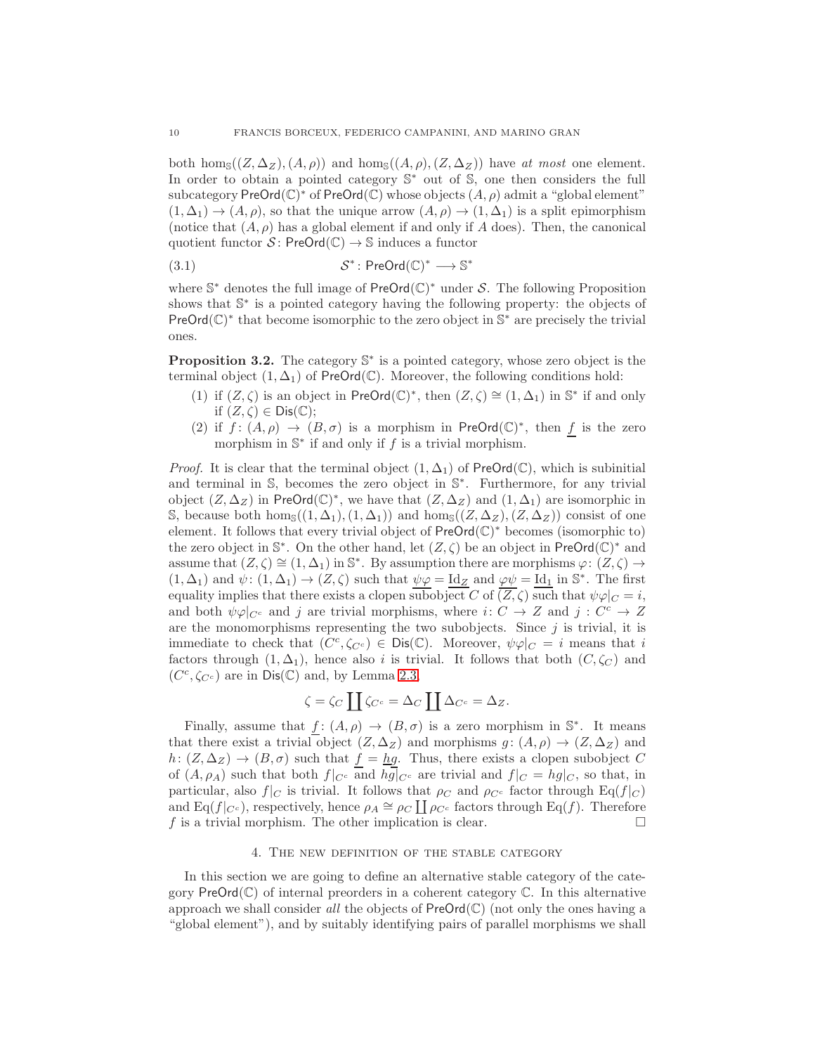both $\hom_{\mathbb{S}}((Z,\Delta_Z),(A,\rho))$ and $\hom_{\mathbb{S}}((A,\rho),(Z,\Delta_Z))$ have *at most* one element. In order to obtain a pointed category $\mathbb{S}^*$ out of $\mathbb{S}$, one then considers the full subcategory $\mathsf{PreOrd}(\mathbb{C})^*$ of $\mathsf{PreOrd}(\mathbb{C})$ whose objects $(A,\rho)$ admit a "global element" $(1,\Delta_1)\to(A,\rho)$, so that the unique arrow $(A,\rho)\to(1,\Delta_1)$ is a split epimorphism (notice that $(A,\rho)$ has a global element if and only if $A$ does). Then, the canonical quotient functor $\mathcal{S}\colon \mathsf{PreOrd}(\mathbb{C})\to\mathbb{S}$ induces a functor

$$\mathcal{S}^*\colon \mathsf{PreOrd}(\mathbb{C})^* \longrightarrow \mathbb{S}^* \tag{3.1}$$

where $\mathbb{S}^*$ denotes the full image of $\mathsf{PreOrd}(\mathbb{C})^*$ under $\mathcal{S}$. The following Proposition shows that $\mathbb{S}^*$ is a pointed category having the following property: the objects of $\mathsf{PreOrd}(\mathbb{C})^*$ that become isomorphic to the zero object in $\mathbb{S}^*$ are precisely the trivial ones.

**Proposition 3.2.** The category $\mathbb{S}^*$ is a pointed category, whose zero object is the terminal object $(1,\Delta_1)$ of $\mathsf{PreOrd}(\mathbb{C})$. Moreover, the following conditions hold:

1. if $(Z,\zeta)$ is an object in $\mathsf{PreOrd}(\mathbb{C})^*$, then $(Z,\zeta)\cong(1,\Delta_1)$ in $\mathbb{S}^*$ if and only if $(Z,\zeta)\in\mathsf{Dis}(\mathbb{C})$;
2. if $f\colon (A,\rho)\to(B,\sigma)$ is a morphism in $\mathsf{PreOrd}(\mathbb{C})^*$, then $\underline{f}$ is the zero morphism in $\mathbb{S}^*$ if and only if $f$ is a trivial morphism.

*Proof.* It is clear that the terminal object $(1,\Delta_1)$ of $\mathsf{PreOrd}(\mathbb{C})$, which is subinitial and terminal in $\mathbb{S}$, becomes the zero object in $\mathbb{S}^*$. Furthermore, for any trivial object $(Z,\Delta_Z)$ in $\mathsf{PreOrd}(\mathbb{C})^*$, we have that $(Z,\Delta_Z)$ and $(1,\Delta_1)$ are isomorphic in $\mathbb{S}$, because both $\hom_{\mathbb{S}}((1,\Delta_1),(1,\Delta_1))$ and $\hom_{\mathbb{S}}((Z,\Delta_Z),(Z,\Delta_Z))$ consist of one element. It follows that every trivial object of $\mathsf{PreOrd}(\mathbb{C})^*$ becomes (isomorphic to) the zero object in $\mathbb{S}^*$. On the other hand, let $(Z,\zeta)$ be an object in $\mathsf{PreOrd}(\mathbb{C})^*$ and assume that $(Z,\zeta)\cong(1,\Delta_1)$ in $\mathbb{S}^*$. By assumption there are morphisms $\varphi\colon (Z,\zeta)\to(1,\Delta_1)$ and $\psi\colon(1,\Delta_1)\to(Z,\zeta)$ such that $\underline{\psi\varphi}=\underline{\mathrm{Id}_Z}$ and $\underline{\varphi\psi}=\underline{\mathrm{Id}_1}$ in $\mathbb{S}^*$. The first equality implies that there exists a clopen subobject $C$ of $(Z,\zeta)$ such that $\psi\varphi|_C=i$, and both $\psi\varphi|_{C^c}$ and $j$ are trivial morphisms, where $i\colon C\to Z$ and $j\colon C^c\to Z$ are the monomorphisms representing the two subobjects. Since $j$ is trivial, it is immediate to check that $(C^c,\zeta_{C^c})\in\mathsf{Dis}(\mathbb{C})$. Moreover, $\psi\varphi|_C=i$ means that $i$ factors through $(1,\Delta_1)$, hence also $i$ is trivial. It follows that both $(C,\zeta_C)$ and $(C^c,\zeta_{C^c})$ are in $\mathsf{Dis}(\mathbb{C})$ and, by Lemma 2.3,

$$\zeta=\zeta_C\coprod\zeta_{C^c}=\Delta_C\coprod\Delta_{C^c}=\Delta_Z.$$

Finally, assume that $\underline{f}\colon(A,\rho)\to(B,\sigma)$ is a zero morphism in $\mathbb{S}^*$. It means that there exist a trivial object $(Z,\Delta_Z)$ and morphisms $g\colon(A,\rho)\to(Z,\Delta_Z)$ and $h\colon(Z,\Delta_Z)\to(B,\sigma)$ such that $\underline{f}=\underline{hg}$. Thus, there exists a clopen subobject $C$ of $(A,\rho_A)$ such that both $f|_{C^c}$ and $hg|_{C^c}$ are trivial and $f|_C=hg|_C$, so that, in particular, also $f|_C$ is trivial. It follows that $\rho_C$ and $\rho_{C^c}$ factor through $\mathrm{Eq}(f|_C)$ and $\mathrm{Eq}(f|_{C^c})$, respectively, hence $\rho_A\cong\rho_C\coprod\rho_{C^c}$ factors through $\mathrm{Eq}(f)$. Therefore $f$ is a trivial morphism. The other implication is clear. $\square$

## 4. The new definition of the stable category

In this section we are going to define an alternative stable category of the category $\mathsf{PreOrd}(\mathbb{C})$ of internal preorders in a coherent category $\mathbb{C}$. In this alternative approach we shall consider *all* the objects of $\mathsf{PreOrd}(\mathbb{C})$ (not only the ones having a "global element"), and by suitably identifying pairs of parallel morphisms we shall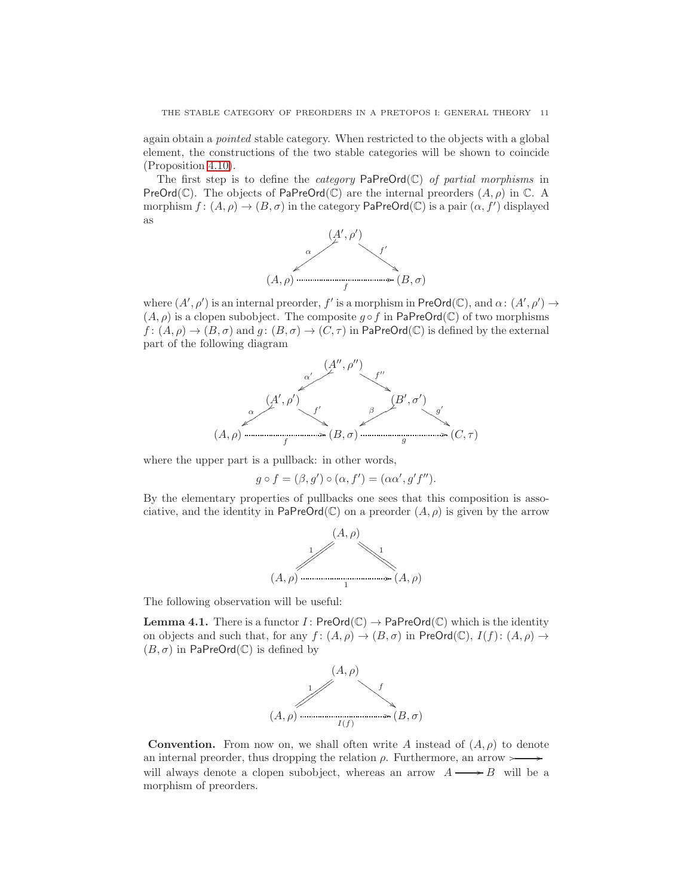again obtain a *pointed* stable category. When restricted to the objects with a global element, the constructions of the two stable categories will be shown to coincide (Proposition 4.10).

The first step is to define the *category* $\mathsf{PaPreOrd}(\mathbb{C})$ *of partial morphisms* in $\mathsf{PreOrd}(\mathbb{C})$. The objects of $\mathsf{PaPreOrd}(\mathbb{C})$ are the internal preorders $(A,\rho)$ in $\mathbb{C}$. A morphism $f\colon (A,\rho) \to (B,\sigma)$ in the category $\mathsf{PaPreOrd}(\mathbb{C})$ is a pair $(\alpha, f')$ displayed as

$$
\begin{array}{ccccc}
 & & (A',\rho') & & \\
 & \swarrow^{\alpha} & & \searrow^{f'} & \\
(A,\rho) & & \overset{f}{\cdots\cdots\cdots\rightarrow} & & (B,\sigma)
\end{array}
$$

where $(A',\rho')$ is an internal preorder, $f'$ is a morphism in $\mathsf{PreOrd}(\mathbb{C})$, and $\alpha\colon (A',\rho') \to (A,\rho)$ is a clopen subobject. The composite $g\circ f$ in $\mathsf{PaPreOrd}(\mathbb{C})$ of two morphisms $f\colon (A,\rho) \to (B,\sigma)$ and $g\colon (B,\sigma) \to (C,\tau)$ in $\mathsf{PaPreOrd}(\mathbb{C})$ is defined by the external part of the following diagram

$$
\begin{array}{ccccccccc}
 & & & & (A'',\rho'') & & & & \\
 & & & \swarrow^{\alpha'} & & \searrow^{f''} & & & \\
 & & (A',\rho') & & & & (B',\sigma') & & \\
 & \swarrow^{\alpha} & & \searrow^{f'} & & \swarrow^{\beta} & & \searrow^{g'} & \\
(A,\rho) & & \overset{f}{\cdots\cdots\rightarrow} & & (B,\sigma) & & \overset{g}{\cdots\cdots\rightarrow} & & (C,\tau)
\end{array}
$$

where the upper part is a pullback: in other words,

$$
g\circ f = (\beta, g')\circ(\alpha, f') = (\alpha\alpha', g'f'').
$$

By the elementary properties of pullbacks one sees that this composition is associative, and the identity in $\mathsf{PaPreOrd}(\mathbb{C})$ on a preorder $(A,\rho)$ is given by the arrow

$$
\begin{array}{ccccc}
 & & (A,\rho) & & \\
 & /\!\!/^{1} & & \backslash\!\!\backslash^{1} & \\
(A,\rho) & & \overset{1}{\cdots\cdots\cdots\rightarrow} & & (A,\rho)
\end{array}
$$

The following observation will be useful:

**Lemma 4.1.** There is a functor $I\colon \mathsf{PreOrd}(\mathbb{C}) \to \mathsf{PaPreOrd}(\mathbb{C})$ which is the identity on objects and such that, for any $f\colon (A,\rho) \to (B,\sigma)$ in $\mathsf{PreOrd}(\mathbb{C})$, $I(f)\colon (A,\rho) \to (B,\sigma)$ in $\mathsf{PaPreOrd}(\mathbb{C})$ is defined by

$$
\begin{array}{ccccc}
 & & (A,\rho) & & \\
 & /\!\!/^{1} & & \searrow^{f} & \\
(A,\rho) & & \overset{I(f)}{\cdots\cdots\cdots\rightarrow} & & (B,\sigma)
\end{array}
$$

**Convention.** From now on, we shall often write $A$ instead of $(A,\rho)$ to denote an internal preorder, thus dropping the relation $\rho$. Furthermore, an arrow $\rightarrowtail$ will always denote a clopen subobject, whereas an arrow $A \longrightarrow B$ will be a morphism of preorders.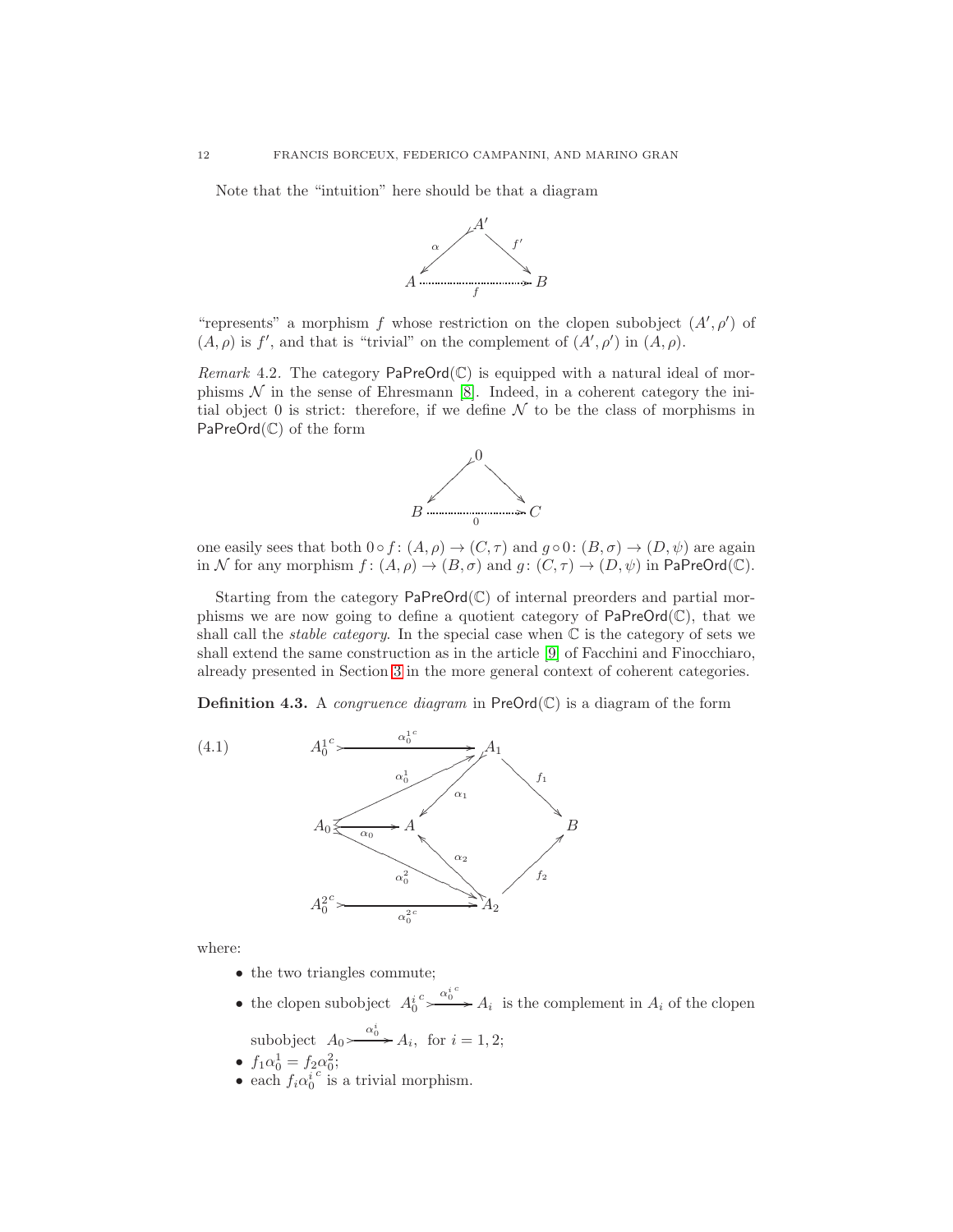Note that the "intuition" here should be that a diagram

$$
\begin{array}{ccc}
 & A' & \\
\alpha \swarrow & & \searrow f' \\
A & \overset{}{\underset{f}{\cdots\cdots\cdots\to}} & B
\end{array}
$$

"represents" a morphism $f$ whose restriction on the clopen subobject $(A', \rho')$ of $(A, \rho)$ is $f'$, and that is "trivial" on the complement of $(A', \rho')$ in $(A, \rho)$.

*Remark* 4.2. The category $\mathsf{PaPreOrd}(\mathbb{C})$ is equipped with a natural ideal of morphisms $\mathcal{N}$ in the sense of Ehresmann [8]. Indeed, in a coherent category the initial object 0 is strict: therefore, if we define $\mathcal{N}$ to be the class of morphisms in $\mathsf{PaPreOrd}(\mathbb{C})$ of the form

$$
\begin{array}{ccc}
 & 0 & \\
\swarrow & & \searrow \\
B & \underset{0}{\cdots\cdots\cdots\to} & C
\end{array}
$$

one easily sees that both $0 \circ f \colon (A, \rho) \to (C, \tau)$ and $g \circ 0 \colon (B, \sigma) \to (D, \psi)$ are again in $\mathcal{N}$ for any morphism $f \colon (A, \rho) \to (B, \sigma)$ and $g \colon (C, \tau) \to (D, \psi)$ in $\mathsf{PaPreOrd}(\mathbb{C})$.

Starting from the category $\mathsf{PaPreOrd}(\mathbb{C})$ of internal preorders and partial morphisms we are now going to define a quotient category of $\mathsf{PaPreOrd}(\mathbb{C})$, that we shall call the *stable category*. In the special case when $\mathbb{C}$ is the category of sets we shall extend the same construction as in the article [9] of Facchini and Finocchiaro, already presented in Section 3 in the more general context of coherent categories.

**Definition 4.3.** A *congruence diagram* in $\mathsf{PreOrd}(\mathbb{C})$ is a diagram of the form

$$
\begin{array}{ccccc}
{A_0^1}^c & \xrightarrow{{\alpha_0^1}^c} & A_1 & & \\
 & \nearrow_{\alpha_0^1} & \downarrow_{\alpha_1} & \searrow^{f_1} & \\
A_0 & \xrightarrow{\alpha_0} & A & & B \\
 & \searrow_{\alpha_0^2} & \uparrow_{\alpha_2} & \nearrow_{f_2} & \\
{A_0^2}^c & \xrightarrow{{\alpha_0^2}^c} & A_2 & &
\end{array}
\tag{4.1}
$$

where:

- the two triangles commute;
- the clopen subobject ${A_0^i}^c \xrightarrow{{\alpha_0^i}^c} A_i$ is the complement in $A_i$ of the clopen subobject $A_0 \xrightarrow{\alpha_0^i} A_i$, for $i = 1, 2$;
- $f_1 \alpha_0^1 = f_2 \alpha_0^2$;
- each $f_i {\alpha_0^i}^c$ is a trivial morphism.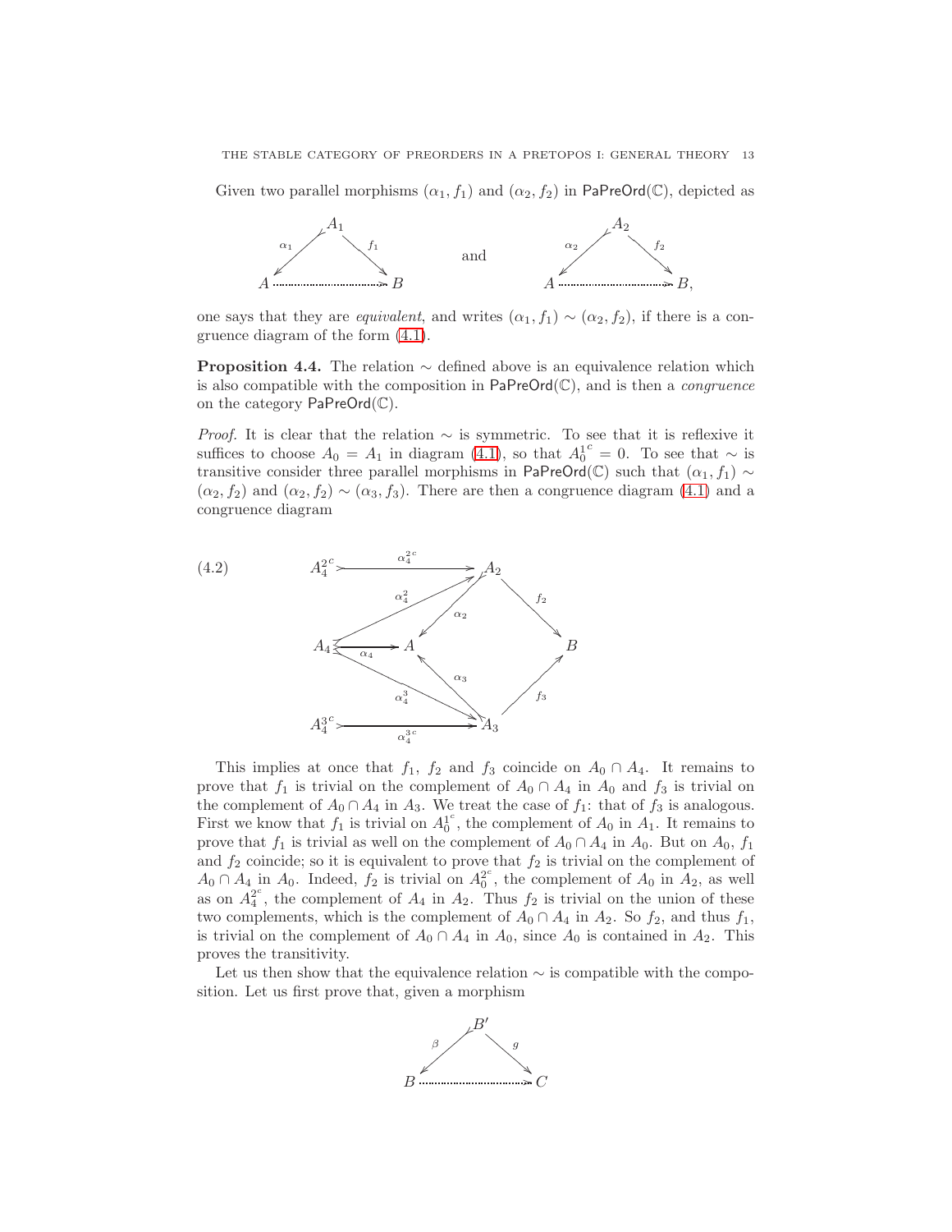Given two parallel morphisms $(\alpha_1, f_1)$ and $(\alpha_2, f_2)$ in $\mathsf{PaPreOrd}(\mathbb{C})$, depicted as

$$\begin{array}{ccc} & A_1 & \\ {\scriptstyle \alpha_1} \swarrow & & \searrow {\scriptstyle f_1} \\ A & \cdots\cdots\cdots\rightarrow & B \end{array} \qquad \text{and} \qquad \begin{array}{ccc} & A_2 & \\ {\scriptstyle \alpha_2} \swarrow & & \searrow {\scriptstyle f_2} \\ A & \cdots\cdots\cdots\rightarrow & B, \end{array}$$

one says that they are *equivalent*, and writes $(\alpha_1, f_1) \sim (\alpha_2, f_2)$, if there is a congruence diagram of the form (4.1).

**Proposition 4.4.** The relation $\sim$ defined above is an equivalence relation which is also compatible with the composition in $\mathsf{PaPreOrd}(\mathbb{C})$, and is then a *congruence* on the category $\mathsf{PaPreOrd}(\mathbb{C})$.

*Proof.* It is clear that the relation $\sim$ is symmetric. To see that it is reflexive it suffices to choose $A_0 = A_1$ in diagram (4.1), so that $A_0^{1^c} = 0$. To see that $\sim$ is transitive consider three parallel morphisms in $\mathsf{PaPreOrd}(\mathbb{C})$ such that $(\alpha_1, f_1) \sim (\alpha_2, f_2)$ and $(\alpha_2, f_2) \sim (\alpha_3, f_3)$. There are then a congruence diagram (4.1) and a congruence diagram

(4.2)
$$\begin{array}{l} A_4^{2^c} \xrightarrow{\alpha_4^{2^c}} A_2,\quad A_4 \xrightarrow{\alpha_4^2} A_2,\quad A_4 \xrightarrow{\alpha_4} A,\quad A_4 \xrightarrow{\alpha_4^3} A_3,\quad A_4^{3^c} \xrightarrow{\alpha_4^{3^c}} A_3, \\ A_2 \xrightarrow{\alpha_2} A,\quad A_3 \xrightarrow{\alpha_3} A,\quad A_2 \xrightarrow{f_2} B,\quad A_3 \xrightarrow{f_3} B \end{array}$$

This implies at once that $f_1$, $f_2$ and $f_3$ coincide on $A_0 \cap A_4$. It remains to prove that $f_1$ is trivial on the complement of $A_0 \cap A_4$ in $A_0$ and $f_3$ is trivial on the complement of $A_0 \cap A_4$ in $A_3$. We treat the case of $f_1$: that of $f_3$ is analogous. First we know that $f_1$ is trivial on $A_0^{1^c}$, the complement of $A_0$ in $A_1$. It remains to prove that $f_1$ is trivial as well on the complement of $A_0 \cap A_4$ in $A_0$. But on $A_0$, $f_1$ and $f_2$ coincide; so it is equivalent to prove that $f_2$ is trivial on the complement of $A_0 \cap A_4$ in $A_0$. Indeed, $f_2$ is trivial on $A_0^{2^c}$, the complement of $A_0$ in $A_2$, as well as on $A_4^{2^c}$, the complement of $A_4$ in $A_2$. Thus $f_2$ is trivial on the union of these two complements, which is the complement of $A_0 \cap A_4$ in $A_2$. So $f_2$, and thus $f_1$, is trivial on the complement of $A_0 \cap A_4$ in $A_0$, since $A_0$ is contained in $A_2$. This proves the transitivity.

Let us then show that the equivalence relation $\sim$ is compatible with the composition. Let us first prove that, given a morphism

$$\begin{array}{ccc} & B' & \\ {\scriptstyle \beta} \swarrow & & \searrow {\scriptstyle g} \\ B & \cdots\cdots\cdots\rightarrow & C \end{array}$$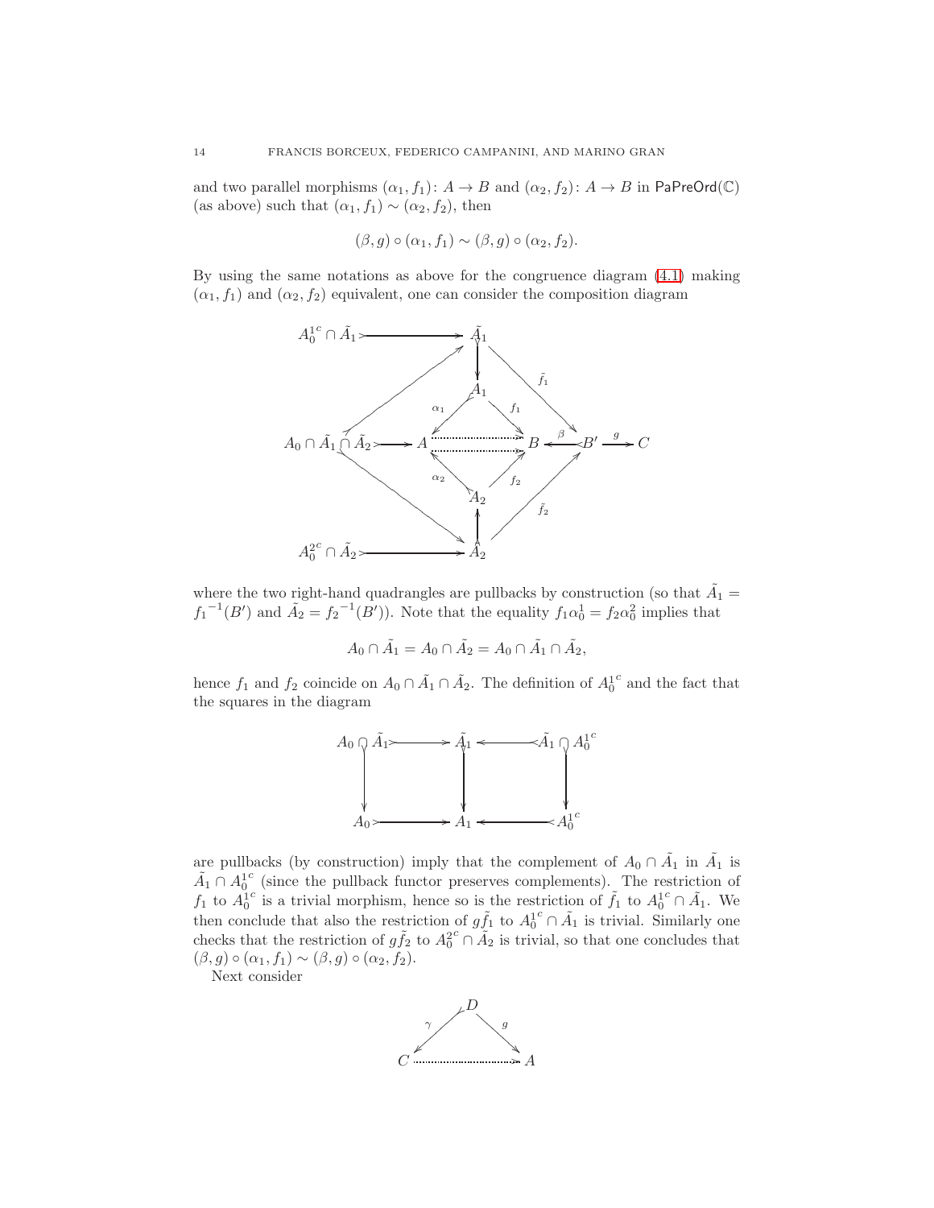and two parallel morphisms $(\alpha_1, f_1)\colon A \to B$ and $(\alpha_2, f_2)\colon A \to B$ in $\mathsf{PaPreOrd}(\mathbb{C})$ (as above) such that $(\alpha_1, f_1) \sim (\alpha_2, f_2)$, then

$$(\beta, g) \circ (\alpha_1, f_1) \sim (\beta, g) \circ (\alpha_2, f_2).$$

By using the same notations as above for the congruence diagram (4.1) making $(\alpha_1, f_1)$ and $(\alpha_2, f_2)$ equivalent, one can consider the composition diagram

$$
\begin{array}{ccccccc}
{A_0^1}^c \cap \tilde{A}_1 & \rightarrowtail & & \tilde{A}_1 & & & \\
& \nearrow & & \downarrow & \searrow^{\tilde{f}_1} & & \\
& & & A_1 & & & \\
& & \swarrow^{\alpha_1} & & \searrow^{f_1} & & \\
A_0 \cap \tilde{A}_1 \cap \tilde{A}_2 & \rightarrowtail & A & \cdots\cdots & B & \overset{\beta}{\leftarrowtail} B' \overset{g}{\longrightarrow} C \\
& & \nwarrow_{\alpha_2} & & \nearrow_{f_2} & & \\
& & & A_2 & & & \\
& \searrow & & \uparrow & \nearrow_{\tilde{f}_2} & & \\
{A_0^2}^c \cap \tilde{A}_2 & \rightarrowtail & & \tilde{A}_2 & & &
\end{array}
$$

where the two right-hand quadrangles are pullbacks by construction (so that $\tilde{A}_1 = {f_1}^{-1}(B')$ and $\tilde{A}_2 = {f_2}^{-1}(B')$). Note that the equality $f_1\alpha_0^1 = f_2\alpha_0^2$ implies that

$$A_0 \cap \tilde{A}_1 = A_0 \cap \tilde{A}_2 = A_0 \cap \tilde{A}_1 \cap \tilde{A}_2,$$

hence $f_1$ and $f_2$ coincide on $A_0 \cap \tilde{A}_1 \cap \tilde{A}_2$. The definition of ${A_0^1}^c$ and the fact that the squares in the diagram

$$
\begin{array}{ccccc}
A_0 \cap \tilde{A}_1 & \rightarrowtail & \tilde{A}_1 & \leftarrowtail & \tilde{A}_1 \cap {A_0^1}^c \\
\downarrow & & \downarrow & & \downarrow \\
A_0 & \rightarrowtail & A_1 & \leftarrowtail & {A_0^1}^c
\end{array}
$$

are pullbacks (by construction) imply that the complement of $A_0 \cap \tilde{A}_1$ in $\tilde{A}_1$ is $\tilde{A}_1 \cap {A_0^1}^c$ (since the pullback functor preserves complements). The restriction of $f_1$ to ${A_0^1}^c$ is a trivial morphism, hence so is the restriction of $\tilde{f}_1$ to ${A_0^1}^c \cap \tilde{A}_1$. We then conclude that also the restriction of $g\tilde{f}_1$ to ${A_0^1}^c \cap \tilde{A}_1$ is trivial. Similarly one checks that the restriction of $g\tilde{f}_2$ to ${A_0^2}^c \cap \tilde{A}_2$ is trivial, so that one concludes that $(\beta, g) \circ (\alpha_1, f_1) \sim (\beta, g) \circ (\alpha_2, f_2)$.

Next consider

$$
\begin{array}{ccc}
& D & \\
\swarrow^{\gamma} & & \searrow^{g} \\
C & \cdots\cdots & A
\end{array}
$$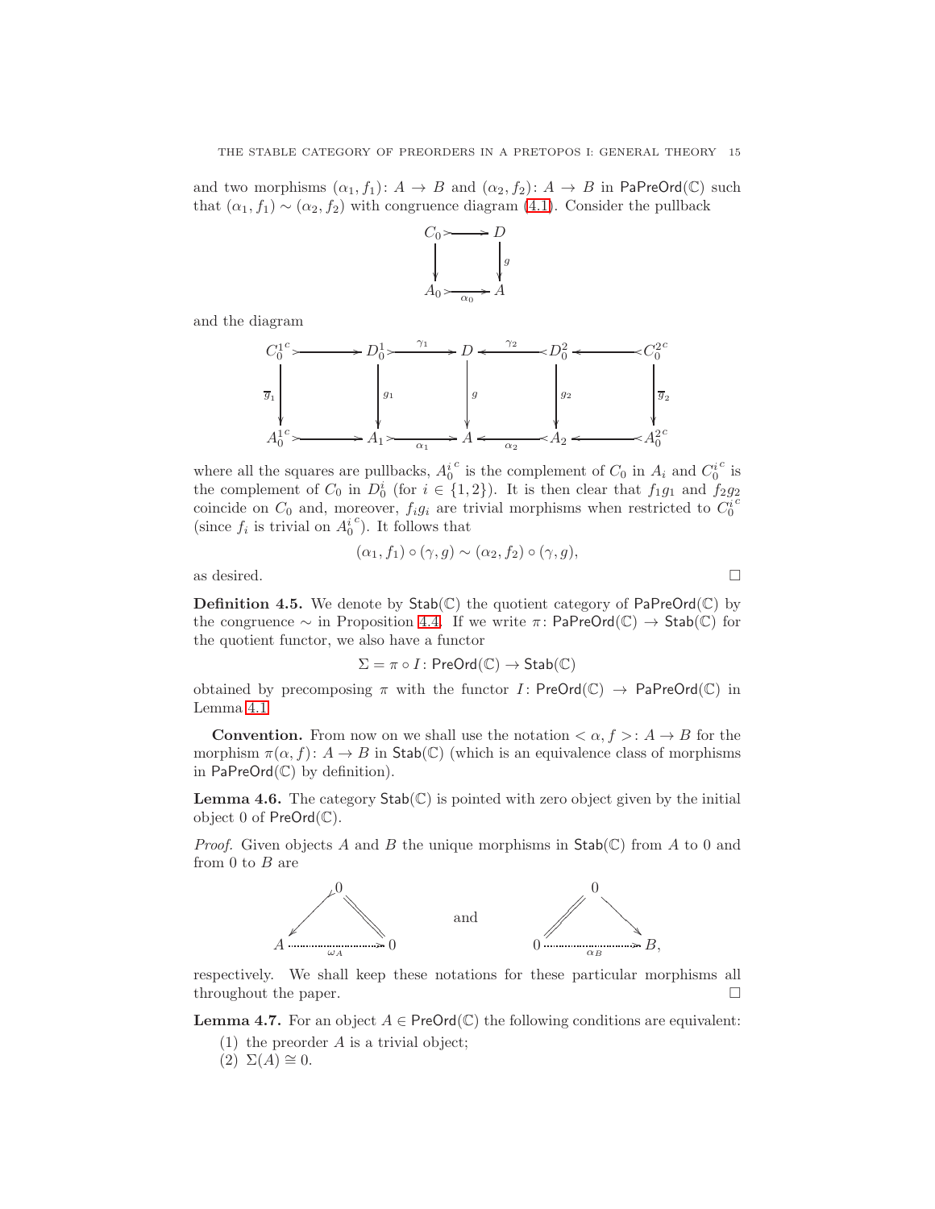and two morphisms $(\alpha_1, f_1)\colon A \to B$ and $(\alpha_2, f_2)\colon A \to B$ in $\mathsf{PaPreOrd}(\mathbb{C})$ such that $(\alpha_1, f_1) \sim (\alpha_2, f_2)$ with congruence diagram (4.1). Consider the pullback

$$\begin{array}{ccc} C_0 & \rightarrowtail & D \\ \downarrow & & \downarrow g \\ A_0 & \underset{\alpha_0}{\rightarrowtail} & A \end{array}$$

and the diagram

$$\begin{array}{ccccccccc} C_0^{1\,c} & \rightarrowtail & D_0^1 & \overset{\gamma_1}{\rightarrowtail} & D & \overset{\gamma_2}{\leftarrowtail} & D_0^2 & \leftarrowtail & C_0^{2\,c} \\ \downarrow \overline{g}_1 & & \downarrow g_1 & & \downarrow g & & \downarrow g_2 & & \downarrow \overline{g}_2 \\ A_0^{1\,c} & \rightarrowtail & A_1 & \underset{\alpha_1}{\rightarrowtail} & A & \underset{\alpha_2}{\leftarrowtail} & A_2 & \leftarrowtail & A_0^{2\,c} \end{array}$$

where all the squares are pullbacks, $A_0^{i\,c}$ is the complement of $C_0$ in $A_i$ and $C_0^{i\,c}$ is the complement of $C_0$ in $D_0^i$ (for $i \in \{1, 2\}$). It is then clear that $f_1 g_1$ and $f_2 g_2$ coincide on $C_0$ and, moreover, $f_i g_i$ are trivial morphisms when restricted to $C_0^{i\,c}$ (since $f_i$ is trivial on $A_0^{i\,c}$). It follows that

$$(\alpha_1, f_1) \circ (\gamma, g) \sim (\alpha_2, f_2) \circ (\gamma, g),$$

as desired. □

**Definition 4.5.** We denote by $\mathsf{Stab}(\mathbb{C})$ the quotient category of $\mathsf{PaPreOrd}(\mathbb{C})$ by the congruence $\sim$ in Proposition 4.4. If we write $\pi\colon \mathsf{PaPreOrd}(\mathbb{C}) \to \mathsf{Stab}(\mathbb{C})$ for the quotient functor, we also have a functor

$$\Sigma = \pi \circ I\colon \mathsf{PreOrd}(\mathbb{C}) \to \mathsf{Stab}(\mathbb{C})$$

obtained by precomposing $\pi$ with the functor $I\colon \mathsf{PreOrd}(\mathbb{C}) \to \mathsf{PaPreOrd}(\mathbb{C})$ in Lemma 4.1.

**Convention.** From now on we shall use the notation $<\alpha, f>\colon A \to B$ for the morphism $\pi(\alpha, f)\colon A \to B$ in $\mathsf{Stab}(\mathbb{C})$ (which is an equivalence class of morphisms in $\mathsf{PaPreOrd}(\mathbb{C})$ by definition).

**Lemma 4.6.** The category $\mathsf{Stab}(\mathbb{C})$ is pointed with zero object given by the initial object $0$ of $\mathsf{PreOrd}(\mathbb{C})$.

*Proof.* Given objects $A$ and $B$ the unique morphisms in $\mathsf{Stab}(\mathbb{C})$ from $A$ to $0$ and from $0$ to $B$ are

$$\begin{array}{ccc} & 0 & \\ \swarrow & & \searrow\!\!= \\ A & \overset{\omega_A}{\dashrightarrow} & 0 \end{array} \qquad \text{and} \qquad \begin{array}{ccc} & 0 & \\ =\!\!\swarrow & & \searrow \\ 0 & \overset{\alpha_B}{\dashrightarrow} & B, \end{array}$$

respectively. We shall keep these notations for these particular morphisms all throughout the paper. □

**Lemma 4.7.** For an object $A \in \mathsf{PreOrd}(\mathbb{C})$ the following conditions are equivalent:

(1) the preorder $A$ is a trivial object;
(2) $\Sigma(A) \cong 0$.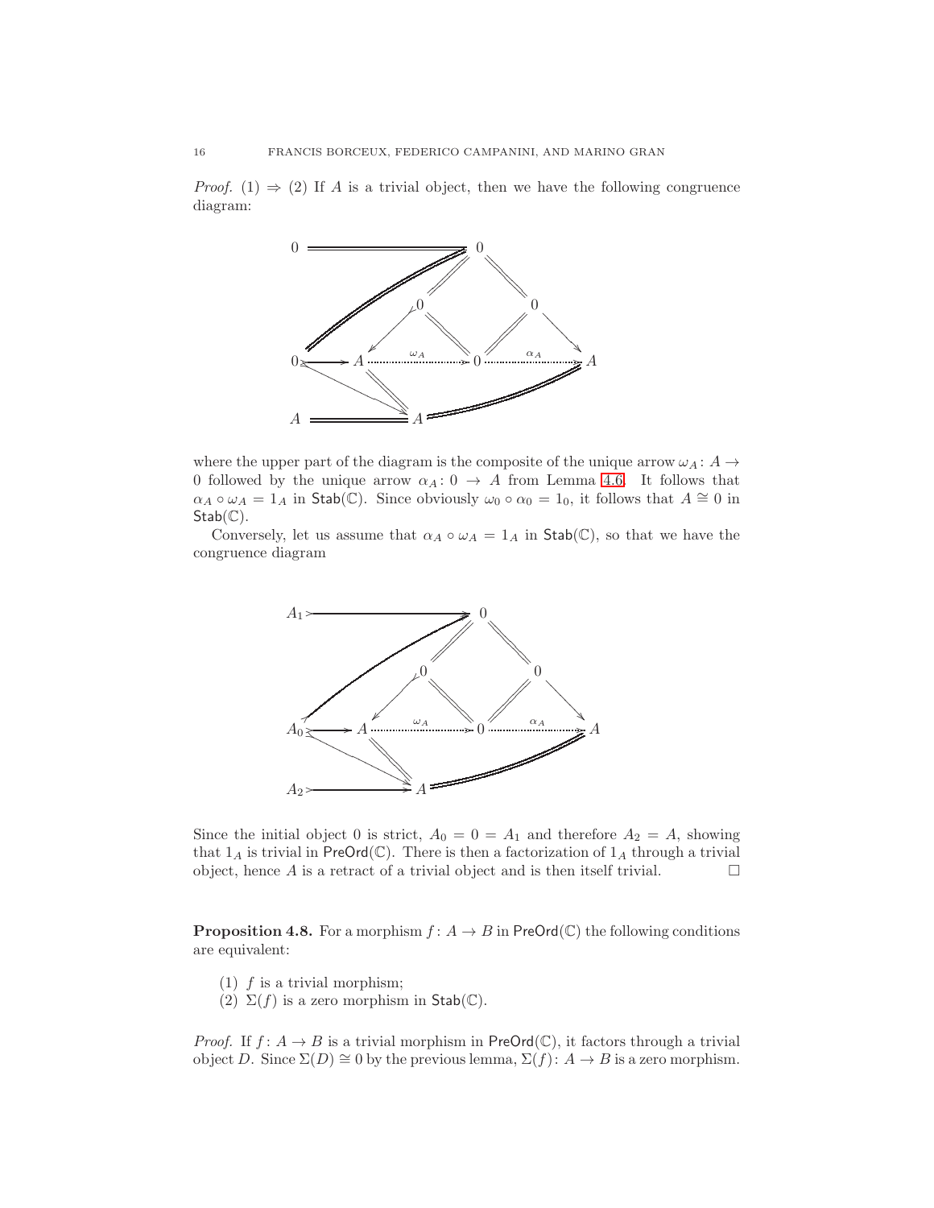*Proof.* (1) $\Rightarrow$ (2) If $A$ is a trivial object, then we have the following congruence diagram:

where the upper part of the diagram is the composite of the unique arrow $\omega_A \colon A \to 0$ followed by the unique arrow $\alpha_A \colon 0 \to A$ from Lemma 4.6. It follows that $\alpha_A \circ \omega_A = 1_A$ in $\mathsf{Stab}(\mathbb{C})$. Since obviously $\omega_0 \circ \alpha_0 = 1_0$, it follows that $A \cong 0$ in $\mathsf{Stab}(\mathbb{C})$.

Conversely, let us assume that $\alpha_A \circ \omega_A = 1_A$ in $\mathsf{Stab}(\mathbb{C})$, so that we have the congruence diagram

Since the initial object 0 is strict, $A_0 = 0 = A_1$ and therefore $A_2 = A$, showing that $1_A$ is trivial in $\mathsf{PreOrd}(\mathbb{C})$. There is then a factorization of $1_A$ through a trivial object, hence $A$ is a retract of a trivial object and is then itself trivial. □

**Proposition 4.8.** For a morphism $f \colon A \to B$ in $\mathsf{PreOrd}(\mathbb{C})$ the following conditions are equivalent:

1. $f$ is a trivial morphism;
2. $\Sigma(f)$ is a zero morphism in $\mathsf{Stab}(\mathbb{C})$.

*Proof.* If $f \colon A \to B$ is a trivial morphism in $\mathsf{PreOrd}(\mathbb{C})$, it factors through a trivial object $D$. Since $\Sigma(D) \cong 0$ by the previous lemma, $\Sigma(f) \colon A \to B$ is a zero morphism.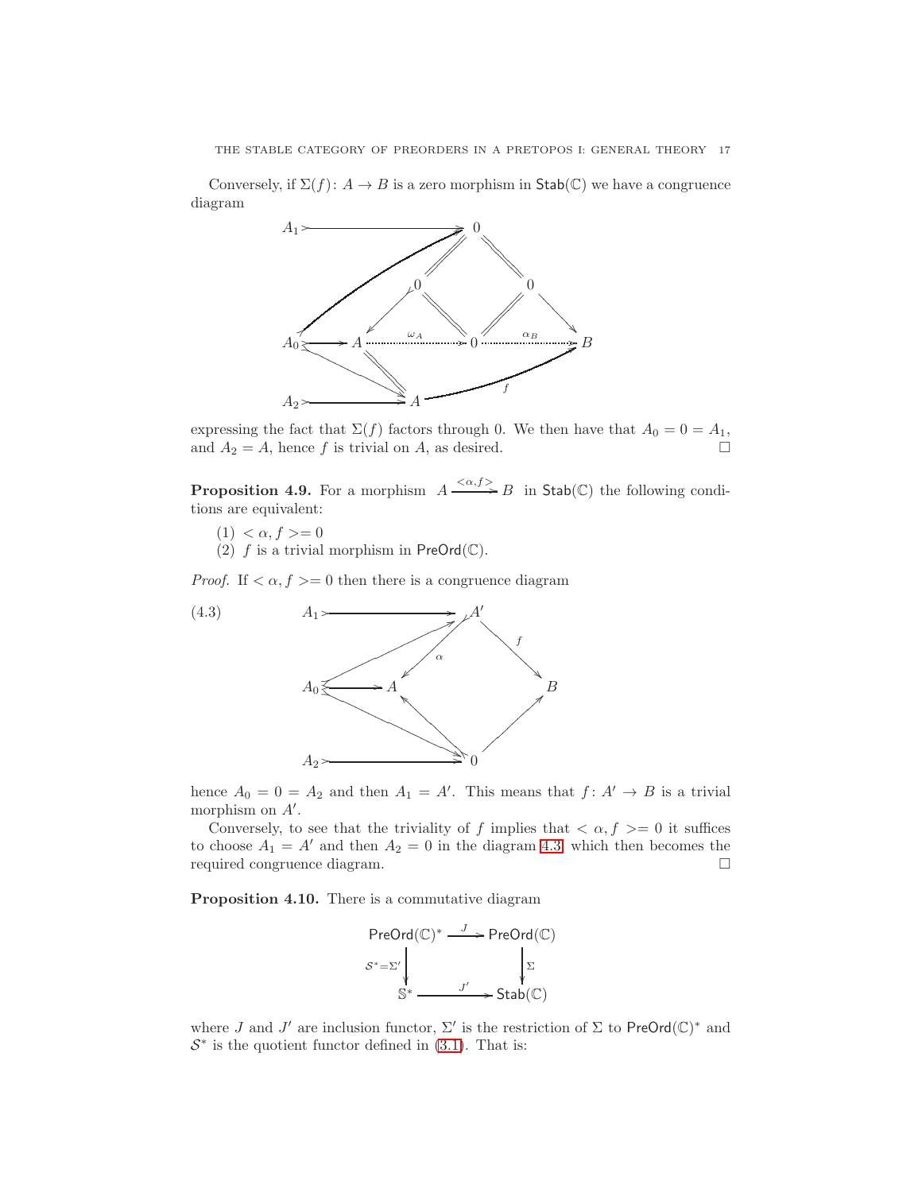Conversely, if $\Sigma(f)\colon A \to B$ is a zero morphism in $\mathsf{Stab}(\mathbb{C})$ we have a congruence diagram

$$
\begin{array}{ccccccc}
A_1 \rightarrowtail & & & 0 & & & \\
& & 0 & & 0 & & \\
A_0 \rightrightarrows & A & \overset{\omega_A}{\cdots\cdots} & 0 & \overset{\alpha_B}{\cdots\cdots} & & B \\
A_2 \rightarrowtail & & A & & \xrightarrow{f} & & 
\end{array}
$$

expressing the fact that $\Sigma(f)$ factors through 0. We then have that $A_0 = 0 = A_1$, and $A_2 = A$, hence $f$ is trivial on $A$, as desired. □

**Proposition 4.9.** For a morphism $A \xrightarrow{<\alpha,f>} B$ in $\mathsf{Stab}(\mathbb{C})$ the following conditions are equivalent:

1. $<\alpha, f>= 0$
2. $f$ is a trivial morphism in $\mathsf{PreOrd}(\mathbb{C})$.

*Proof.* If $<\alpha, f>= 0$ then there is a congruence diagram

(4.3)
$$
\begin{array}{ccccc}
A_1 \rightarrowtail & & A' & & \\
& & \swarrow^{\alpha} & \searrow^{f} & \\
A_0 \rightrightarrows & A & & & B \\
& & \nwarrow & \nearrow & \\
A_2 \rightarrowtail & & 0 & &
\end{array}
$$

hence $A_0 = 0 = A_2$ and then $A_1 = A'$. This means that $f\colon A' \to B$ is a trivial morphism on $A'$.

Conversely, to see that the triviality of $f$ implies that $<\alpha, f>= 0$ it suffices to choose $A_1 = A'$ and then $A_2 = 0$ in the diagram 4.3 which then becomes the required congruence diagram. □

**Proposition 4.10.** There is a commutative diagram

$$
\begin{array}{ccc}
\mathsf{PreOrd}(\mathbb{C})^* & \xrightarrow{J} & \mathsf{PreOrd}(\mathbb{C}) \\
{\scriptstyle \mathcal{S}^*=\Sigma'}\downarrow & & \downarrow{\scriptstyle \Sigma} \\
\mathbb{S}^* & \xrightarrow{J'} & \mathsf{Stab}(\mathbb{C})
\end{array}
$$

where $J$ and $J'$ are inclusion functor, $\Sigma'$ is the restriction of $\Sigma$ to $\mathsf{PreOrd}(\mathbb{C})^*$ and $\mathcal{S}^*$ is the quotient functor defined in (3.1). That is: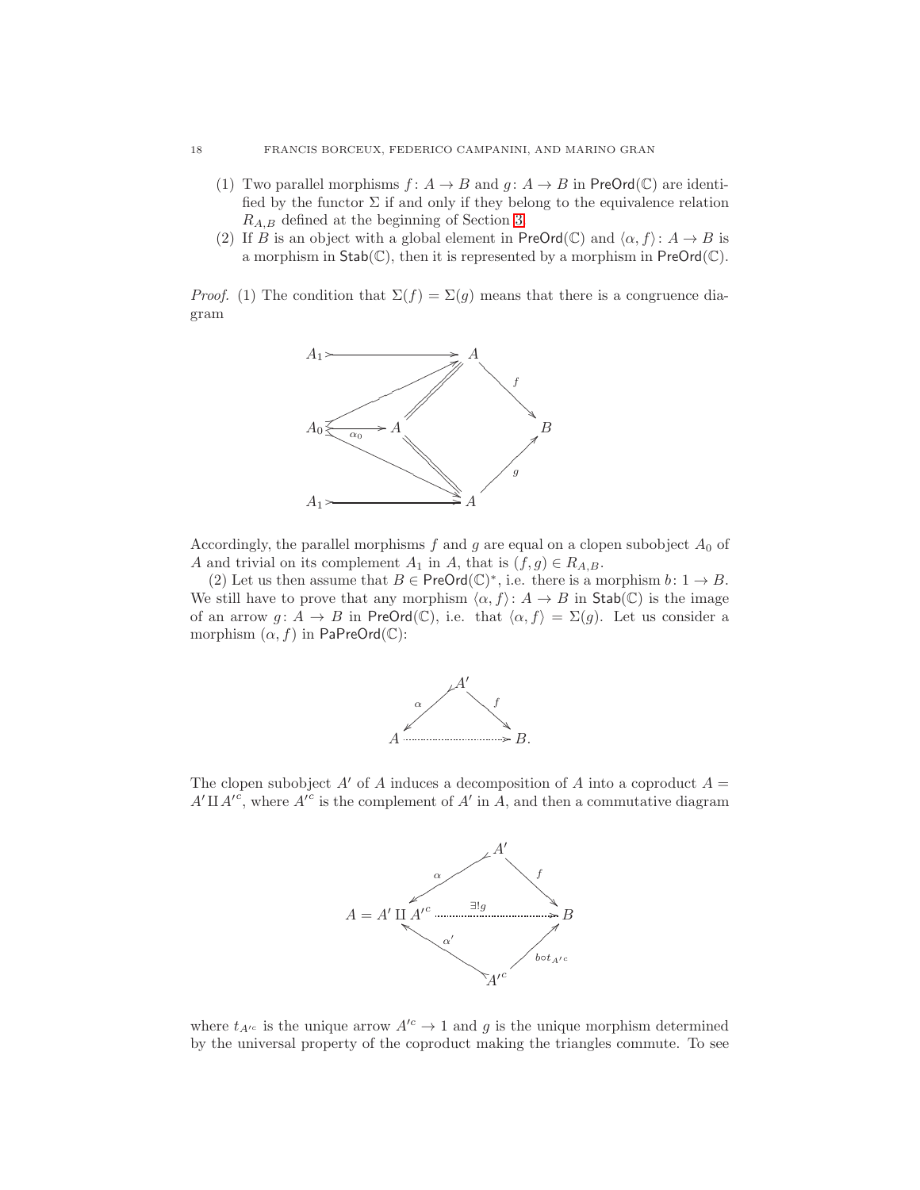(1) Two parallel morphisms $f: A \to B$ and $g: A \to B$ in $\mathsf{PreOrd}(\mathbb{C})$ are identified by the functor $\Sigma$ if and only if they belong to the equivalence relation $R_{A,B}$ defined at the beginning of Section 3.

(2) If $B$ is an object with a global element in $\mathsf{PreOrd}(\mathbb{C})$ and $\langle \alpha, f \rangle: A \to B$ is a morphism in $\mathsf{Stab}(\mathbb{C})$, then it is represented by a morphism in $\mathsf{PreOrd}(\mathbb{C})$.

*Proof.* (1) The condition that $\Sigma(f) = \Sigma(g)$ means that there is a congruence diagram

$$
\begin{array}{ccccc}
A_1 & \rightarrowtail & A & & \\
 & & & \searrow^{f} & \\
A_0 & \xrightarrow{\alpha_0} & A & & B \\
 & & & \nearrow_{g} & \\
A_1 & \rightarrowtail & A & &
\end{array}
$$

Accordingly, the parallel morphisms $f$ and $g$ are equal on a clopen subobject $A_0$ of $A$ and trivial on its complement $A_1$ in $A$, that is $(f, g) \in R_{A,B}$.

(2) Let us then assume that $B \in \mathsf{PreOrd}(\mathbb{C})^*$, i.e. there is a morphism $b: 1 \to B$. We still have to prove that any morphism $\langle \alpha, f \rangle: A \to B$ in $\mathsf{Stab}(\mathbb{C})$ is the image of an arrow $g: A \to B$ in $\mathsf{PreOrd}(\mathbb{C})$, i.e. that $\langle \alpha, f \rangle = \Sigma(g)$. Let us consider a morphism $(\alpha, f)$ in $\mathsf{PaPreOrd}(\mathbb{C})$:

$$
\begin{array}{ccc}
 & A' & \\
{}^{\alpha}\swarrow & & \searrow^{f} \\
A & \dashrightarrow & B.
\end{array}
$$

The clopen subobject $A'$ of $A$ induces a decomposition of $A$ into a coproduct $A = A' \amalg A'^c$, where $A'^c$ is the complement of $A'$ in $A$, and then a commutative diagram

$$
\begin{array}{ccc}
 & A' & \\
{}^{\alpha}\swarrow & & \searrow^{f} \\
A = A' \amalg A'^c & \xrightarrow{\exists ! g} & B \\
{}_{\alpha'}\nwarrow & & \nearrow_{b \circ t_{A'^c}} \\
 & A'^c &
\end{array}
$$

where $t_{A'^c}$ is the unique arrow $A'^c \to 1$ and $g$ is the unique morphism determined by the universal property of the coproduct making the triangles commute. To see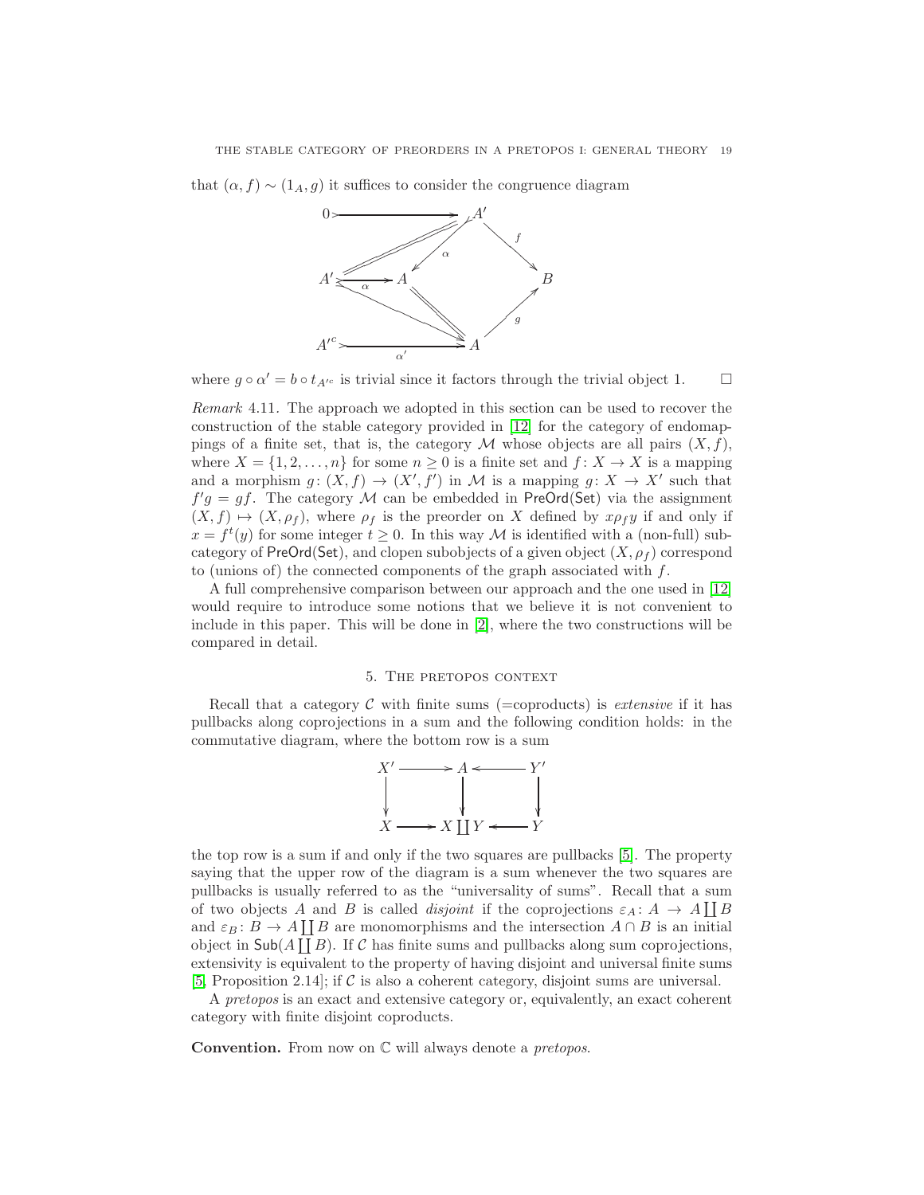that $(\alpha, f) \sim (1_A, g)$ it suffices to consider the congruence diagram

$$
\begin{array}{ccccc}
0 & \rightarrowtail & & & A' \\
& & & \swarrow^{\alpha} & & \searrow^{f} \\
A' & \xrightarrow{\alpha} & A & & & & B \\
& & & & & \nearrow_{g} \\
A'^c & \xrightarrow{\alpha'} & & & A
\end{array}
$$

where $g \circ \alpha' = b \circ t_{A'^c}$ is trivial since it factors through the trivial object 1. $\square$

*Remark* 4.11. The approach we adopted in this section can be used to recover the construction of the stable category provided in [12] for the category of endomappings of a finite set, that is, the category $\mathcal{M}$ whose objects are all pairs $(X, f)$, where $X = \{1, 2, \ldots, n\}$ for some $n \geq 0$ is a finite set and $f : X \to X$ is a mapping and a morphism $g : (X, f) \to (X', f')$ in $\mathcal{M}$ is a mapping $g : X \to X'$ such that $f'g = gf$. The category $\mathcal{M}$ can be embedded in $\mathsf{PreOrd}(\mathsf{Set})$ via the assignment $(X, f) \mapsto (X, \rho_f)$, where $\rho_f$ is the preorder on $X$ defined by $x \rho_f y$ if and only if $x = f^t(y)$ for some integer $t \geq 0$. In this way $\mathcal{M}$ is identified with a (non-full) subcategory of $\mathsf{PreOrd}(\mathsf{Set})$, and clopen subobjects of a given object $(X, \rho_f)$ correspond to (unions of) the connected components of the graph associated with $f$.

A full comprehensive comparison between our approach and the one used in [12] would require to introduce some notions that we believe it is not convenient to include in this paper. This will be done in [2], where the two constructions will be compared in detail.

## 5. The pretopos context

Recall that a category $\mathcal{C}$ with finite sums (=coproducts) is *extensive* if it has pullbacks along coprojections in a sum and the following condition holds: in the commutative diagram, where the bottom row is a sum

$$
\begin{array}{ccccc}
X' & \longrightarrow & A & \longleftarrow & Y' \\
\downarrow & & \downarrow & & \downarrow \\
X & \longrightarrow & X \coprod Y & \longleftarrow & Y
\end{array}
$$

the top row is a sum if and only if the two squares are pullbacks [5]. The property saying that the upper row of the diagram is a sum whenever the two squares are pullbacks is usually referred to as the "universality of sums". Recall that a sum of two objects $A$ and $B$ is called *disjoint* if the coprojections $\varepsilon_A : A \to A \coprod B$ and $\varepsilon_B : B \to A \coprod B$ are monomorphisms and the intersection $A \cap B$ is an initial object in $\mathsf{Sub}(A \coprod B)$. If $\mathcal{C}$ has finite sums and pullbacks along sum coprojections, extensivity is equivalent to the property of having disjoint and universal finite sums [5, Proposition 2.14]; if $\mathcal{C}$ is also a coherent category, disjoint sums are universal.

A *pretopos* is an exact and extensive category or, equivalently, an exact coherent category with finite disjoint coproducts.

**Convention.** From now on $\mathbb{C}$ will always denote a *pretopos*.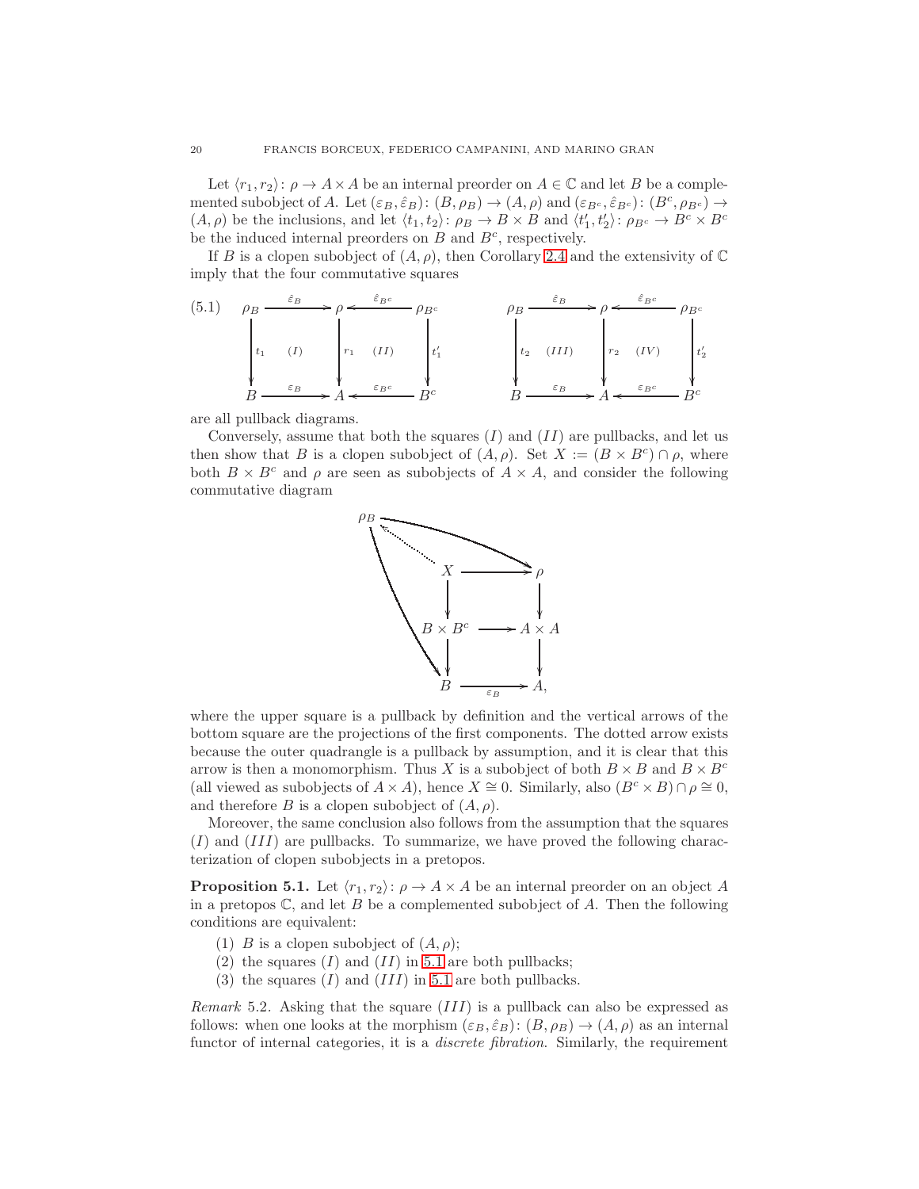Let $\langle r_1, r_2\rangle\colon \rho \to A \times A$ be an internal preorder on $A \in \mathbb{C}$ and let $B$ be a complemented subobject of $A$. Let $(\varepsilon_B, \hat{\varepsilon}_B)\colon (B, \rho_B) \to (A, \rho)$ and $(\varepsilon_{B^c}, \hat{\varepsilon}_{B^c})\colon (B^c, \rho_{B^c}) \to (A, \rho)$ be the inclusions, and let $\langle t_1, t_2\rangle\colon \rho_B \to B \times B$ and $\langle t_1', t_2'\rangle\colon \rho_{B^c} \to B^c \times B^c$ be the induced internal preorders on $B$ and $B^c$, respectively.

If $B$ is a clopen subobject of $(A, \rho)$, then Corollary 2.4 and the extensivity of $\mathbb{C}$ imply that the four commutative squares

$$
(5.1)\qquad
\begin{array}{ccccc}
\rho_B & \xrightarrow{\hat{\varepsilon}_B} & \rho & \xleftarrow{\hat{\varepsilon}_{B^c}} & \rho_{B^c} \\
\downarrow{\scriptstyle t_1} & (I) & \downarrow{\scriptstyle r_1} & (II) & \downarrow{\scriptstyle t_1'} \\
B & \xrightarrow[\varepsilon_B]{} & A & \xleftarrow[\varepsilon_{B^c}]{} & B^c
\end{array}
\qquad\qquad
\begin{array}{ccccc}
\rho_B & \xrightarrow{\hat{\varepsilon}_B} & \rho & \xleftarrow{\hat{\varepsilon}_{B^c}} & \rho_{B^c} \\
\downarrow{\scriptstyle t_2} & (III) & \downarrow{\scriptstyle r_2} & (IV) & \downarrow{\scriptstyle t_2'} \\
B & \xrightarrow[\varepsilon_B]{} & A & \xleftarrow[\varepsilon_{B^c}]{} & B^c
\end{array}
$$

are all pullback diagrams.

Conversely, assume that both the squares $(I)$ and $(II)$ are pullbacks, and let us then show that $B$ is a clopen subobject of $(A, \rho)$. Set $X := (B \times B^c) \cap \rho$, where both $B \times B^c$ and $\rho$ are seen as subobjects of $A \times A$, and consider the following commutative diagram

$$
\begin{array}{ccc}
\rho_B & & \\
 & X & \longrightarrow \rho \\
 & \downarrow & \downarrow \\
 & B \times B^c & \longrightarrow A \times A \\
 & \downarrow & \downarrow \\
 & B & \xrightarrow[\varepsilon_B]{} A,
\end{array}
$$

(with a dotted arrow $X \dashrightarrow \rho_B$, and arrows $\rho_B \to \rho$ and $\rho_B \to B$)

where the upper square is a pullback by definition and the vertical arrows of the bottom square are the projections of the first components. The dotted arrow exists because the outer quadrangle is a pullback by assumption, and it is clear that this arrow is then a monomorphism. Thus $X$ is a subobject of both $B \times B$ and $B \times B^c$ (all viewed as subobjects of $A \times A$), hence $X \cong 0$. Similarly, also $(B^c \times B) \cap \rho \cong 0$, and therefore $B$ is a clopen subobject of $(A, \rho)$.

Moreover, the same conclusion also follows from the assumption that the squares $(I)$ and $(III)$ are pullbacks. To summarize, we have proved the following characterization of clopen subobjects in a pretopos.

**Proposition 5.1.** *Let $\langle r_1, r_2\rangle\colon \rho \to A \times A$ be an internal preorder on an object $A$ in a pretopos $\mathbb{C}$, and let $B$ be a complemented subobject of $A$. Then the following conditions are equivalent:*

1. *$B$ is a clopen subobject of $(A, \rho)$;*
2. *the squares $(I)$ and $(II)$ in 5.1 are both pullbacks;*
3. *the squares $(I)$ and $(III)$ in 5.1 are both pullbacks.*

*Remark* 5.2. Asking that the square $(III)$ is a pullback can also be expressed as follows: when one looks at the morphism $(\varepsilon_B, \hat{\varepsilon}_B)\colon (B, \rho_B) \to (A, \rho)$ as an internal functor of internal categories, it is a *discrete fibration*. Similarly, the requirement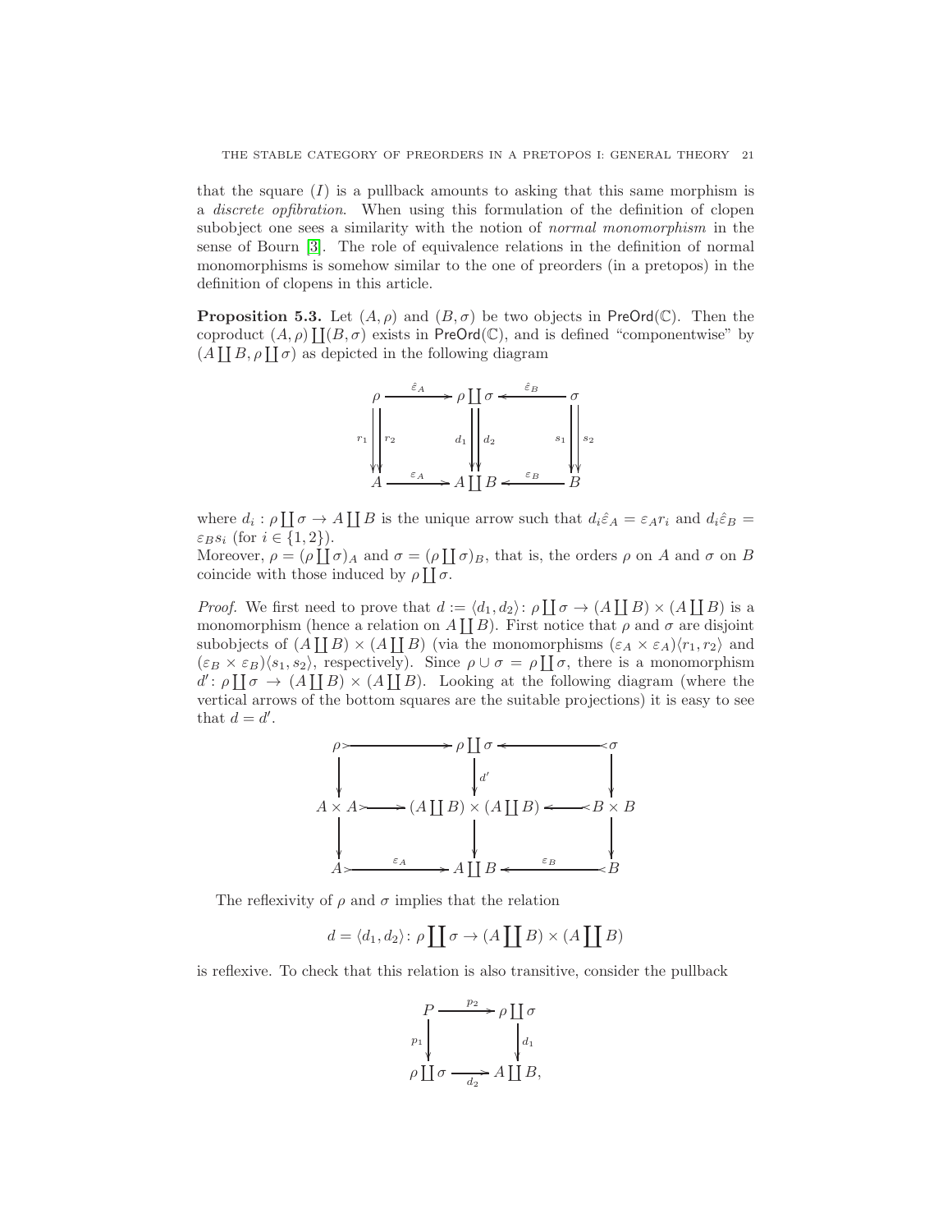that the square $(I)$ is a pullback amounts to asking that this same morphism is a *discrete opfibration*. When using this formulation of the definition of clopen subobject one sees a similarity with the notion of *normal monomorphism* in the sense of Bourn [3]. The role of equivalence relations in the definition of normal monomorphisms is somehow similar to the one of preorders (in a pretopos) in the definition of clopens in this article.

**Proposition 5.3.** Let $(A, \rho)$ and $(B, \sigma)$ be two objects in $\mathsf{PreOrd}(\mathbb{C})$. Then the coproduct $(A, \rho) \coprod (B, \sigma)$ exists in $\mathsf{PreOrd}(\mathbb{C})$, and is defined "componentwise" by $(A \coprod B, \rho \coprod \sigma)$ as depicted in the following diagram

$$\begin{array}{ccccc}
\rho & \xrightarrow{\hat{\varepsilon}_A} & \rho \coprod \sigma & \xleftarrow{\hat{\varepsilon}_B} & \sigma \\
{\scriptstyle r_1} \downarrow\downarrow {\scriptstyle r_2} & & {\scriptstyle d_1} \downarrow\downarrow {\scriptstyle d_2} & & {\scriptstyle s_1} \downarrow\downarrow {\scriptstyle s_2} \\
A & \xrightarrow{\varepsilon_A} & A \coprod B & \xleftarrow{\varepsilon_B} & B
\end{array}$$

where $d_i : \rho \coprod \sigma \to A \coprod B$ is the unique arrow such that $d_i \hat{\varepsilon}_A = \varepsilon_A r_i$ and $d_i \hat{\varepsilon}_B = \varepsilon_B s_i$ (for $i \in \{1, 2\}$).

Moreover, $\rho = (\rho \coprod \sigma)_A$ and $\sigma = (\rho \coprod \sigma)_B$, that is, the orders $\rho$ on $A$ and $\sigma$ on $B$ coincide with those induced by $\rho \coprod \sigma$.

*Proof.* We first need to prove that $d := \langle d_1, d_2 \rangle : \rho \coprod \sigma \to (A \coprod B) \times (A \coprod B)$ is a monomorphism (hence a relation on $A \coprod B$). First notice that $\rho$ and $\sigma$ are disjoint subobjects of $(A \coprod B) \times (A \coprod B)$ (via the monomorphisms $(\varepsilon_A \times \varepsilon_A)\langle r_1, r_2 \rangle$ and $(\varepsilon_B \times \varepsilon_B)\langle s_1, s_2 \rangle$, respectively). Since $\rho \cup \sigma = \rho \coprod \sigma$, there is a monomorphism $d' : \rho \coprod \sigma \to (A \coprod B) \times (A \coprod B)$. Looking at the following diagram (where the vertical arrows of the bottom squares are the suitable projections) it is easy to see that $d = d'$.

$$\begin{array}{ccccc}
\rho & \rightarrowtail & \rho \coprod \sigma & \leftarrowtail & \sigma \\
\downarrow & & \downarrow {\scriptstyle d'} & & \downarrow \\
A \times A & \rightarrowtail & (A \coprod B) \times (A \coprod B) & \leftarrowtail & B \times B \\
\downarrow & & \downarrow & & \downarrow \\
A & \xrightarrow{\varepsilon_A} & A \coprod B & \xleftarrow{\varepsilon_B} & B
\end{array}$$

The reflexivity of $\rho$ and $\sigma$ implies that the relation

$$d = \langle d_1, d_2 \rangle : \rho \coprod \sigma \to (A \coprod B) \times (A \coprod B)$$

is reflexive. To check that this relation is also transitive, consider the pullback

$$\begin{array}{ccc}
P & \xrightarrow{p_2} & \rho \coprod \sigma \\
{\scriptstyle p_1} \downarrow & & \downarrow {\scriptstyle d_1} \\
\rho \coprod \sigma & \xrightarrow[d_2]{} & A \coprod B,
\end{array}$$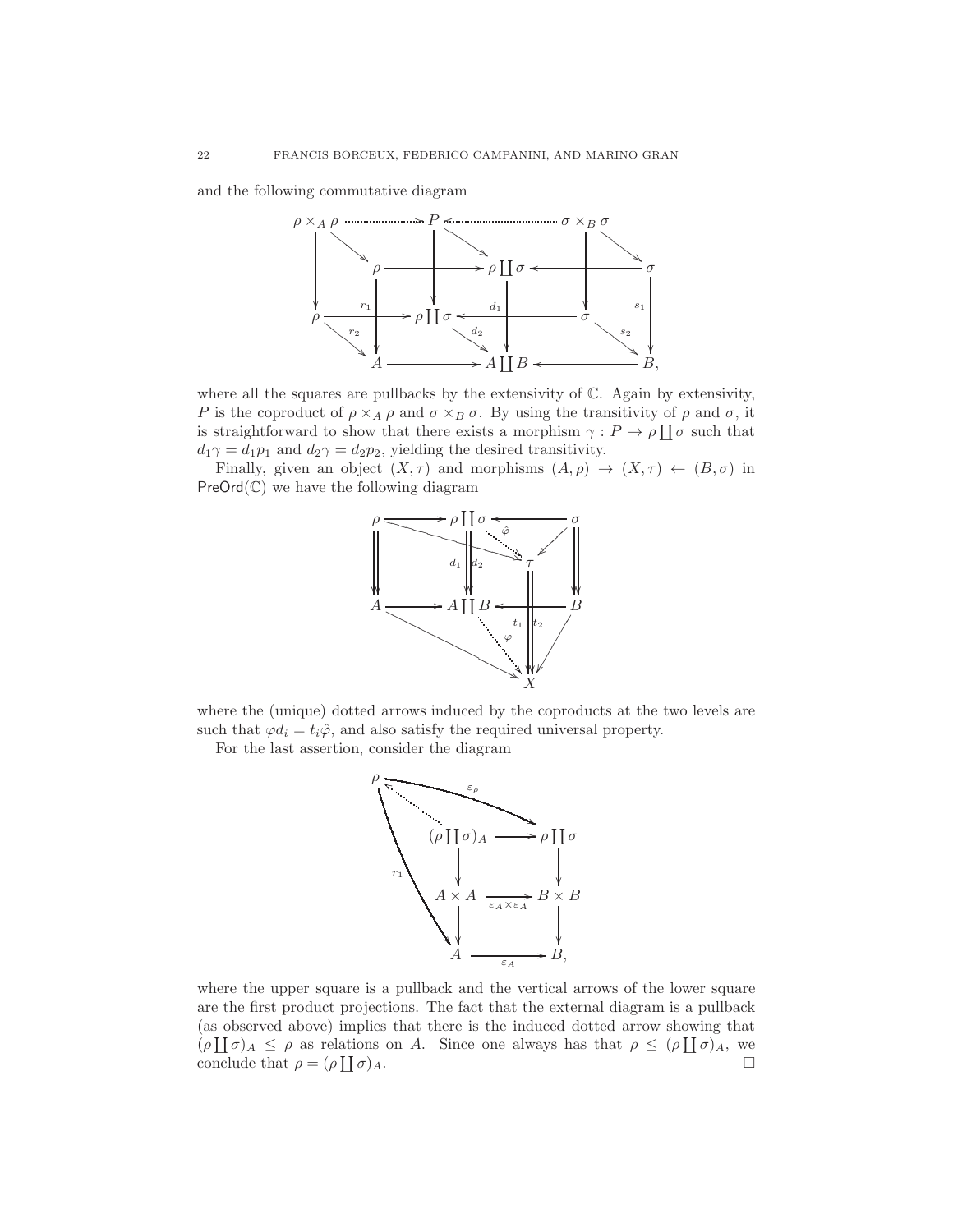and the following commutative diagram

$$
\begin{array}{ccccc}
\rho \times_A \rho & \dashrightarrow & P & \dashleftarrow & \sigma \times_B \sigma \\
& \rho & \longrightarrow \rho \coprod \sigma \longleftarrow & \sigma & \\
\rho & \xrightarrow{r_1} & \rho \coprod \sigma & \xleftarrow{d_1} & \sigma \\
& A & \longrightarrow A \coprod B \longleftarrow & B, &
\end{array}
$$

where all the squares are pullbacks by the extensivity of $\mathbb{C}$. Again by extensivity, $P$ is the coproduct of $\rho \times_A \rho$ and $\sigma \times_B \sigma$. By using the transitivity of $\rho$ and $\sigma$, it is straightforward to show that there exists a morphism $\gamma : P \to \rho \coprod \sigma$ such that $d_1 \gamma = d_1 p_1$ and $d_2 \gamma = d_2 p_2$, yielding the desired transitivity.

Finally, given an object $(X, \tau)$ and morphisms $(A, \rho) \to (X, \tau) \leftarrow (B, \sigma)$ in $\mathsf{PreOrd}(\mathbb{C})$ we have the following diagram

$$
\begin{array}{ccccc}
\rho & \longrightarrow & \rho \coprod \sigma & \longleftarrow & \sigma \\
& & \downarrow\downarrow d_1\, d_2 & \overset{\hat{\varphi}}{\searrow} \tau & \\
A & \longrightarrow & A \coprod B & \longleftarrow & B \\
& & & \overset{\varphi}{\searrow} X \; (t_1, t_2) &
\end{array}
$$

where the (unique) dotted arrows induced by the coproducts at the two levels are such that $\varphi d_i = t_i \hat{\varphi}$, and also satisfy the required universal property.

For the last assertion, consider the diagram

$$
\begin{array}{ccc}
\rho & \xrightarrow{\varepsilon_\rho} & \rho \coprod \sigma \\
& (\rho \coprod \sigma)_A & \longrightarrow \rho \coprod \sigma \\
& \downarrow & \downarrow \\
& A \times A & \xrightarrow{\varepsilon_A \times \varepsilon_A} B \times B \\
& \downarrow & \downarrow \\
& A & \xrightarrow{\varepsilon_A} B,
\end{array}
$$

where the upper square is a pullback and the vertical arrows of the lower square are the first product projections. The fact that the external diagram is a pullback (as observed above) implies that there is the induced dotted arrow showing that $(\rho \coprod \sigma)_A \leq \rho$ as relations on $A$. Since one always has that $\rho \leq (\rho \coprod \sigma)_A$, we conclude that $\rho = (\rho \coprod \sigma)_A$. $\square$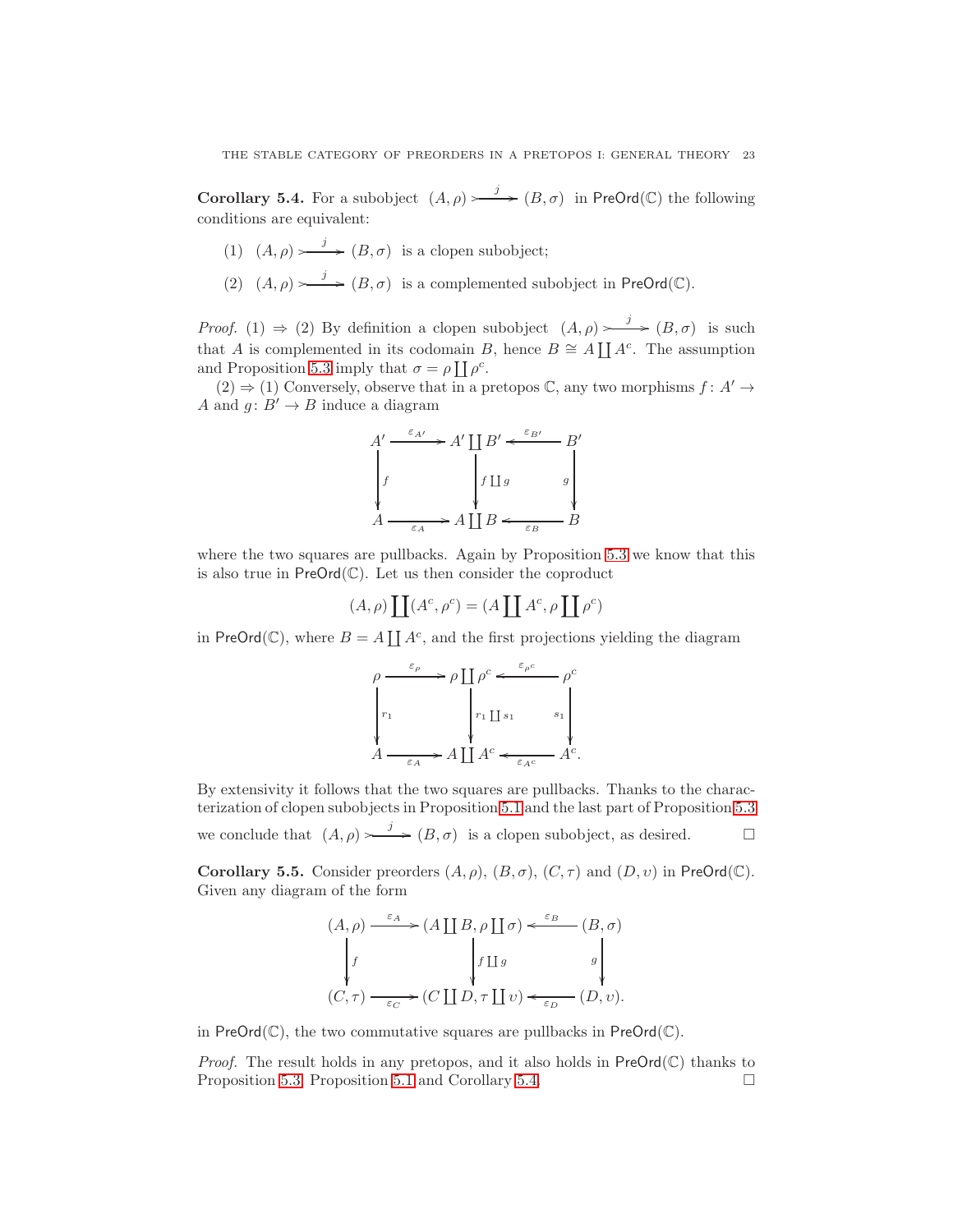**Corollary 5.4.** For a subobject $(A, \rho) \overset{j}{\rightarrowtail} (B, \sigma)$ in $\mathsf{PreOrd}(\mathbb{C})$ the following conditions are equivalent:

1. $(A, \rho) \overset{j}{\rightarrowtail} (B, \sigma)$ is a clopen subobject;
2. $(A, \rho) \overset{j}{\rightarrowtail} (B, \sigma)$ is a complemented subobject in $\mathsf{PreOrd}(\mathbb{C})$.

*Proof.* (1) $\Rightarrow$ (2) By definition a clopen subobject $(A, \rho) \overset{j}{\rightarrowtail} (B, \sigma)$ is such that $A$ is complemented in its codomain $B$, hence $B \cong A \coprod A^c$. The assumption and Proposition 5.3 imply that $\sigma = \rho \coprod \rho^c$.

(2) $\Rightarrow$ (1) Conversely, observe that in a pretopos $\mathbb{C}$, any two morphisms $f \colon A' \to A$ and $g \colon B' \to B$ induce a diagram

$$\begin{array}{ccccc}
A' & \xrightarrow{\varepsilon_{A'}} & A' \coprod B' & \xleftarrow{\varepsilon_{B'}} & B' \\
\downarrow f & & \downarrow f \coprod g & & \downarrow g \\
A & \xrightarrow{\varepsilon_A} & A \coprod B & \xleftarrow{\varepsilon_B} & B
\end{array}$$

where the two squares are pullbacks. Again by Proposition 5.3 we know that this is also true in $\mathsf{PreOrd}(\mathbb{C})$. Let us then consider the coproduct

$$(A, \rho) \coprod (A^c, \rho^c) = (A \coprod A^c, \rho \coprod \rho^c)$$

in $\mathsf{PreOrd}(\mathbb{C})$, where $B = A \coprod A^c$, and the first projections yielding the diagram

$$\begin{array}{ccccc}
\rho & \xrightarrow{\varepsilon_{\rho}} & \rho \coprod \rho^c & \xleftarrow{\varepsilon_{\rho^c}} & \rho^c \\
\downarrow r_1 & & \downarrow r_1 \coprod s_1 & & \downarrow s_1 \\
A & \xrightarrow{\varepsilon_A} & A \coprod A^c & \xleftarrow{\varepsilon_{A^c}} & A^c.
\end{array}$$

By extensivity it follows that the two squares are pullbacks. Thanks to the characterization of clopen subobjects in Proposition 5.1 and the last part of Proposition 5.3 we conclude that $(A, \rho) \overset{j}{\rightarrowtail} (B, \sigma)$ is a clopen subobject, as desired. $\square$

**Corollary 5.5.** Consider preorders $(A, \rho)$, $(B, \sigma)$, $(C, \tau)$ and $(D, \upsilon)$ in $\mathsf{PreOrd}(\mathbb{C})$. Given any diagram of the form

$$\begin{array}{ccccc}
(A, \rho) & \xrightarrow{\varepsilon_A} & (A \coprod B, \rho \coprod \sigma) & \xleftarrow{\varepsilon_B} & (B, \sigma) \\
\downarrow f & & \downarrow f \coprod g & & \downarrow g \\
(C, \tau) & \xrightarrow{\varepsilon_C} & (C \coprod D, \tau \coprod \upsilon) & \xleftarrow{\varepsilon_D} & (D, \upsilon).
\end{array}$$

in $\mathsf{PreOrd}(\mathbb{C})$, the two commutative squares are pullbacks in $\mathsf{PreOrd}(\mathbb{C})$.

*Proof.* The result holds in any pretopos, and it also holds in $\mathsf{PreOrd}(\mathbb{C})$ thanks to Proposition 5.3, Proposition 5.1 and Corollary 5.4. $\square$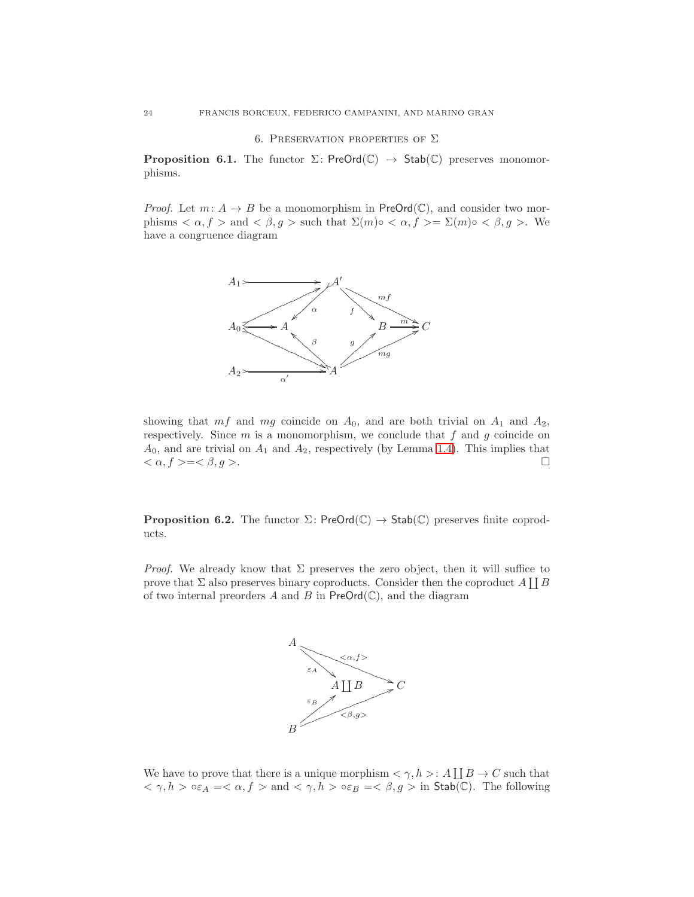## 6. Preservation properties of $\Sigma$

**Proposition 6.1.** The functor $\Sigma\colon \mathsf{PreOrd}(\mathbb{C}) \to \mathsf{Stab}(\mathbb{C})$ preserves monomorphisms.

*Proof.* Let $m\colon A \to B$ be a monomorphism in $\mathsf{PreOrd}(\mathbb{C})$, and consider two morphisms $< \alpha, f >$ and $< \beta, g >$ such that $\Sigma(m)\circ < \alpha, f >= \Sigma(m)\circ < \beta, g >$. We have a congruence diagram

$$
\begin{array}{ccccccc}
A_1 & \rightarrowtail & A' & & & & \\
& & & \searrow^{f} & & \searrow^{mf} & \\
A_0 & \rightrightarrows & A \;\; (\alpha, \beta) & & B & \xrightarrow{m} & C \\
& & & \nearrow_{g} & & \nearrow_{mg} & \\
A_2 & \xrightarrow[\alpha']{} & A & & & &
\end{array}
$$

showing that $mf$ and $mg$ coincide on $A_0$, and are both trivial on $A_1$ and $A_2$, respectively. Since $m$ is a monomorphism, we conclude that $f$ and $g$ coincide on $A_0$, and are trivial on $A_1$ and $A_2$, respectively (by Lemma 1.4). This implies that $< \alpha, f >=< \beta, g >$. $\square$

**Proposition 6.2.** The functor $\Sigma\colon \mathsf{PreOrd}(\mathbb{C}) \to \mathsf{Stab}(\mathbb{C})$ preserves finite coproducts.

*Proof.* We already know that $\Sigma$ preserves the zero object, then it will suffice to prove that $\Sigma$ also preserves binary coproducts. Consider then the coproduct $A \coprod B$ of two internal preorders $A$ and $B$ in $\mathsf{PreOrd}(\mathbb{C})$, and the diagram

$$
\begin{array}{ccccc}
A & & & & \\
& \searrow^{\varepsilon_A} & & \searrow^{<\alpha,f>} & \\
& & A \coprod B & & C \\
& \nearrow_{\varepsilon_B} & & \nearrow_{<\beta,g>} & \\
B & & & &
\end{array}
$$

We have to prove that there is a unique morphism $< \gamma, h >\colon A \coprod B \to C$ such that $< \gamma, h > \circ \varepsilon_A =< \alpha, f >$ and $< \gamma, h > \circ \varepsilon_B =< \beta, g >$ in $\mathsf{Stab}(\mathbb{C})$. The following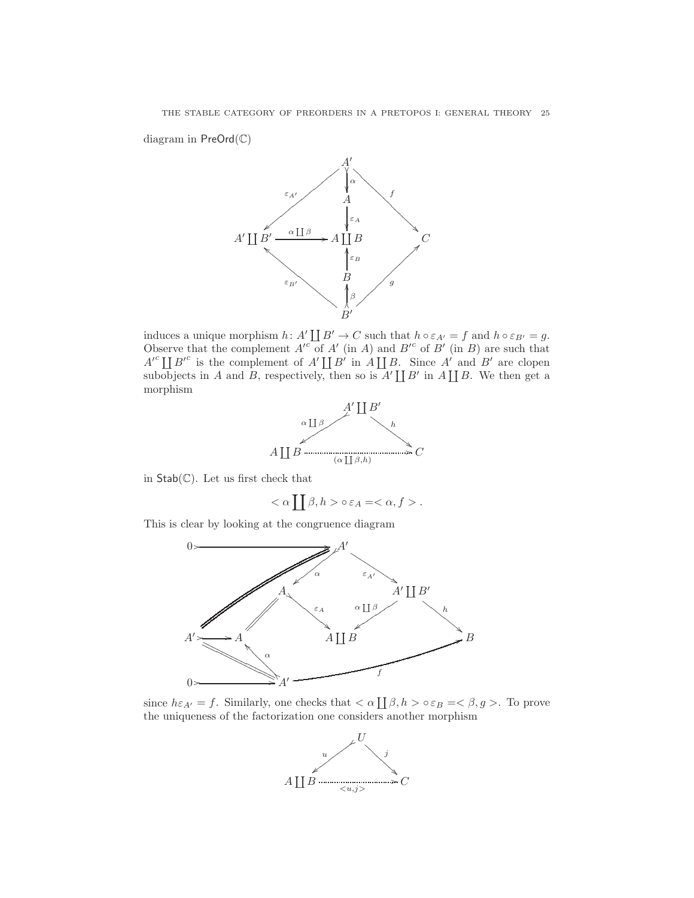diagram in $\mathsf{PreOrd}(\mathbb{C})$

$$
\begin{array}{ccccc}
 & & A' & & \\
 & \swarrow^{\varepsilon_{A'}} & \downarrow^{\alpha} & \searrow^{f} & \\
 & & A & & \\
 & & \downarrow^{\varepsilon_A} & & \\
A'\coprod B' & \xrightarrow{\alpha\coprod\beta} & A\coprod B & & C \\
 & & \uparrow^{\varepsilon_B} & & \\
 & & B & & \\
 & \nwarrow_{\varepsilon_{B'}} & \uparrow^{\beta} & \nearrow_{g} & \\
 & & B' & &
\end{array}
$$

induces a unique morphism $h\colon A'\coprod B' \to C$ such that $h\circ\varepsilon_{A'} = f$ and $h\circ\varepsilon_{B'} = g$. Observe that the complement $A'^c$ of $A'$ (in $A$) and $B'^c$ of $B'$ (in $B$) are such that $A'^c\coprod B'^c$ is the complement of $A'\coprod B'$ in $A\coprod B$. Since $A'$ and $B'$ are clopen subobjects in $A$ and $B$, respectively, then so is $A'\coprod B'$ in $A\coprod B$. We then get a morphism

$$
\begin{array}{ccc}
 & A'\coprod B' & \\
\swarrow^{\alpha\coprod\beta} & & \searrow^{h} \\
A\coprod B & \xrightarrow[(\alpha\coprod\beta,h)]{\cdots\cdots} & C
\end{array}
$$

in $\mathsf{Stab}(\mathbb{C})$. Let us first check that

$$
<\alpha\coprod\beta, h>\circ\,\varepsilon_A = <\alpha, f>.
$$

This is clear by looking at the congruence diagram

$$
\begin{array}{ccccccc}
0 \rightarrowtail & & A' & & & & \\
 & & \swarrow^{\alpha} & \searrow^{\varepsilon_{A'}} & & & \\
 & A & & & A'\coprod B' & & \\
 & & \searrow^{\varepsilon_A} & \swarrow^{\alpha\coprod\beta} & & \searrow^{h} & \\
A' \rightarrowtail A & & A\coprod B & & & & B \\
 & \nwarrow^{\alpha} & & & & & \\
0 \rightarrowtail & A' & & \xrightarrow{\qquad f \qquad} & & & 
\end{array}
$$

since $h\varepsilon_{A'} = f$. Similarly, one checks that $<\alpha\coprod\beta, h>\circ\,\varepsilon_B = <\beta, g>$. To prove the uniqueness of the factorization one considers another morphism

$$
\begin{array}{ccc}
 & U & \\
\swarrow^{u} & & \searrow^{j} \\
A\coprod B & \xrightarrow[<u,j>]{\cdots\cdots} & C
\end{array}
$$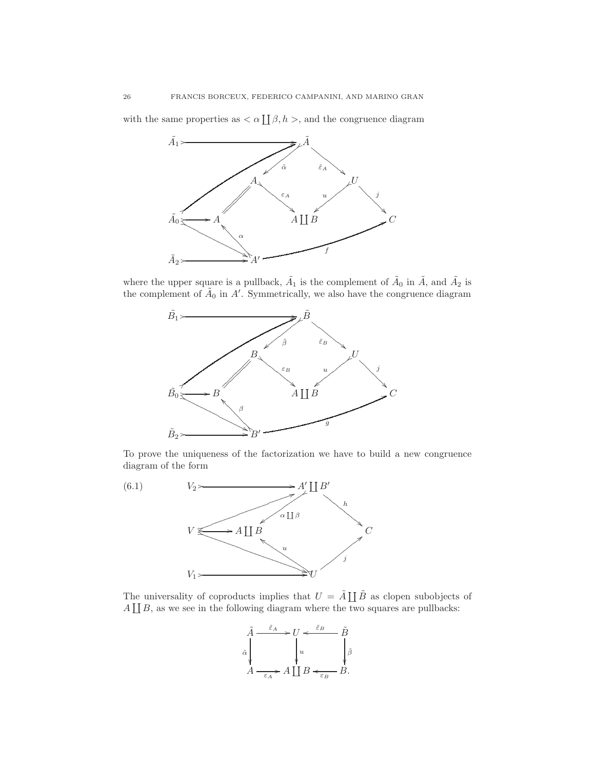with the same properties as $< \alpha \coprod \beta, h >$, and the congruence diagram

$$
\begin{array}{ccccccc}
\tilde{A}_1 & \rightarrowtail & & & \tilde{A} & & \\
 & & & \swarrow_{\tilde{\alpha}} & & \searrow^{\tilde{\varepsilon}_A} & \\
 & & A & & & & U \\
 & & & \searrow^{\varepsilon_A} & & \swarrow_{u} & & \searrow^{j} \\
\tilde{A}_0 & \rightrightarrows & A & & A \coprod B & & & C \\
 & & \uparrow \alpha & & & & & \\
\tilde{A}_2 & \rightarrowtail & A' & & \xrightarrow{\quad f \quad} & & & C
\end{array}
$$

where the upper square is a pullback, $\tilde{A}_1$ is the complement of $\tilde{A}_0$ in $\tilde{A}$, and $\tilde{A}_2$ is the complement of $\tilde{A}_0$ in $A'$. Symmetrically, we also have the congruence diagram

$$
\begin{array}{ccccccc}
\tilde{B}_1 & \rightarrowtail & & & \tilde{B} & & \\
 & & & \swarrow_{\tilde{\beta}} & & \searrow^{\tilde{\varepsilon}_B} & \\
 & & B & & & & U \\
 & & & \searrow^{\varepsilon_B} & & \swarrow_{u} & & \searrow^{j} \\
\tilde{B}_0 & \rightrightarrows & B & & A \coprod B & & & C \\
 & & \uparrow \beta & & & & & \\
\tilde{B}_2 & \rightarrowtail & B' & & \xrightarrow{\quad g \quad} & & & C
\end{array}
$$

To prove the uniqueness of the factorization we have to build a new congruence diagram of the form

$$
\begin{array}{ccccc}
V_2 & \rightarrowtail & A' \coprod B' & & \\
 & & \downarrow \alpha \coprod \beta & \searrow^{h} & \\
V & \rightrightarrows & A \coprod B & & C \\
 & & \uparrow u & \nearrow_{j} & \\
V_1 & \rightarrowtail & U & &
\end{array}
\tag{6.1}
$$

The universality of coproducts implies that $U = \tilde{A} \coprod \tilde{B}$ as clopen subobjects of $A \coprod B$, as we see in the following diagram where the two squares are pullbacks:

$$
\begin{array}{ccccc}
\tilde{A} & \xrightarrow{\tilde{\varepsilon}_A} & U & \xleftarrow{\tilde{\varepsilon}_B} & \tilde{B} \\
\tilde{\alpha} \downarrow & & \downarrow u & & \downarrow \tilde{\beta} \\
A & \xrightarrow[\varepsilon_A]{} & A \coprod B & \xleftarrow[\varepsilon_B]{} & B.
\end{array}
$$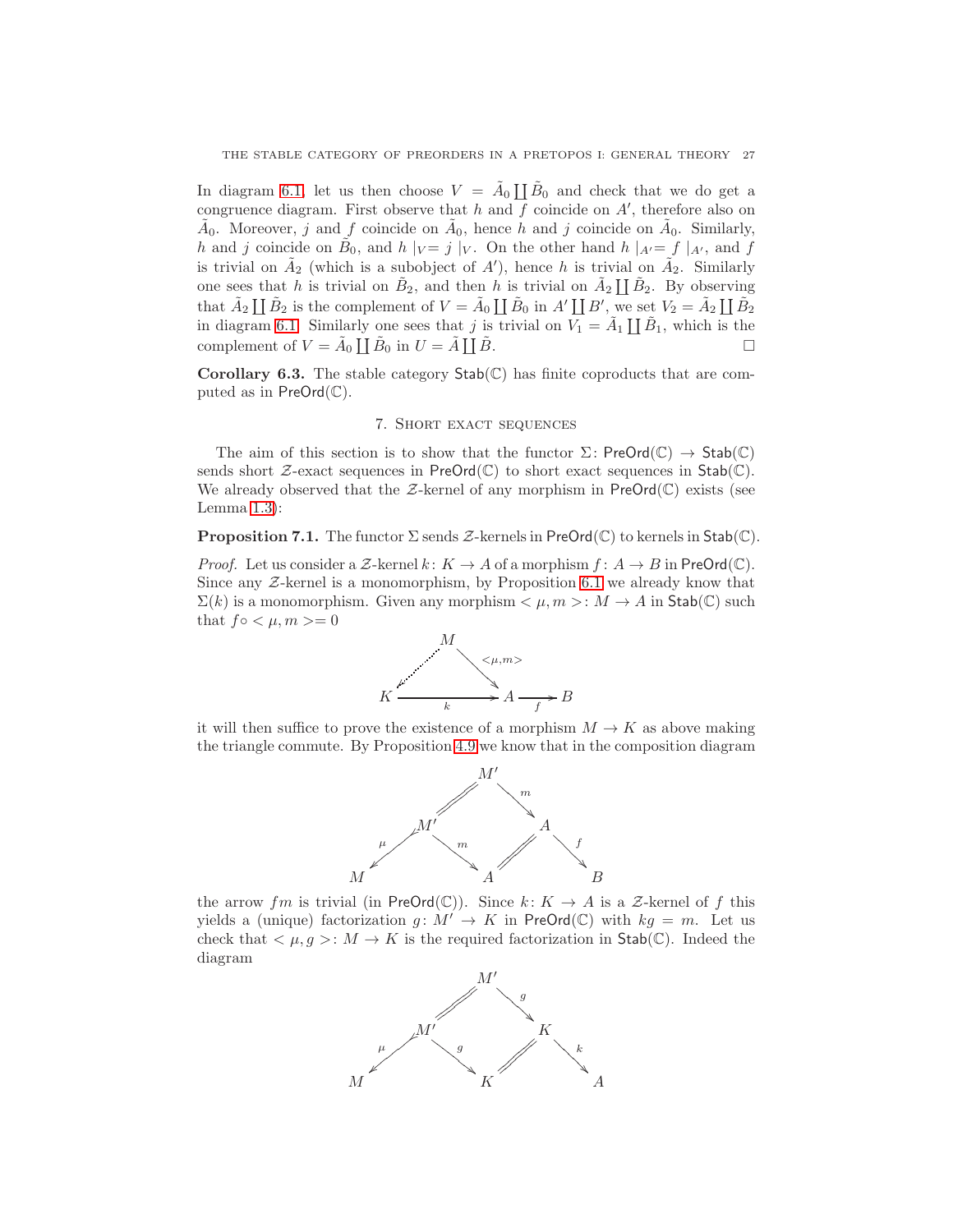In diagram 6.1, let us then choose $V = \tilde{A}_0 \coprod \tilde{B}_0$ and check that we do get a congruence diagram. First observe that $h$ and $f$ coincide on $A'$, therefore also on $\tilde{A}_0$. Moreover, $j$ and $f$ coincide on $\tilde{A}_0$, hence $h$ and $j$ coincide on $\tilde{A}_0$. Similarly, $h$ and $j$ coincide on $\tilde{B}_0$, and $h\mid_V = j\mid_V$. On the other hand $h\mid_{A'} = f\mid_{A'}$, and $f$ is trivial on $\tilde{A}_2$ (which is a subobject of $A'$), hence $h$ is trivial on $\tilde{A}_2$. Similarly one sees that $h$ is trivial on $\tilde{B}_2$, and then $h$ is trivial on $\tilde{A}_2 \coprod \tilde{B}_2$. By observing that $\tilde{A}_2 \coprod \tilde{B}_2$ is the complement of $V = \tilde{A}_0 \coprod \tilde{B}_0$ in $A' \coprod B'$, we set $V_2 = \tilde{A}_2 \coprod \tilde{B}_2$ in diagram 6.1. Similarly one sees that $j$ is trivial on $V_1 = \tilde{A}_1 \coprod \tilde{B}_1$, which is the complement of $V = \tilde{A}_0 \coprod \tilde{B}_0$ in $U = \tilde{A} \coprod \tilde{B}$. □

**Corollary 6.3.** The stable category $\mathsf{Stab}(\mathbb{C})$ has finite coproducts that are computed as in $\mathsf{PreOrd}(\mathbb{C})$.

## 7. Short exact sequences

The aim of this section is to show that the functor $\Sigma\colon \mathsf{PreOrd}(\mathbb{C}) \to \mathsf{Stab}(\mathbb{C})$ sends short $\mathcal{Z}$-exact sequences in $\mathsf{PreOrd}(\mathbb{C})$ to short exact sequences in $\mathsf{Stab}(\mathbb{C})$. We already observed that the $\mathcal{Z}$-kernel of any morphism in $\mathsf{PreOrd}(\mathbb{C})$ exists (see Lemma 1.3):

**Proposition 7.1.** The functor $\Sigma$ sends $\mathcal{Z}$-kernels in $\mathsf{PreOrd}(\mathbb{C})$ to kernels in $\mathsf{Stab}(\mathbb{C})$.

*Proof.* Let us consider a $\mathcal{Z}$-kernel $k\colon K \to A$ of a morphism $f\colon A \to B$ in $\mathsf{PreOrd}(\mathbb{C})$. Since any $\mathcal{Z}$-kernel is a monomorphism, by Proposition 6.1 we already know that $\Sigma(k)$ is a monomorphism. Given any morphism $<\mu, m>\colon M \to A$ in $\mathsf{Stab}(\mathbb{C})$ such that $f\circ <\mu, m> = 0$

$$
\begin{array}{ccccc}
 & & M & & \\
 & \swarrow & & \searrow^{<\mu,m>} & \\
K & & \xrightarrow{\quad k \quad} & & A \xrightarrow{\ f\ } B
\end{array}
$$

it will then suffice to prove the existence of a morphism $M \to K$ as above making the triangle commute. By Proposition 4.9 we know that in the composition diagram

$$
\begin{array}{ccccccc}
 & & & M' & & & \\
 & & /\!/ & & \searrow^{m} & & \\
 & M' & & & & A & \\
 {}^{\mu}\swarrow & & \searrow^{m} & & /\!/ & & \searrow^{f} \\
M & & & A & & & B
\end{array}
$$

the arrow $fm$ is trivial (in $\mathsf{PreOrd}(\mathbb{C})$). Since $k\colon K \to A$ is a $\mathcal{Z}$-kernel of $f$ this yields a (unique) factorization $g\colon M' \to K$ in $\mathsf{PreOrd}(\mathbb{C})$ with $kg = m$. Let us check that $<\mu, g>\colon M \to K$ is the required factorization in $\mathsf{Stab}(\mathbb{C})$. Indeed the diagram

$$
\begin{array}{ccccccc}
 & & & M' & & & \\
 & & /\!/ & & \searrow^{g} & & \\
 & M' & & & & K & \\
 {}^{\mu}\swarrow & & \searrow^{g} & & /\!/ & & \searrow^{k} \\
M & & & K & & & A
\end{array}
$$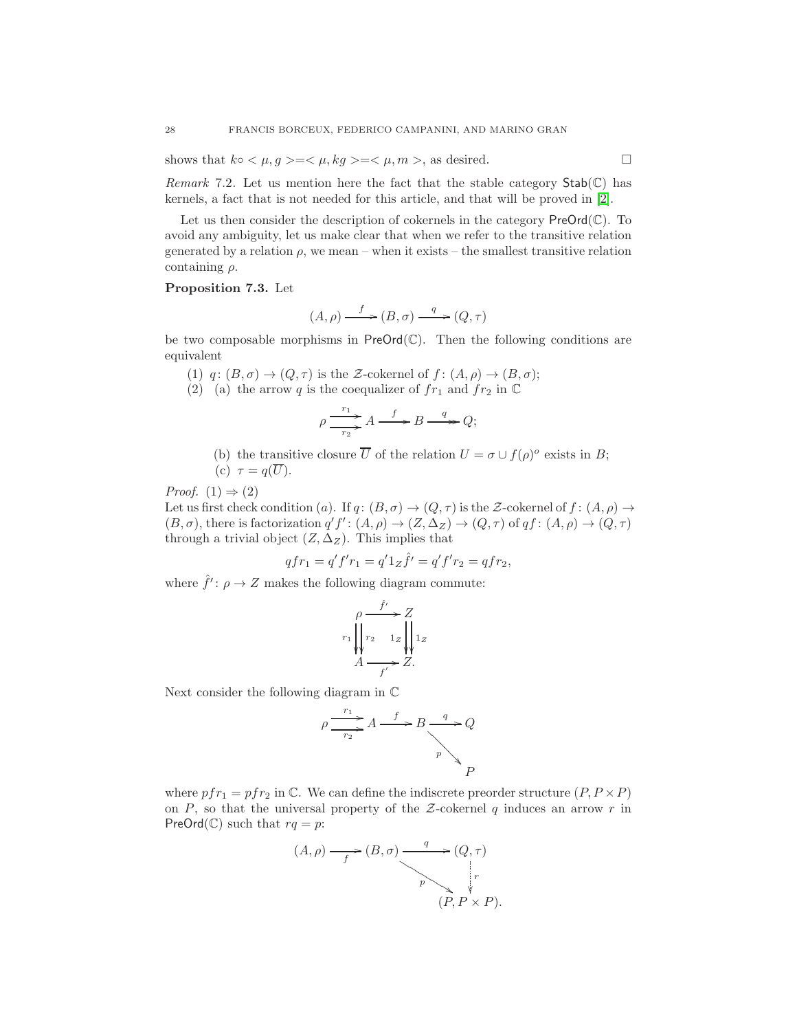shows that $k \circ < \mu, g > = < \mu, kg > = < \mu, m >$, as desired. □

*Remark* 7.2. Let us mention here the fact that the stable category $\mathsf{Stab}(\mathbb{C})$ has kernels, a fact that is not needed for this article, and that will be proved in [2].

Let us then consider the description of cokernels in the category $\mathsf{PreOrd}(\mathbb{C})$. To avoid any ambiguity, let us make clear that when we refer to the transitive relation generated by a relation $\rho$, we mean – when it exists – the smallest transitive relation containing $\rho$.

**Proposition 7.3.** Let

$$(A, \rho) \xrightarrow{f} (B, \sigma) \xrightarrow{q} (Q, \tau)$$

be two composable morphisms in $\mathsf{PreOrd}(\mathbb{C})$. Then the following conditions are equivalent

1. $q \colon (B, \sigma) \to (Q, \tau)$ is the $\mathcal{Z}$-cokernel of $f \colon (A, \rho) \to (B, \sigma)$;
2. (a) the arrow $q$ is the coequalizer of $fr_1$ and $fr_2$ in $\mathbb{C}$

$$\rho \underset{r_2}{\overset{r_1}{\rightrightarrows}} A \xrightarrow{f} B \xrightarrow{q} Q;$$

   (b) the transitive closure $\overline{U}$ of the relation $U = \sigma \cup f(\rho)^o$ exists in $B$;
   (c) $\tau = q(\overline{U})$.

*Proof.* (1) ⇒ (2)
Let us first check condition $(a)$. If $q \colon (B, \sigma) \to (Q, \tau)$ is the $\mathcal{Z}$-cokernel of $f \colon (A, \rho) \to (B, \sigma)$, there is factorization $q'f' \colon (A, \rho) \to (Z, \Delta_Z) \to (Q, \tau)$ of $qf \colon (A, \rho) \to (Q, \tau)$ through a trivial object $(Z, \Delta_Z)$. This implies that

$$qfr_1 = q'f'r_1 = q'1_Z \hat{f}' = q'f'r_2 = qfr_2,$$

where $\hat{f}' \colon \rho \to Z$ makes the following diagram commute:

$$\begin{array}{ccc} \rho & \xrightarrow{\hat{f}'} & Z \\ r_1 \downarrow\downarrow r_2 & & 1_Z \downarrow\downarrow 1_Z \\ A & \xrightarrow[f']{} & Z. \end{array}$$

Next consider the following diagram in $\mathbb{C}$

$$\begin{array}{ccccccc} \rho & \underset{r_2}{\overset{r_1}{\rightrightarrows}} & A & \xrightarrow{f} & B & \xrightarrow{q} & Q \\ & & & & & \searrow^{p} & \\ & & & & & & P \end{array}$$

where $pfr_1 = pfr_2$ in $\mathbb{C}$. We can define the indiscrete preorder structure $(P, P \times P)$ on $P$, so that the universal property of the $\mathcal{Z}$-cokernel $q$ induces an arrow $r$ in $\mathsf{PreOrd}(\mathbb{C})$ such that $rq = p$:

$$\begin{array}{ccccc} (A, \rho) & \xrightarrow[f]{} & (B, \sigma) & \xrightarrow{q} & (Q, \tau) \\ & & & \searrow^{p} & \vdots\, r \\ & & & & (P, P \times P). \end{array}$$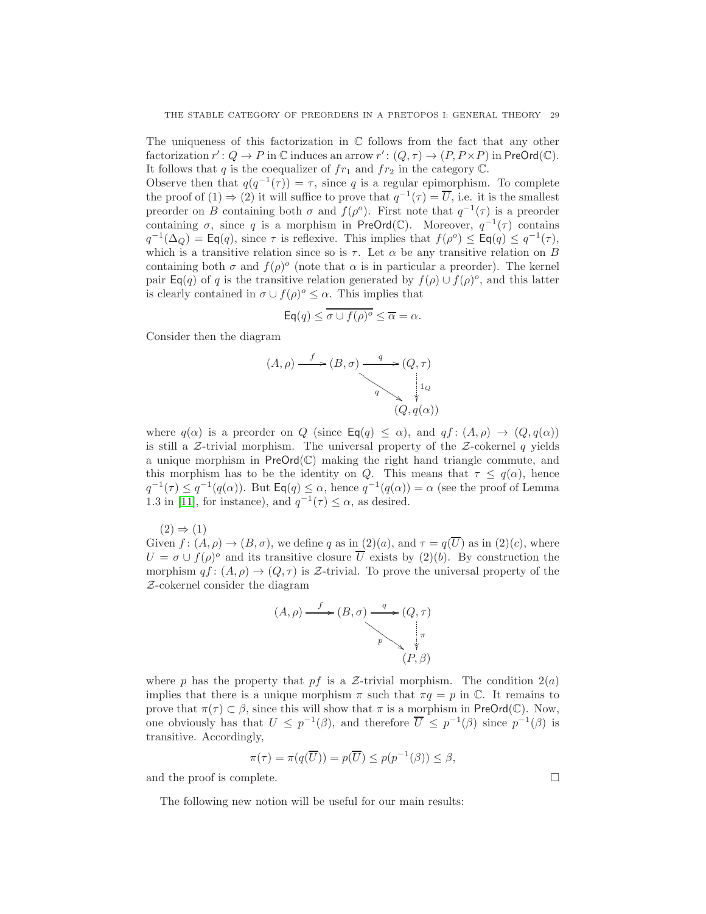The uniqueness of this factorization in $\mathbb{C}$ follows from the fact that any other factorization $r' \colon Q \to P$ in $\mathbb{C}$ induces an arrow $r' \colon (Q, \tau) \to (P, P \times P)$ in $\mathsf{PreOrd}(\mathbb{C})$. It follows that $q$ is the coequalizer of $fr_1$ and $fr_2$ in the category $\mathbb{C}$.
Observe then that $q(q^{-1}(\tau)) = \tau$, since $q$ is a regular epimorphism. To complete the proof of (1) $\Rightarrow$ (2) it will suffice to prove that $q^{-1}(\tau) = \overline{U}$, i.e. it is the smallest preorder on $B$ containing both $\sigma$ and $f(\rho^o)$. First note that $q^{-1}(\tau)$ is a preorder containing $\sigma$, since $q$ is a morphism in $\mathsf{PreOrd}(\mathbb{C})$. Moreover, $q^{-1}(\tau)$ contains $q^{-1}(\Delta_Q) = \mathsf{Eq}(q)$, since $\tau$ is reflexive. This implies that $f(\rho^o) \leq \mathsf{Eq}(q) \leq q^{-1}(\tau)$, which is a transitive relation since so is $\tau$. Let $\alpha$ be any transitive relation on $B$ containing both $\sigma$ and $f(\rho)^o$ (note that $\alpha$ is in particular a preorder). The kernel pair $\mathsf{Eq}(q)$ of $q$ is the transitive relation generated by $f(\rho) \cup f(\rho)^o$, and this latter is clearly contained in $\sigma \cup f(\rho)^o \leq \alpha$. This implies that

$$\mathsf{Eq}(q) \leq \overline{\sigma \cup f(\rho)^o} \leq \overline{\alpha} = \alpha.$$

Consider then the diagram

$$\begin{array}{ccccc} (A, \rho) & \xrightarrow{f} & (B, \sigma) & \xrightarrow{q} & (Q, \tau) \\ & & & \searrow^{q} & \big\downarrow 1_Q \\ & & & & (Q, q(\alpha)) \end{array}$$

where $q(\alpha)$ is a preorder on $Q$ (since $\mathsf{Eq}(q) \leq \alpha$), and $qf \colon (A, \rho) \to (Q, q(\alpha))$ is still a $\mathcal{Z}$-trivial morphism. The universal property of the $\mathcal{Z}$-cokernel $q$ yields a unique morphism in $\mathsf{PreOrd}(\mathbb{C})$ making the right hand triangle commute, and this morphism has to be the identity on $Q$. This means that $\tau \leq q(\alpha)$, hence $q^{-1}(\tau) \leq q^{-1}(q(\alpha))$. But $\mathsf{Eq}(q) \leq \alpha$, hence $q^{-1}(q(\alpha)) = \alpha$ (see the proof of Lemma 1.3 in [11], for instance), and $q^{-1}(\tau) \leq \alpha$, as desired.

(2) $\Rightarrow$ (1)
Given $f \colon (A, \rho) \to (B, \sigma)$, we define $q$ as in (2)(a), and $\tau = q(\overline{U})$ as in (2)(c), where $U = \sigma \cup f(\rho)^o$ and its transitive closure $\overline{U}$ exists by (2)(b). By construction the morphism $qf \colon (A, \rho) \to (Q, \tau)$ is $\mathcal{Z}$-trivial. To prove the universal property of the $\mathcal{Z}$-cokernel consider the diagram

$$\begin{array}{ccccc} (A, \rho) & \xrightarrow{f} & (B, \sigma) & \xrightarrow{q} & (Q, \tau) \\ & & & \searrow^{p} & \big\downarrow \pi \\ & & & & (P, \beta) \end{array}$$

where $p$ has the property that $pf$ is a $\mathcal{Z}$-trivial morphism. The condition 2(a) implies that there is a unique morphism $\pi$ such that $\pi q = p$ in $\mathbb{C}$. It remains to prove that $\pi(\tau) \subset \beta$, since this will show that $\pi$ is a morphism in $\mathsf{PreOrd}(\mathbb{C})$. Now, one obviously has that $U \leq p^{-1}(\beta)$, and therefore $\overline{U} \leq p^{-1}(\beta)$ since $p^{-1}(\beta)$ is transitive. Accordingly,

$$\pi(\tau) = \pi(q(\overline{U})) = p(\overline{U}) \leq p(p^{-1}(\beta)) \leq \beta,$$

and the proof is complete. $\square$

The following new notion will be useful for our main results: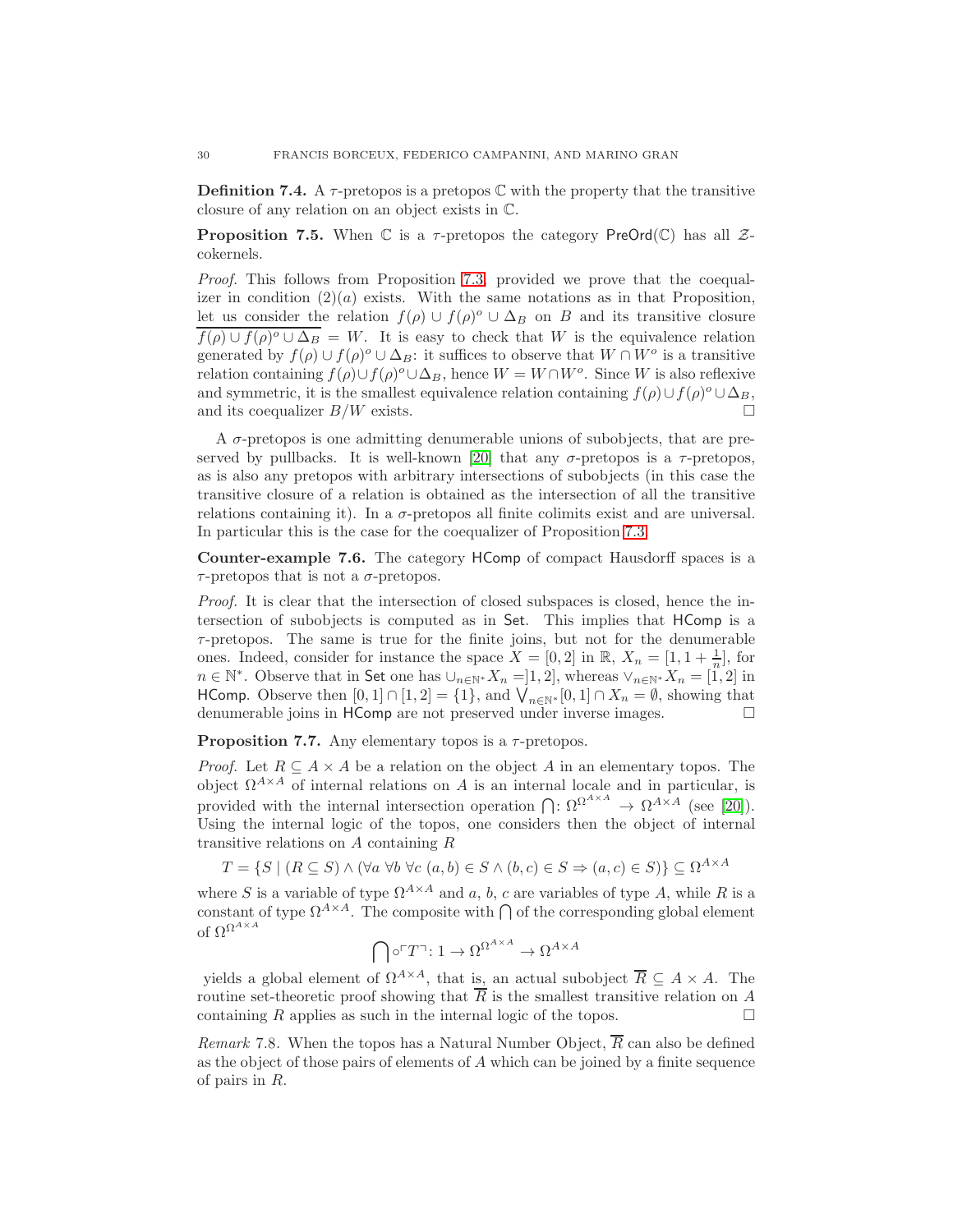**Definition 7.4.** A $\tau$-pretopos is a pretopos $\mathbb{C}$ with the property that the transitive closure of any relation on an object exists in $\mathbb{C}$.

**Proposition 7.5.** When $\mathbb{C}$ is a $\tau$-pretopos the category $\mathsf{PreOrd}(\mathbb{C})$ has all $\mathcal{Z}$-cokernels.

*Proof.* This follows from Proposition 7.3, provided we prove that the coequalizer in condition $(2)(a)$ exists. With the same notations as in that Proposition, let us consider the relation $f(\rho) \cup f(\rho)^o \cup \Delta_B$ on $B$ and its transitive closure $\overline{f(\rho) \cup f(\rho)^o \cup \Delta_B} = W$. It is easy to check that $W$ is the equivalence relation generated by $f(\rho) \cup f(\rho)^o \cup \Delta_B$: it suffices to observe that $W \cap W^o$ is a transitive relation containing $f(\rho) \cup f(\rho)^o \cup \Delta_B$, hence $W = W \cap W^o$. Since $W$ is also reflexive and symmetric, it is the smallest equivalence relation containing $f(\rho) \cup f(\rho)^o \cup \Delta_B$, and its coequalizer $B/W$ exists. □

A $\sigma$-pretopos is one admitting denumerable unions of subobjects, that are preserved by pullbacks. It is well-known [20] that any $\sigma$-pretopos is a $\tau$-pretopos, as is also any pretopos with arbitrary intersections of subobjects (in this case the transitive closure of a relation is obtained as the intersection of all the transitive relations containing it). In a $\sigma$-pretopos all finite colimits exist and are universal. In particular this is the case for the coequalizer of Proposition 7.3.

**Counter-example 7.6.** The category $\mathsf{HComp}$ of compact Hausdorff spaces is a $\tau$-pretopos that is not a $\sigma$-pretopos.

*Proof.* It is clear that the intersection of closed subspaces is closed, hence the intersection of subobjects is computed as in $\mathsf{Set}$. This implies that $\mathsf{HComp}$ is a $\tau$-pretopos. The same is true for the finite joins, but not for the denumerable ones. Indeed, consider for instance the space $X = [0, 2]$ in $\mathbb{R}$, $X_n = [1, 1 + \frac{1}{n}]$, for $n \in \mathbb{N}^*$. Observe that in $\mathsf{Set}$ one has $\cup_{n\in\mathbb{N}^*} X_n = ]1, 2]$, whereas $\vee_{n\in\mathbb{N}^*} X_n = [1, 2]$ in $\mathsf{HComp}$. Observe then $[0, 1] \cap [1, 2] = \{1\}$, and $\bigvee_{n\in\mathbb{N}^*} [0, 1] \cap X_n = \emptyset$, showing that denumerable joins in $\mathsf{HComp}$ are not preserved under inverse images. □

**Proposition 7.7.** Any elementary topos is a $\tau$-pretopos.

*Proof.* Let $R \subseteq A \times A$ be a relation on the object $A$ in an elementary topos. The object $\Omega^{A\times A}$ of internal relations on $A$ is an internal locale and in particular, is provided with the internal intersection operation $\bigcap \colon \Omega^{\Omega^{A\times A}} \to \Omega^{A\times A}$ (see [20]). Using the internal logic of the topos, one considers then the object of internal transitive relations on $A$ containing $R$

$$T = \{S \mid (R \subseteq S) \wedge (\forall a \; \forall b \; \forall c \; (a, b) \in S \wedge (b, c) \in S \Rightarrow (a, c) \in S)\} \subseteq \Omega^{A\times A}$$

where $S$ is a variable of type $\Omega^{A\times A}$ and $a$, $b$, $c$ are variables of type $A$, while $R$ is a constant of type $\Omega^{A\times A}$. The composite with $\bigcap$ of the corresponding global element of $\Omega^{\Omega^{A\times A}}$

$$\bigcap \circ \ulcorner T \urcorner \colon 1 \to \Omega^{\Omega^{A\times A}} \to \Omega^{A\times A}$$

yields a global element of $\Omega^{A\times A}$, that is, an actual subobject $\overline{R} \subseteq A \times A$. The routine set-theoretic proof showing that $\overline{R}$ is the smallest transitive relation on $A$ containing $R$ applies as such in the internal logic of the topos. □

*Remark* 7.8. When the topos has a Natural Number Object, $\overline{R}$ can also be defined as the object of those pairs of elements of $A$ which can be joined by a finite sequence of pairs in $R$.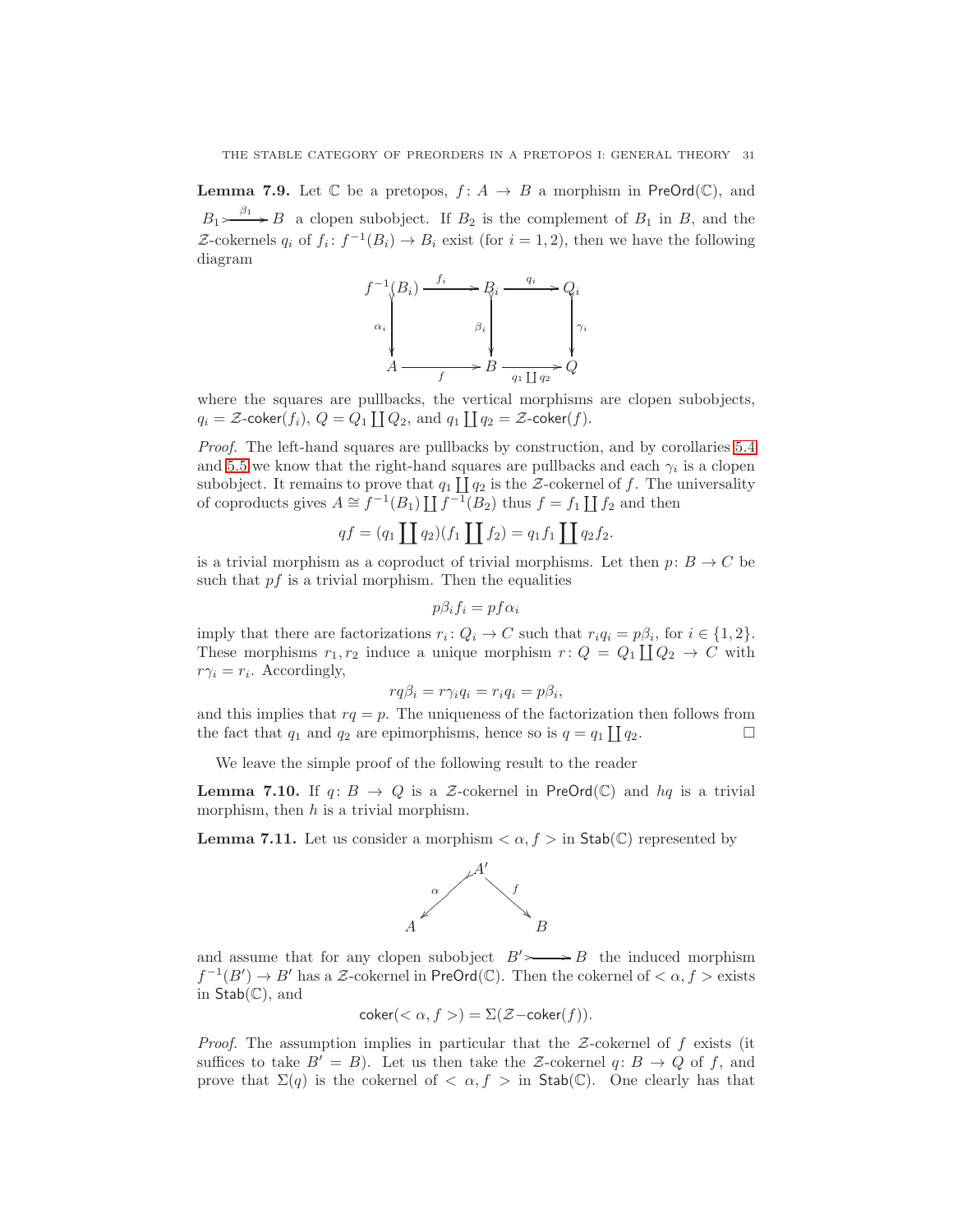**Lemma 7.9.** Let $\mathbb{C}$ be a pretopos, $f\colon A \to B$ a morphism in $\mathsf{PreOrd}(\mathbb{C})$, and $B_1 \overset{\beta_1}{\rightarrowtail} B$ a clopen subobject. If $B_2$ is the complement of $B_1$ in $B$, and the $\mathcal{Z}$-cokernels $q_i$ of $f_i\colon f^{-1}(B_i) \to B_i$ exist (for $i = 1, 2$), then we have the following diagram

$$
\begin{array}{ccccc}
f^{-1}(B_i) & \xrightarrow{f_i} & B_i & \xrightarrow{q_i} & Q_i \\
{\scriptstyle \alpha_i}\big\downarrow & & {\scriptstyle \beta_i}\big\downarrow & & \big\downarrow{\scriptstyle \gamma_i} \\
A & \xrightarrow[f]{} & B & \xrightarrow[q_1 \coprod q_2]{} & Q
\end{array}
$$

where the squares are pullbacks, the vertical morphisms are clopen subobjects, $q_i = \mathcal{Z}\text{-}\mathsf{coker}(f_i)$, $Q = Q_1 \coprod Q_2$, and $q_1 \coprod q_2 = \mathcal{Z}\text{-}\mathsf{coker}(f)$.

*Proof.* The left-hand squares are pullbacks by construction, and by corollaries 5.4 and 5.5 we know that the right-hand squares are pullbacks and each $\gamma_i$ is a clopen subobject. It remains to prove that $q_1 \coprod q_2$ is the $\mathcal{Z}$-cokernel of $f$. The universality of coproducts gives $A \cong f^{-1}(B_1) \coprod f^{-1}(B_2)$ thus $f = f_1 \coprod f_2$ and then

$$qf = (q_1 \coprod q_2)(f_1 \coprod f_2) = q_1 f_1 \coprod q_2 f_2.$$

is a trivial morphism as a coproduct of trivial morphisms. Let then $p\colon B \to C$ be such that $pf$ is a trivial morphism. Then the equalities

$$p\beta_i f_i = pf\alpha_i$$

imply that there are factorizations $r_i\colon Q_i \to C$ such that $r_i q_i = p\beta_i$, for $i \in \{1, 2\}$. These morphisms $r_1, r_2$ induce a unique morphism $r\colon Q = Q_1 \coprod Q_2 \to C$ with $r\gamma_i = r_i$. Accordingly,

$$rq\beta_i = r\gamma_i q_i = r_i q_i = p\beta_i,$$

and this implies that $rq = p$. The uniqueness of the factorization then follows from the fact that $q_1$ and $q_2$ are epimorphisms, hence so is $q = q_1 \coprod q_2$. $\square$

We leave the simple proof of the following result to the reader

**Lemma 7.10.** If $q\colon B \to Q$ is a $\mathcal{Z}$-cokernel in $\mathsf{PreOrd}(\mathbb{C})$ and $hq$ is a trivial morphism, then $h$ is a trivial morphism.

**Lemma 7.11.** Let us consider a morphism $<\alpha, f>$ in $\mathsf{Stab}(\mathbb{C})$ represented by

$$A \xleftarrow{\ \alpha\ } A' \xrightarrow{\ f\ } B$$

and assume that for any clopen subobject $B' \rightarrowtail B$ the induced morphism $f^{-1}(B') \to B'$ has a $\mathcal{Z}$-cokernel in $\mathsf{PreOrd}(\mathbb{C})$. Then the cokernel of $<\alpha, f>$ exists in $\mathsf{Stab}(\mathbb{C})$, and

$$\mathsf{coker}(<\alpha, f>) = \Sigma(\mathcal{Z}-\mathsf{coker}(f)).$$

*Proof.* The assumption implies in particular that the $\mathcal{Z}$-cokernel of $f$ exists (it suffices to take $B' = B$). Let us then take the $\mathcal{Z}$-cokernel $q\colon B \to Q$ of $f$, and prove that $\Sigma(q)$ is the cokernel of $<\alpha, f>$ in $\mathsf{Stab}(\mathbb{C})$. One clearly has that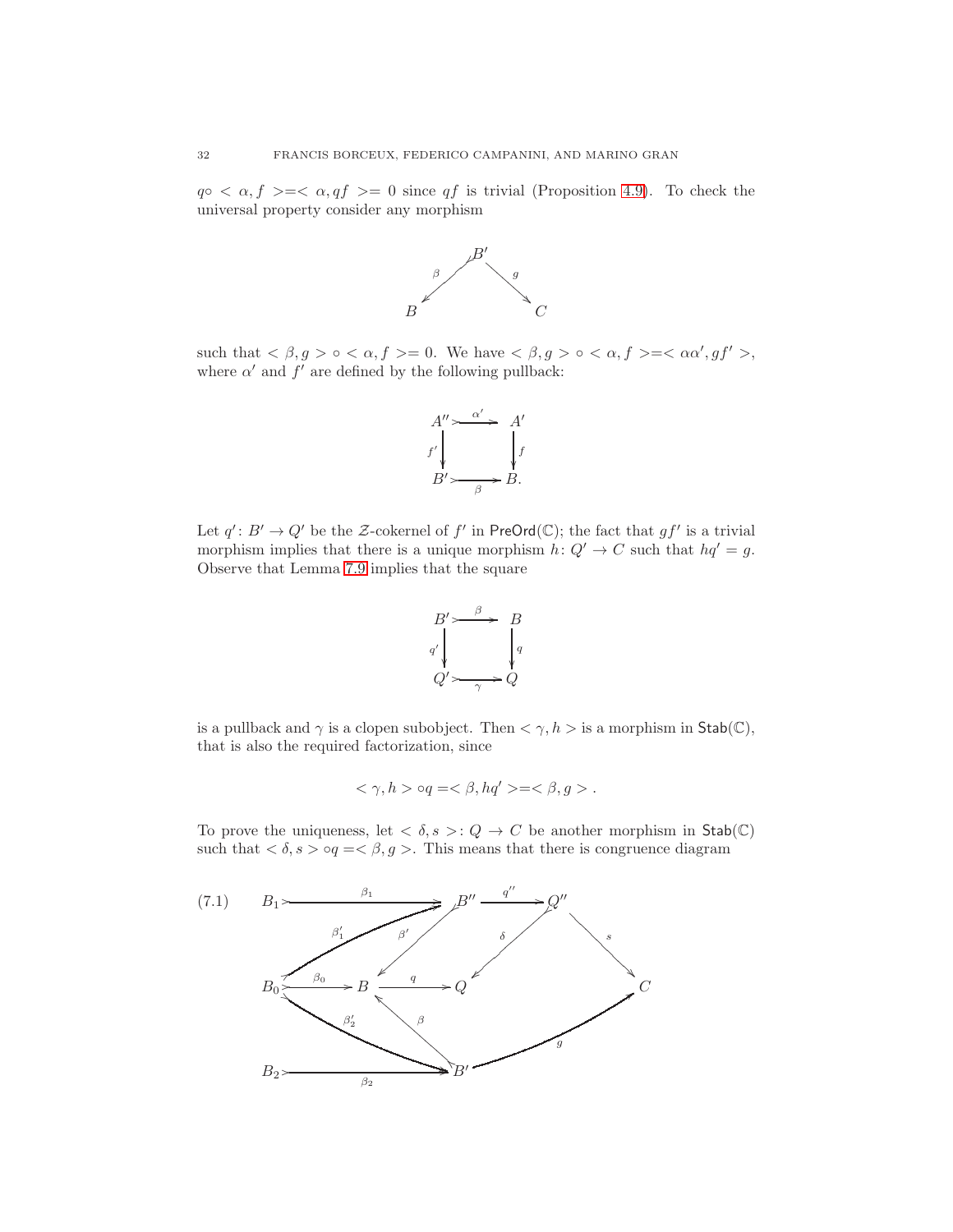$q \circ < \alpha, f > = < \alpha, qf > = 0$ since $qf$ is trivial (Proposition 4.9). To check the universal property consider any morphism

$$\begin{array}{ccc} & B' & \\ {}^{\beta}\swarrow & & \searrow^{g} \\ B & & C \end{array}$$

such that $< \beta, g > \circ < \alpha, f > = 0$. We have $< \beta, g > \circ < \alpha, f > = < \alpha\alpha', gf' >$, where $\alpha'$ and $f'$ are defined by the following pullback:

$$\begin{array}{ccc} A'' & \xrightarrow{\alpha'} & A' \\ {\scriptstyle f'}\downarrow & & \downarrow{\scriptstyle f} \\ B' & \xrightarrow[\beta]{} & B. \end{array}$$

Let $q' \colon B' \to Q'$ be the $\mathcal{Z}$-cokernel of $f'$ in $\mathsf{PreOrd}(\mathbb{C})$; the fact that $gf'$ is a trivial morphism implies that there is a unique morphism $h \colon Q' \to C$ such that $hq' = g$. Observe that Lemma 7.9 implies that the square

$$\begin{array}{ccc} B' & \xrightarrow{\beta} & B \\ {\scriptstyle q'}\downarrow & & \downarrow{\scriptstyle q} \\ Q' & \xrightarrow[\gamma]{} & Q \end{array}$$

is a pullback and $\gamma$ is a clopen subobject. Then $< \gamma, h >$ is a morphism in $\mathsf{Stab}(\mathbb{C})$, that is also the required factorization, since

$$< \gamma, h > \circ q = < \beta, hq' > = < \beta, g > .$$

To prove the uniqueness, let $< \delta, s > \colon Q \to C$ be another morphism in $\mathsf{Stab}(\mathbb{C})$ such that $< \delta, s > \circ q = < \beta, g >$. This means that there is congruence diagram

$$(7.1) \qquad \begin{array}{ccccccc} B_1 & \xrightarrow{\beta_1} & B'' & \xrightarrow{q''} & Q'' & & \\ & {\scriptstyle \beta'_1}\nearrow & {\scriptstyle \beta'}\swarrow & & {\scriptstyle \delta}\swarrow & \searrow{\scriptstyle s} & \\ B_0 & \xrightarrow{\beta_0} & B & \xrightarrow{q} & Q & & C \\ & {\scriptstyle \beta'_2}\searrow & \nwarrow{\scriptstyle \beta} & & & \nearrow{\scriptstyle g} & \\ B_2 & \xrightarrow[\beta_2]{} & B' & & & & \end{array}$$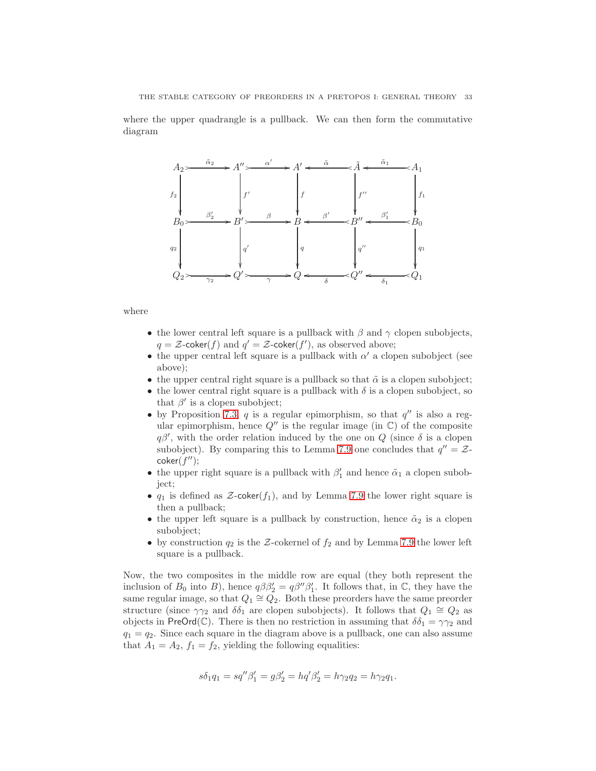where the upper quadrangle is a pullback. We can then form the commutative diagram

$$
\begin{array}{ccccccccc}
A_2 & \xrightarrow{\tilde{\alpha}_2} & A'' & \xrightarrow{\alpha'} & A' & \xleftarrow{\tilde{\alpha}} & \tilde{A} & \xleftarrow{\tilde{\alpha}_1} & A_1 \\
\downarrow{\scriptstyle f_2} & & \downarrow{\scriptstyle f'} & & \downarrow{\scriptstyle f} & & \downarrow{\scriptstyle f''} & & \downarrow{\scriptstyle f_1} \\
B_0 & \xrightarrow{\beta_2'} & B' & \xrightarrow{\beta} & B & \xleftarrow{\beta'} & B'' & \xleftarrow{\beta_1'} & B_0 \\
\downarrow{\scriptstyle q_2} & & \downarrow{\scriptstyle q'} & & \downarrow{\scriptstyle q} & & \downarrow{\scriptstyle q''} & & \downarrow{\scriptstyle q_1} \\
Q_2 & \xrightarrow[\gamma_2]{} & Q' & \xrightarrow[\gamma]{} & Q & \xleftarrow[\delta]{} & Q'' & \xleftarrow[\delta_1]{} & Q_1
\end{array}
$$

where

- the lower central left square is a pullback with $\beta$ and $\gamma$ clopen subobjects, $q = \mathcal{Z}\text{-}\mathsf{coker}(f)$ and $q' = \mathcal{Z}\text{-}\mathsf{coker}(f')$, as observed above;
- the upper central left square is a pullback with $\alpha'$ a clopen subobject (see above);
- the upper central right square is a pullback so that $\tilde{\alpha}$ is a clopen subobject;
- the lower central right square is a pullback with $\delta$ is a clopen subobject, so that $\beta'$ is a clopen subobject;
- by Proposition 7.3, $q$ is a regular epimorphism, so that $q''$ is also a regular epimorphism, hence $Q''$ is the regular image (in $\mathbb{C}$) of the composite $q\beta'$, with the order relation induced by the one on $Q$ (since $\delta$ is a clopen subobject). By comparing this to Lemma 7.9 one concludes that $q'' = \mathcal{Z}\text{-}\mathsf{coker}(f'')$;
- the upper right square is a pullback with $\beta_1'$ and hence $\tilde{\alpha}_1$ a clopen subobject;
- $q_1$ is defined as $\mathcal{Z}\text{-}\mathsf{coker}(f_1)$, and by Lemma 7.9 the lower right square is then a pullback;
- the upper left square is a pullback by construction, hence $\tilde{\alpha}_2$ is a clopen subobject;
- by construction $q_2$ is the $\mathcal{Z}$-cokernel of $f_2$ and by Lemma 7.9 the lower left square is a pullback.

Now, the two composites in the middle row are equal (they both represent the inclusion of $B_0$ into $B$), hence $q\beta\beta_2' = q\beta''\beta_1'$. It follows that, in $\mathbb{C}$, they have the same regular image, so that $Q_1 \cong Q_2$. Both these preorders have the same preorder structure (since $\gamma\gamma_2$ and $\delta\delta_1$ are clopen subobjects). It follows that $Q_1 \cong Q_2$ as objects in $\mathsf{PreOrd}(\mathbb{C})$. There is then no restriction in assuming that $\delta\delta_1 = \gamma\gamma_2$ and $q_1 = q_2$. Since each square in the diagram above is a pullback, one can also assume that $A_1 = A_2$, $f_1 = f_2$, yielding the following equalities:

$$s\delta_1 q_1 = sq''\beta_1' = g\beta_2' = hq'\beta_2' = h\gamma_2 q_2 = h\gamma_2 q_1.$$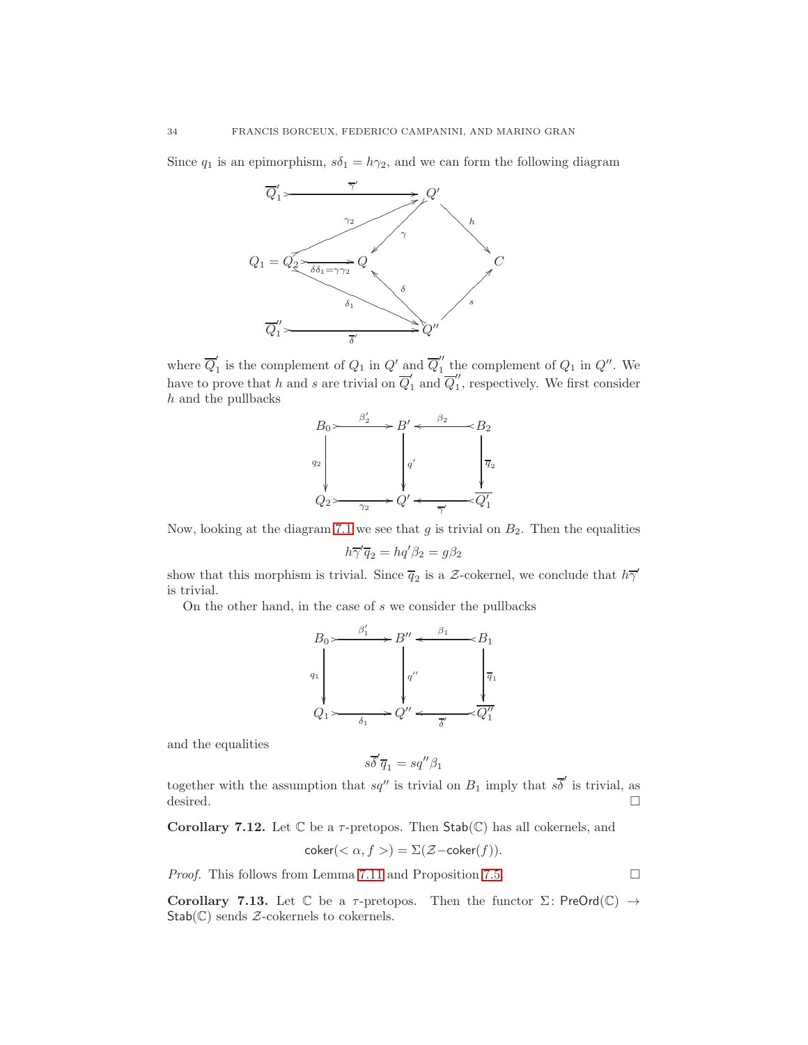Since $q_1$ is an epimorphism, $s\delta_1 = h\gamma_2$, and we can form the following diagram

$$
\begin{array}{ccccc}
\overline{Q}_1' & \xrightarrow{\overline{\gamma}'} & Q' & & \\
 & \nearrow^{\gamma_2} & \downarrow^{\gamma} & \searrow^{h} & \\
Q_1 = Q_2 & \xrightarrow{\delta\delta_1 = \gamma\gamma_2} & Q & & C \\
 & \searrow_{\delta_1} & \uparrow^{\delta} & \nearrow_{s} & \\
\overline{Q}_1'' & \xrightarrow{\overline{\delta}'} & Q'' & &
\end{array}
$$

where $\overline{Q}_1'$ is the complement of $Q_1$ in $Q'$ and $\overline{Q}_1''$ the complement of $Q_1$ in $Q''$. We have to prove that $h$ and $s$ are trivial on $\overline{Q}_1'$ and $\overline{Q}_1''$, respectively. We first consider $h$ and the pullbacks

$$
\begin{array}{ccccc}
B_0 & \xrightarrow{\beta_2'} & B' & \xleftarrow{\beta_2} & B_2 \\
\downarrow{q_2} & & \downarrow{q'} & & \downarrow{\overline{q}_2} \\
Q_2 & \xrightarrow{\gamma_2} & Q' & \xleftarrow{\overline{\gamma}'} & \overline{Q}_1'
\end{array}
$$

Now, looking at the diagram 7.1 we see that $g$ is trivial on $B_2$. Then the equalities

$$h\overline{\gamma}'\overline{q}_2 = hq'\beta_2 = g\beta_2$$

show that this morphism is trivial. Since $\overline{q}_2$ is a $\mathcal{Z}$-cokernel, we conclude that $h\overline{\gamma}'$ is trivial.

On the other hand, in the case of $s$ we consider the pullbacks

$$
\begin{array}{ccccc}
B_0 & \xrightarrow{\beta_1'} & B'' & \xleftarrow{\beta_1} & B_1 \\
\downarrow{q_1} & & \downarrow{q''} & & \downarrow{\overline{q}_1} \\
Q_1 & \xrightarrow{\delta_1} & Q'' & \xleftarrow{\overline{\delta}'} & \overline{Q}_1''
\end{array}
$$

and the equalities

$$s\overline{\delta}'\overline{q}_1 = sq''\beta_1$$

together with the assumption that $sq''$ is trivial on $B_1$ imply that $s\overline{\delta}'$ is trivial, as desired. $\square$

**Corollary 7.12.** Let $\mathbb{C}$ be a $\tau$-pretopos. Then $\mathsf{Stab}(\mathbb{C})$ has all cokernels, and

$$\mathsf{coker}(<\alpha, f>) = \Sigma(\mathcal{Z}{-}\mathsf{coker}(f)).$$

*Proof.* This follows from Lemma 7.11 and Proposition 7.5. $\square$

**Corollary 7.13.** Let $\mathbb{C}$ be a $\tau$-pretopos. Then the functor $\Sigma\colon \mathsf{PreOrd}(\mathbb{C}) \to \mathsf{Stab}(\mathbb{C})$ sends $\mathcal{Z}$-cokernels to cokernels.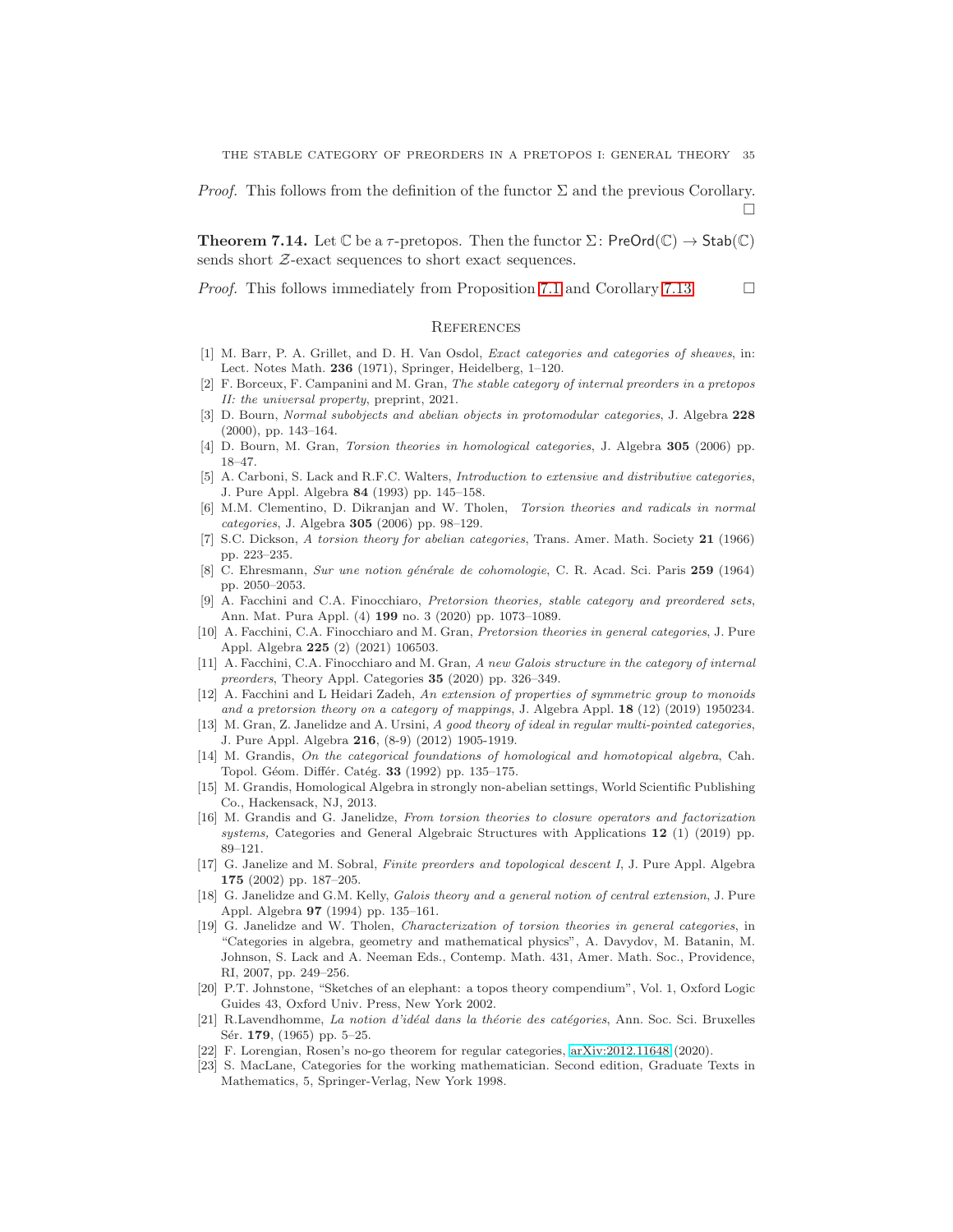*Proof.* This follows from the definition of the functor $\Sigma$ and the previous Corollary. □

**Theorem 7.14.** Let $\mathbb{C}$ be a $\tau$-pretopos. Then the functor $\Sigma\colon \mathsf{PreOrd}(\mathbb{C}) \to \mathsf{Stab}(\mathbb{C})$ sends short $\mathcal{Z}$-exact sequences to short exact sequences.

*Proof.* This follows immediately from Proposition 7.1 and Corollary 7.13. □

## References

[1] M. Barr, P. A. Grillet, and D. H. Van Osdol, *Exact categories and categories of sheaves*, in: Lect. Notes Math. **236** (1971), Springer, Heidelberg, 1–120.

[2] F. Borceux, F. Campanini and M. Gran, *The stable category of internal preorders in a pretopos II: the universal property*, preprint, 2021.

[3] D. Bourn, *Normal subobjects and abelian objects in protomodular categories*, J. Algebra **228** (2000), pp. 143–164.

[4] D. Bourn, M. Gran, *Torsion theories in homological categories*, J. Algebra **305** (2006) pp. 18–47.

[5] A. Carboni, S. Lack and R.F.C. Walters, *Introduction to extensive and distributive categories*, J. Pure Appl. Algebra **84** (1993) pp. 145–158.

[6] M.M. Clementino, D. Dikranjan and W. Tholen, *Torsion theories and radicals in normal categories*, J. Algebra **305** (2006) pp. 98–129.

[7] S.C. Dickson, *A torsion theory for abelian categories*, Trans. Amer. Math. Society **21** (1966) pp. 223–235.

[8] C. Ehresmann, *Sur une notion générale de cohomologie*, C. R. Acad. Sci. Paris **259** (1964) pp. 2050–2053.

[9] A. Facchini and C.A. Finocchiaro, *Pretorsion theories, stable category and preordered sets*, Ann. Mat. Pura Appl. (4) **199** no. 3 (2020) pp. 1073–1089.

[10] A. Facchini, C.A. Finocchiaro and M. Gran, *Pretorsion theories in general categories*, J. Pure Appl. Algebra **225** (2) (2021) 106503.

[11] A. Facchini, C.A. Finocchiaro and M. Gran, *A new Galois structure in the category of internal preorders*, Theory Appl. Categories **35** (2020) pp. 326–349.

[12] A. Facchini and L Heidari Zadeh, *An extension of properties of symmetric group to monoids and a pretorsion theory on a category of mappings*, J. Algebra Appl. **18** (12) (2019) 1950234.

[13] M. Gran, Z. Janelidze and A. Ursini, *A good theory of ideal in regular multi-pointed categories*, J. Pure Appl. Algebra **216**, (8-9) (2012) 1905-1919.

[14] M. Grandis, *On the categorical foundations of homological and homotopical algebra*, Cah. Topol. Géom. Différ. Catég. **33** (1992) pp. 135–175.

[15] M. Grandis, Homological Algebra in strongly non-abelian settings, World Scientific Publishing Co., Hackensack, NJ, 2013.

[16] M. Grandis and G. Janelidze, *From torsion theories to closure operators and factorization systems,* Categories and General Algebraic Structures with Applications **12** (1) (2019) pp. 89–121.

[17] G. Janelize and M. Sobral, *Finite preorders and topological descent I*, J. Pure Appl. Algebra **175** (2002) pp. 187–205.

[18] G. Janelidze and G.M. Kelly, *Galois theory and a general notion of central extension*, J. Pure Appl. Algebra **97** (1994) pp. 135–161.

[19] G. Janelidze and W. Tholen, *Characterization of torsion theories in general categories*, in "Categories in algebra, geometry and mathematical physics", A. Davydov, M. Batanin, M. Johnson, S. Lack and A. Neeman Eds., Contemp. Math. 431, Amer. Math. Soc., Providence, RI, 2007, pp. 249–256.

[20] P.T. Johnstone, "Sketches of an elephant: a topos theory compendium", Vol. 1, Oxford Logic Guides 43, Oxford Univ. Press, New York 2002.

[21] R.Lavendhomme, *La notion d'idéal dans la théorie des catégories*, Ann. Soc. Sci. Bruxelles Sér. **179**, (1965) pp. 5–25.

[22] F. Lorengian, Rosen's no-go theorem for regular categories, arXiv:2012.11648 (2020).

[23] S. MacLane, Categories for the working mathematician. Second edition, Graduate Texts in Mathematics, 5, Springer-Verlag, New York 1998.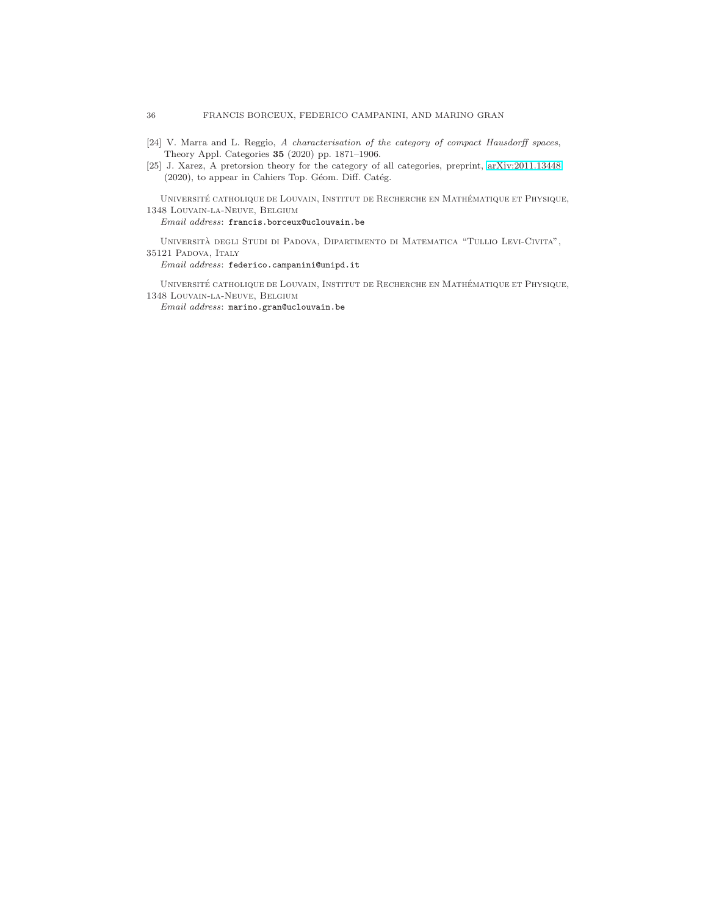[24] V. Marra and L. Reggio, *A characterisation of the category of compact Hausdorff spaces*, Theory Appl. Categories **35** (2020) pp. 1871–1906.

[25] J. Xarez, A pretorsion theory for the category of all categories, preprint, arXiv:2011.13448 (2020), to appear in Cahiers Top. Géom. Diff. Catég.

Université catholique de Louvain, Institut de Recherche en Mathématique et Physique, 1348 Louvain-la-Neuve, Belgium

*Email address*: `francis.borceux@uclouvain.be`

Università degli Studi di Padova, Dipartimento di Matematica "Tullio Levi-Civita", 35121 Padova, Italy

*Email address*: `federico.campanini@unipd.it`

Université catholique de Louvain, Institut de Recherche en Mathématique et Physique, 1348 Louvain-la-Neuve, Belgium

*Email address*: `marino.gran@uclouvain.be`